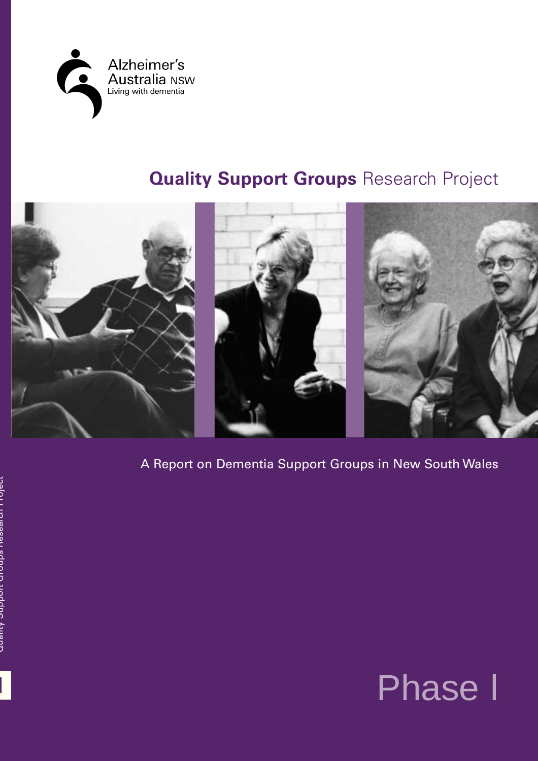Alzheimer's Australia NSW

Living with dementia

# **Quality Support Groups** Research Project

A Report on Dementia Support Groups in New South Wales

Phase I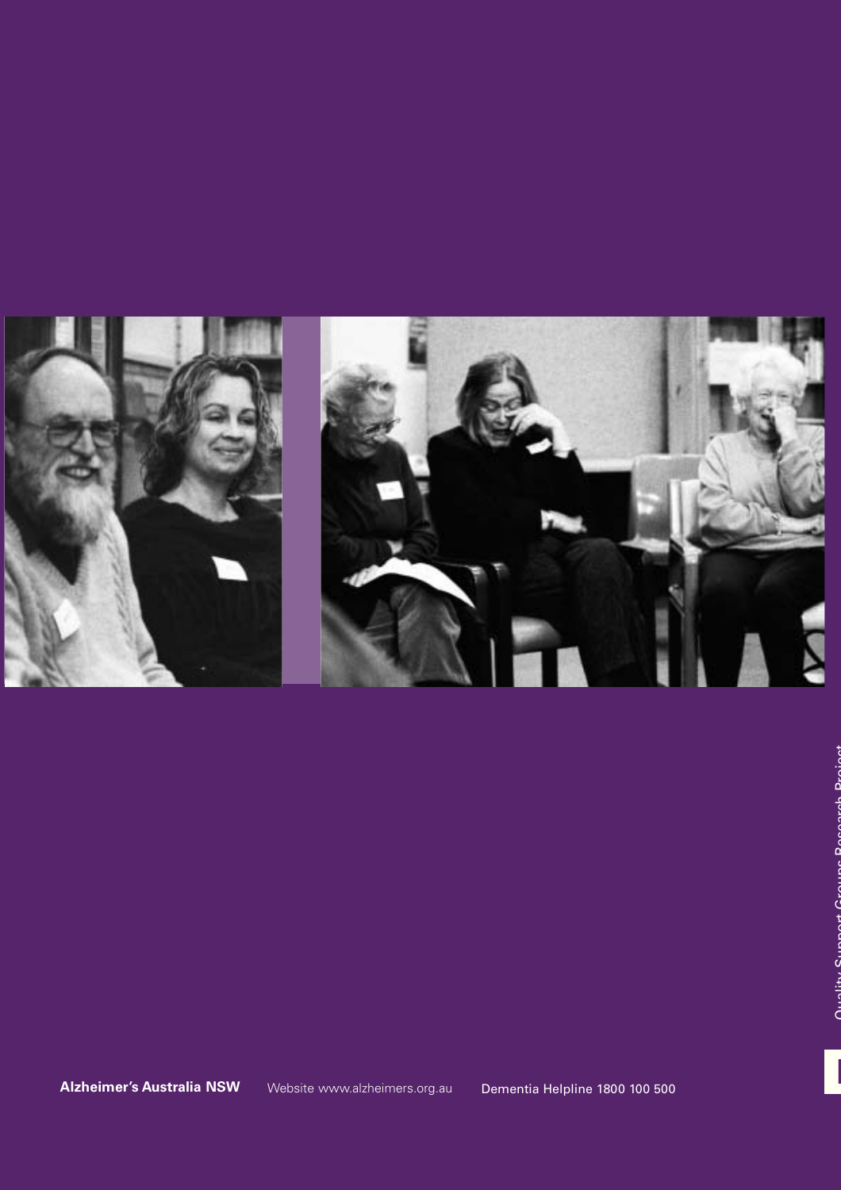**Alzheimer's Australia NSW** Website www.alzheimers.org.au Dementia Helpline 1800 100 500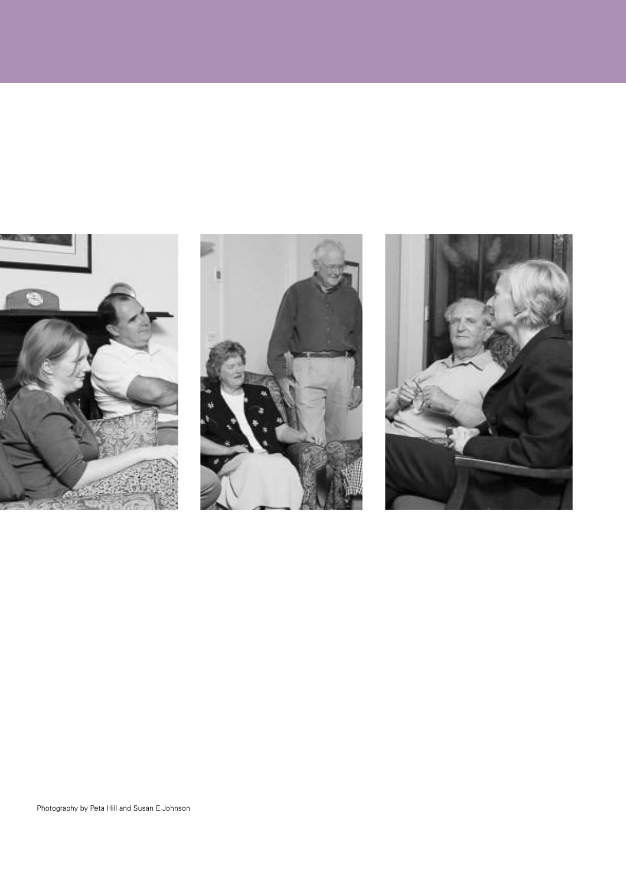Photography by Peta Hill and Susan E Johnson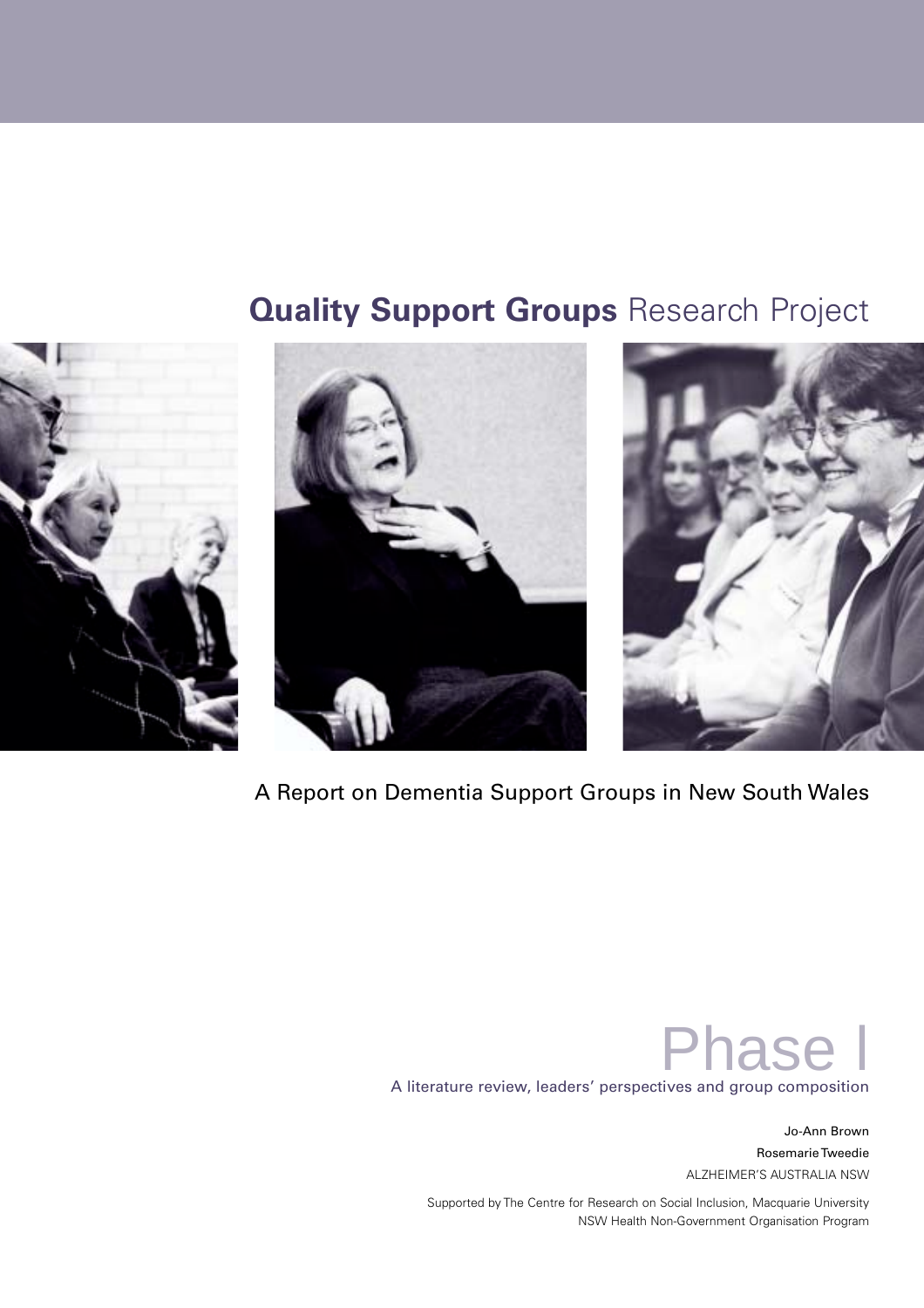# **Quality Support Groups** Research Project

A Report on Dementia Support Groups in New South Wales

## Phase I

A literature review, leaders' perspectives and group composition

Jo-Ann Brown

Rosemarie Tweedie

ALZHEIMER'S AUSTRALIA NSW

Supported by The Centre for Research on Social Inclusion, Macquarie University

NSW Health Non-Government Organisation Program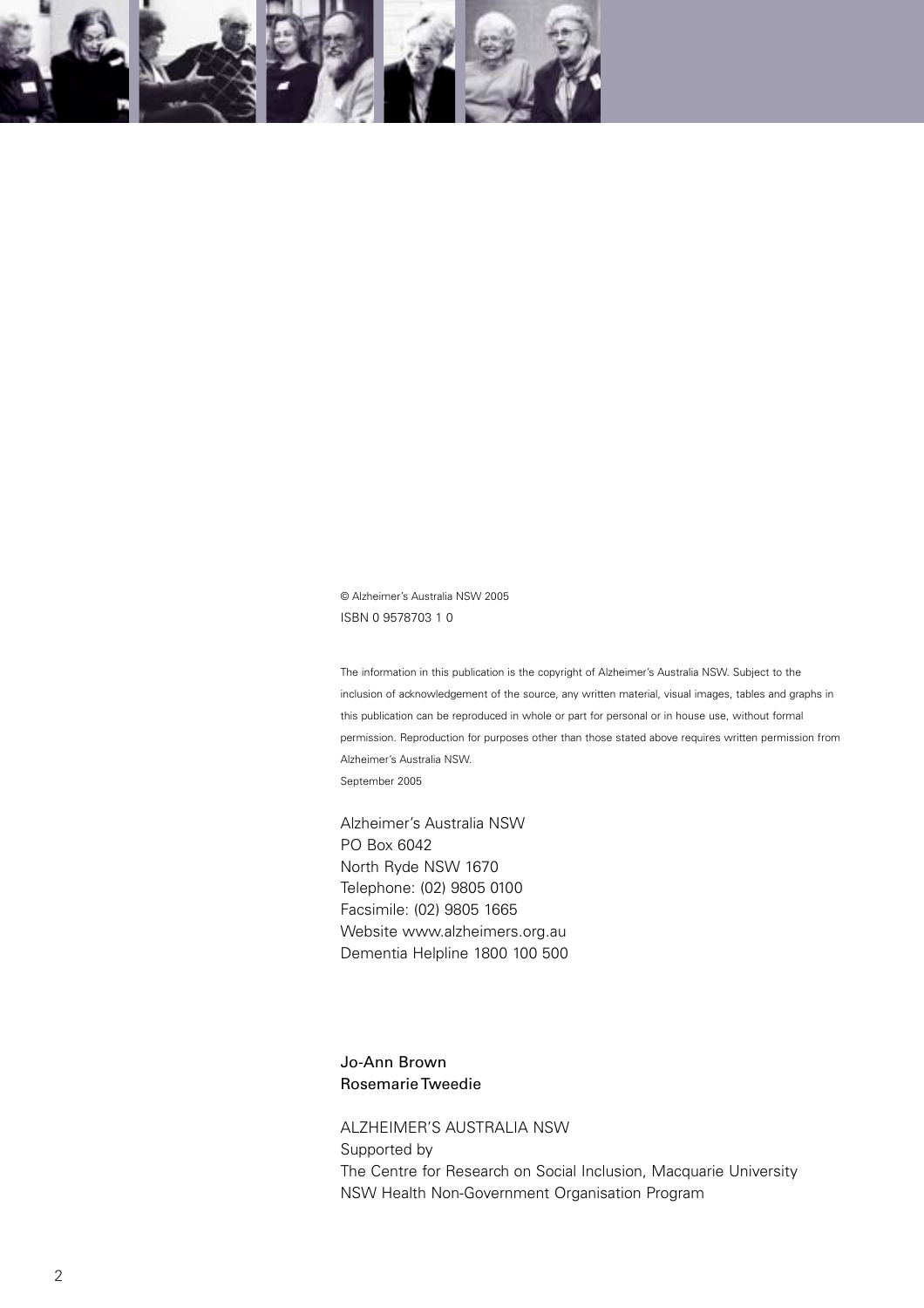© Alzheimer's Australia NSW 2005
ISBN 0 9578703 1 0

The information in this publication is the copyright of Alzheimer's Australia NSW. Subject to the inclusion of acknowledgement of the source, any written material, visual images, tables and graphs in this publication can be reproduced in whole or part for personal or in house use, without formal permission. Reproduction for purposes other than those stated above requires written permission from Alzheimer's Australia NSW.
September 2005

Alzheimer's Australia NSW
PO Box 6042
North Ryde NSW 1670
Telephone: (02) 9805 0100
Facsimile: (02) 9805 1665
Website www.alzheimers.org.au
Dementia Helpline 1800 100 500

Jo-Ann Brown
Rosemarie Tweedie

ALZHEIMER'S AUSTRALIA NSW
Supported by
The Centre for Research on Social Inclusion, Macquarie University
NSW Health Non-Government Organisation Program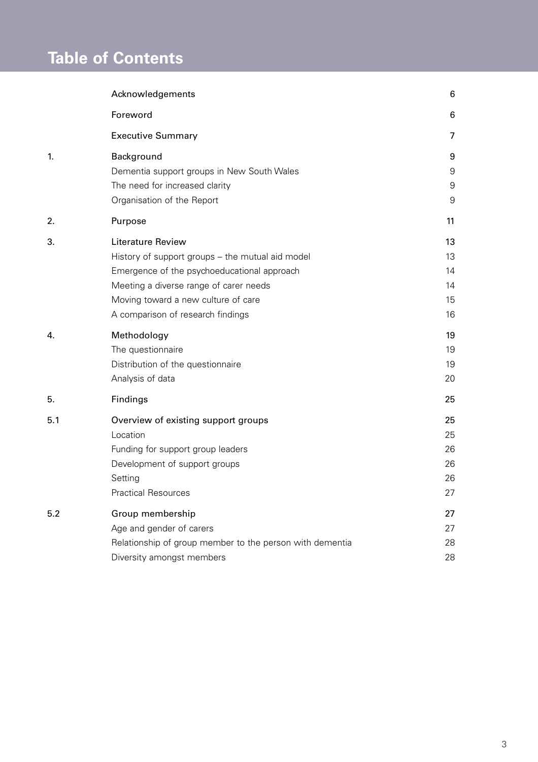# Table of Contents

| | | |
|---|---|---|
| | Acknowledgements | 6 |
| | Foreword | 6 |
| | Executive Summary | 7 |
| 1. | Background | 9 |
| | Dementia support groups in New South Wales | 9 |
| | The need for increased clarity | 9 |
| | Organisation of the Report | 9 |
| 2. | Purpose | 11 |
| 3. | Literature Review | 13 |
| | History of support groups – the mutual aid model | 13 |
| | Emergence of the psychoeducational approach | 14 |
| | Meeting a diverse range of carer needs | 14 |
| | Moving toward a new culture of care | 15 |
| | A comparison of research findings | 16 |
| 4. | Methodology | 19 |
| | The questionnaire | 19 |
| | Distribution of the questionnaire | 19 |
| | Analysis of data | 20 |
| 5. | Findings | 25 |
| 5.1 | Overview of existing support groups | 25 |
| | Location | 25 |
| | Funding for support group leaders | 26 |
| | Development of support groups | 26 |
| | Setting | 26 |
| | Practical Resources | 27 |
| 5.2 | Group membership | 27 |
| | Age and gender of carers | 27 |
| | Relationship of group member to the person with dementia | 28 |
| | Diversity amongst members | 28 |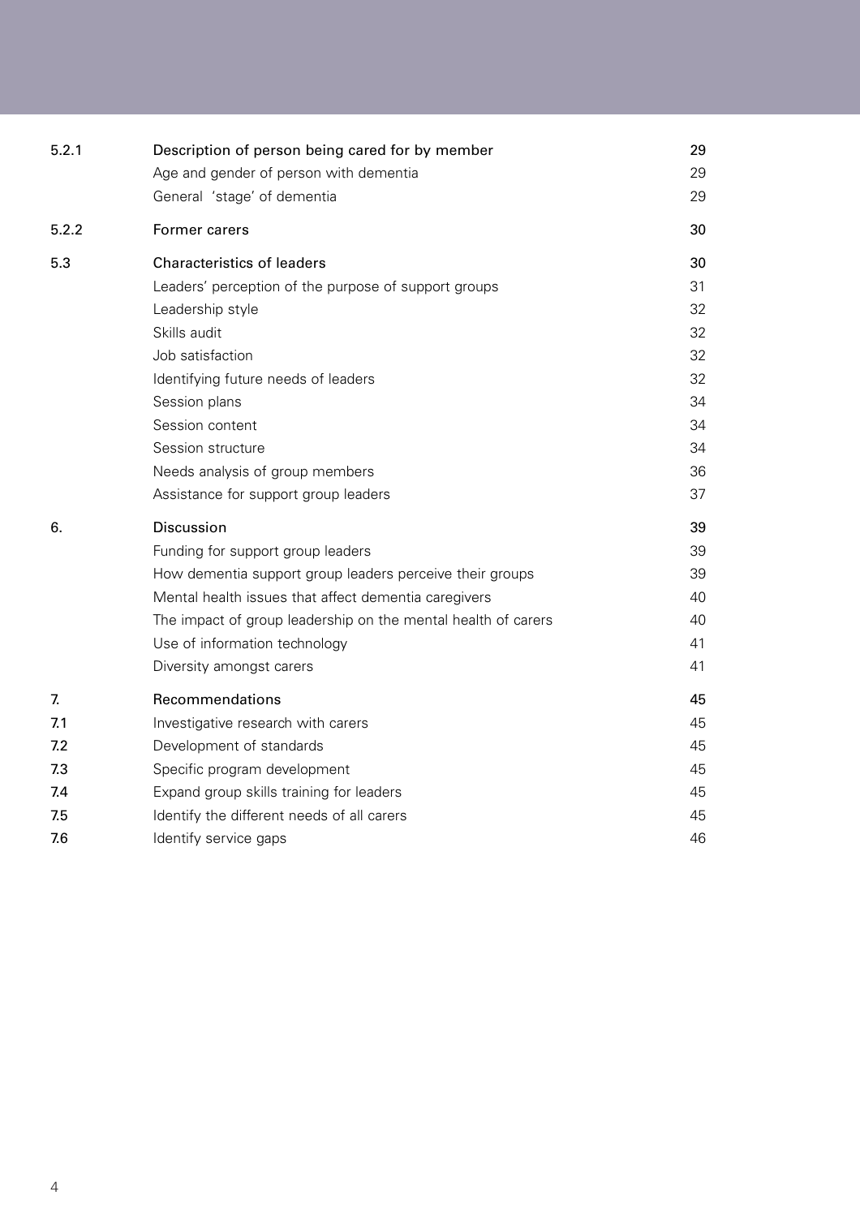| | | |
|---|---|---|
| 5.2.1 | Description of person being cared for by member | 29 |
| | Age and gender of person with dementia | 29 |
| | General 'stage' of dementia | 29 |
| 5.2.2 | Former carers | 30 |
| 5.3 | Characteristics of leaders | 30 |
| | Leaders' perception of the purpose of support groups | 31 |
| | Leadership style | 32 |
| | Skills audit | 32 |
| | Job satisfaction | 32 |
| | Identifying future needs of leaders | 32 |
| | Session plans | 34 |
| | Session content | 34 |
| | Session structure | 34 |
| | Needs analysis of group members | 36 |
| | Assistance for support group leaders | 37 |
| 6. | Discussion | 39 |
| | Funding for support group leaders | 39 |
| | How dementia support group leaders perceive their groups | 39 |
| | Mental health issues that affect dementia caregivers | 40 |
| | The impact of group leadership on the mental health of carers | 40 |
| | Use of information technology | 41 |
| | Diversity amongst carers | 41 |
| 7. | Recommendations | 45 |
| 7.1 | Investigative research with carers | 45 |
| 7.2 | Development of standards | 45 |
| 7.3 | Specific program development | 45 |
| 7.4 | Expand group skills training for leaders | 45 |
| 7.5 | Identify the different needs of all carers | 45 |
| 7.6 | Identify service gaps | 46 |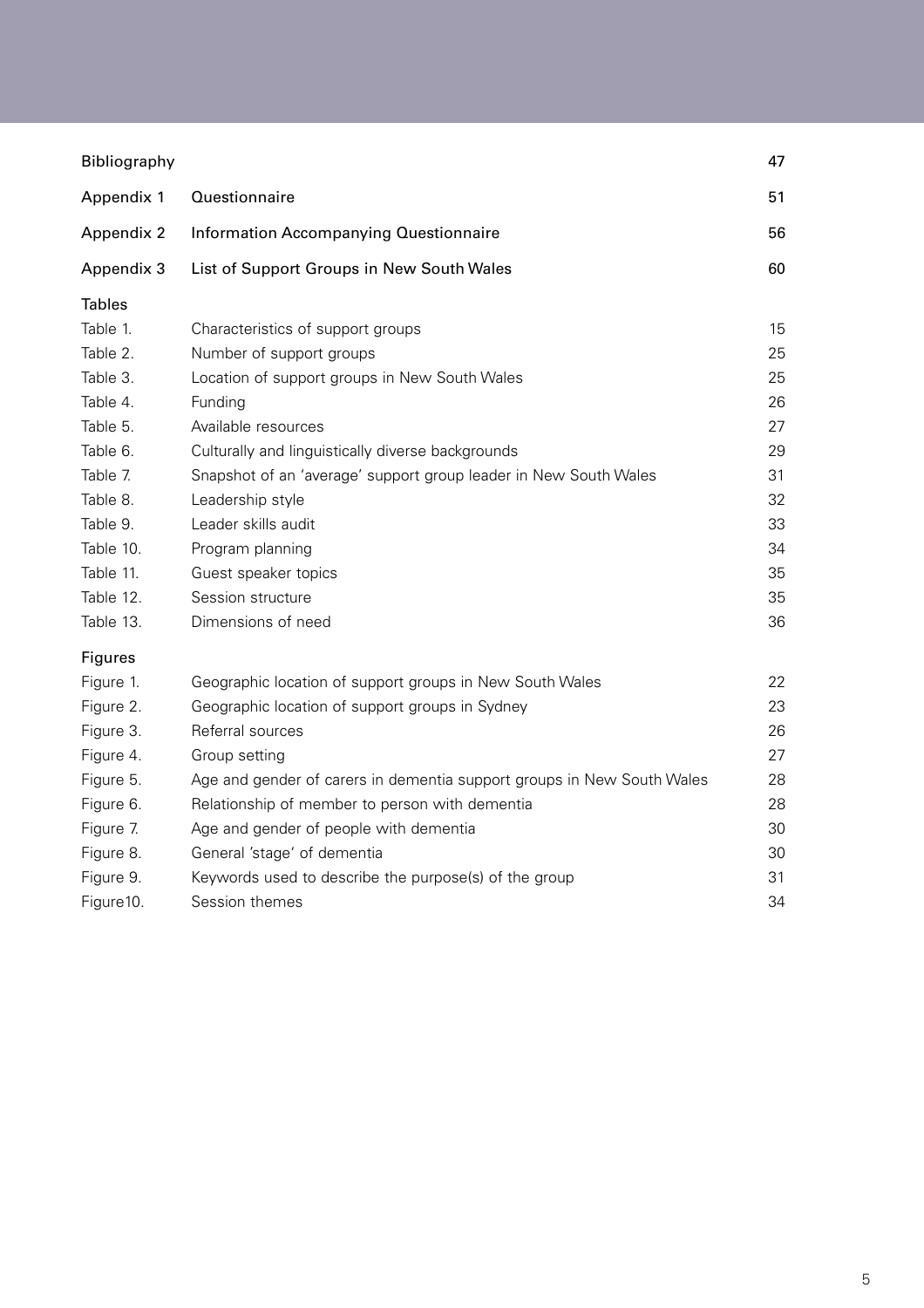| | | |
|---|---|---|
| Bibliography | | 47 |
| Appendix 1 | Questionnaire | 51 |
| Appendix 2 | Information Accompanying Questionnaire | 56 |
| Appendix 3 | List of Support Groups in New South Wales | 60 |

**Tables**

| | | |
|---|---|---|
| Table 1. | Characteristics of support groups | 15 |
| Table 2. | Number of support groups | 25 |
| Table 3. | Location of support groups in New South Wales | 25 |
| Table 4. | Funding | 26 |
| Table 5. | Available resources | 27 |
| Table 6. | Culturally and linguistically diverse backgrounds | 29 |
| Table 7. | Snapshot of an 'average' support group leader in New South Wales | 31 |
| Table 8. | Leadership style | 32 |
| Table 9. | Leader skills audit | 33 |
| Table 10. | Program planning | 34 |
| Table 11. | Guest speaker topics | 35 |
| Table 12. | Session structure | 35 |
| Table 13. | Dimensions of need | 36 |

**Figures**

| | | |
|---|---|---|
| Figure 1. | Geographic location of support groups in New South Wales | 22 |
| Figure 2. | Geographic location of support groups in Sydney | 23 |
| Figure 3. | Referral sources | 26 |
| Figure 4. | Group setting | 27 |
| Figure 5. | Age and gender of carers in dementia support groups in New South Wales | 28 |
| Figure 6. | Relationship of member to person with dementia | 28 |
| Figure 7. | Age and gender of people with dementia | 30 |
| Figure 8. | General 'stage' of dementia | 30 |
| Figure 9. | Keywords used to describe the purpose(s) of the group | 31 |
| Figure10. | Session themes | 34 |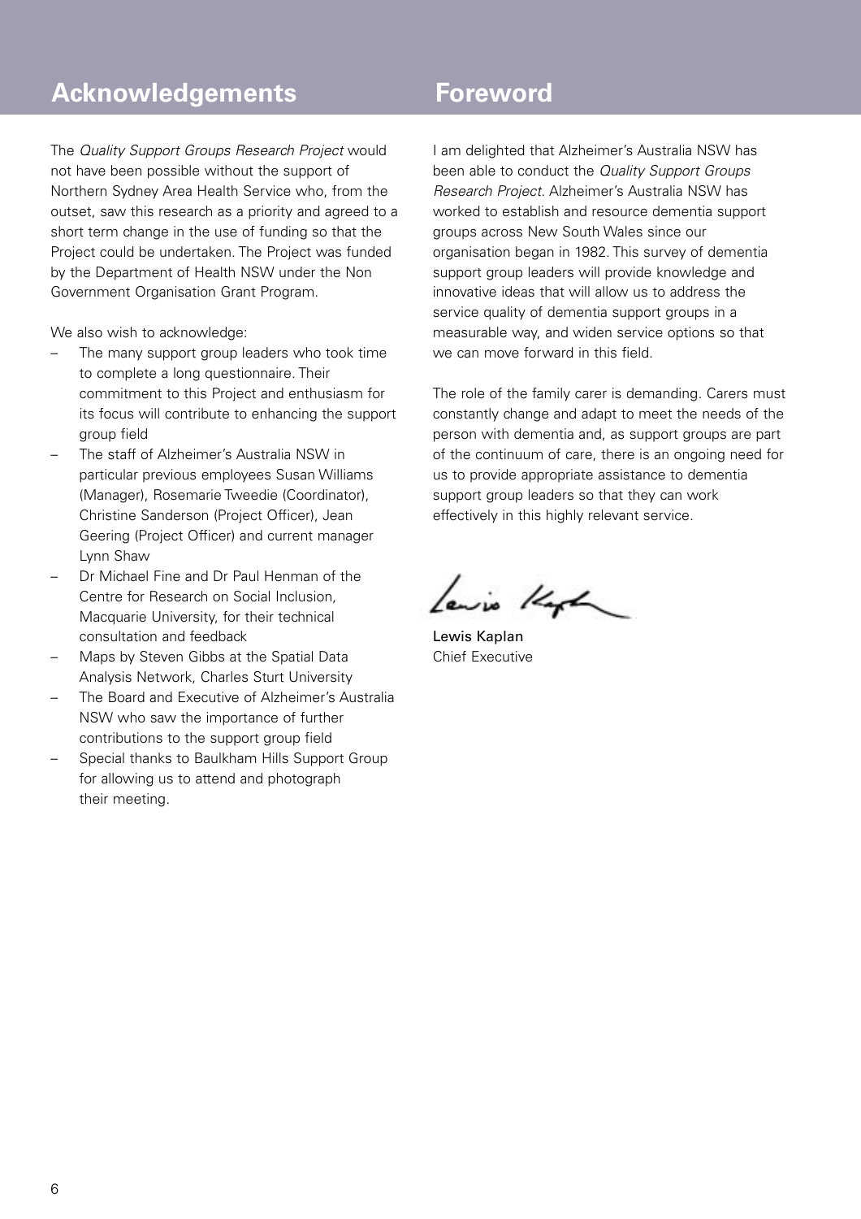## Acknowledgements

The *Quality Support Groups Research Project* would not have been possible without the support of Northern Sydney Area Health Service who, from the outset, saw this research as a priority and agreed to a short term change in the use of funding so that the Project could be undertaken. The Project was funded by the Department of Health NSW under the Non Government Organisation Grant Program.

We also wish to acknowledge:

- The many support group leaders who took time to complete a long questionnaire. Their commitment to this Project and enthusiasm for its focus will contribute to enhancing the support group field
- The staff of Alzheimer's Australia NSW in particular previous employees Susan Williams (Manager), Rosemarie Tweedie (Coordinator), Christine Sanderson (Project Officer), Jean Geering (Project Officer) and current manager Lynn Shaw
- Dr Michael Fine and Dr Paul Henman of the Centre for Research on Social Inclusion, Macquarie University, for their technical consultation and feedback
- Maps by Steven Gibbs at the Spatial Data Analysis Network, Charles Sturt University
- The Board and Executive of Alzheimer's Australia NSW who saw the importance of further contributions to the support group field
- Special thanks to Baulkham Hills Support Group for allowing us to attend and photograph their meeting.

## Foreword

I am delighted that Alzheimer's Australia NSW has been able to conduct the *Quality Support Groups Research Project*. Alzheimer's Australia NSW has worked to establish and resource dementia support groups across New South Wales since our organisation began in 1982. This survey of dementia support group leaders will provide knowledge and innovative ideas that will allow us to address the service quality of dementia support groups in a measurable way, and widen service options so that we can move forward in this field.

The role of the family carer is demanding. Carers must constantly change and adapt to meet the needs of the person with dementia and, as support groups are part of the continuum of care, there is an ongoing need for us to provide appropriate assistance to dementia support group leaders so that they can work effectively in this highly relevant service.

Lewis Kaplan
Chief Executive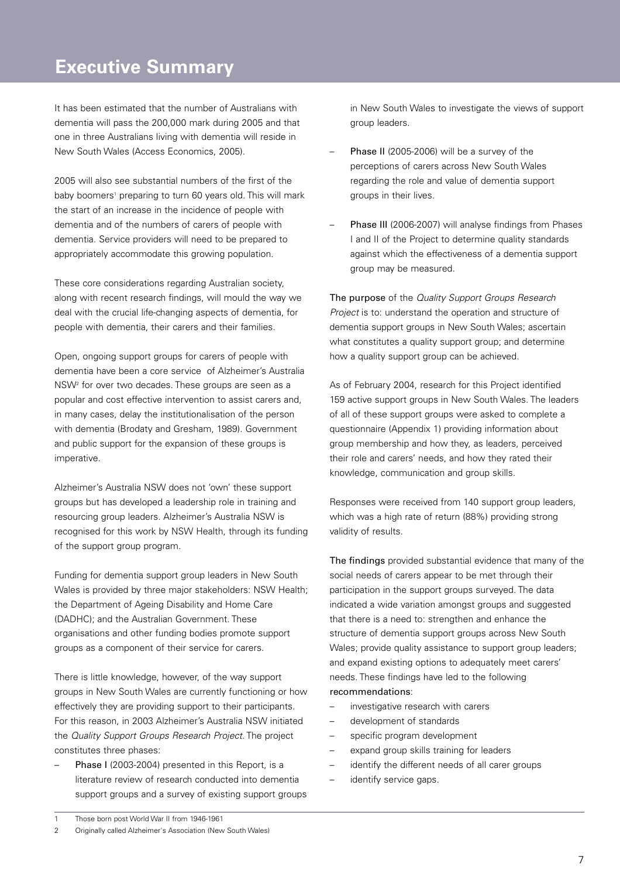# Executive Summary

It has been estimated that the number of Australians with dementia will pass the 200,000 mark during 2005 and that one in three Australians living with dementia will reside in New South Wales (Access Economics, 2005).

2005 will also see substantial numbers of the first of the baby boomers[1] preparing to turn 60 years old. This will mark the start of an increase in the incidence of people with dementia and of the numbers of carers of people with dementia. Service providers will need to be prepared to appropriately accommodate this growing population.

These core considerations regarding Australian society, along with recent research findings, will mould the way we deal with the crucial life-changing aspects of dementia, for people with dementia, their carers and their families.

Open, ongoing support groups for carers of people with dementia have been a core service of Alzheimer's Australia NSW[2] for over two decades. These groups are seen as a popular and cost effective intervention to assist carers and, in many cases, delay the institutionalisation of the person with dementia (Brodaty and Gresham, 1989). Government and public support for the expansion of these groups is imperative.

Alzheimer's Australia NSW does not 'own' these support groups but has developed a leadership role in training and resourcing group leaders. Alzheimer's Australia NSW is recognised for this work by NSW Health, through its funding of the support group program.

Funding for dementia support group leaders in New South Wales is provided by three major stakeholders: NSW Health; the Department of Ageing Disability and Home Care (DADHC); and the Australian Government. These organisations and other funding bodies promote support groups as a component of their service for carers.

There is little knowledge, however, of the way support groups in New South Wales are currently functioning or how effectively they are providing support to their participants. For this reason, in 2003 Alzheimer's Australia NSW initiated the *Quality Support Groups Research Project*. The project constitutes three phases:

- Phase I (2003-2004) presented in this Report, is a literature review of research conducted into dementia support groups and a survey of existing support groups in New South Wales to investigate the views of support group leaders.
- Phase II (2005-2006) will be a survey of the perceptions of carers across New South Wales regarding the role and value of dementia support groups in their lives.
- Phase III (2006-2007) will analyse findings from Phases I and II of the Project to determine quality standards against which the effectiveness of a dementia support group may be measured.

The purpose of the *Quality Support Groups Research Project* is to: understand the operation and structure of dementia support groups in New South Wales; ascertain what constitutes a quality support group; and determine how a quality support group can be achieved.

As of February 2004, research for this Project identified 159 active support groups in New South Wales. The leaders of all of these support groups were asked to complete a questionnaire (Appendix 1) providing information about group membership and how they, as leaders, perceived their role and carers' needs, and how they rated their knowledge, communication and group skills.

Responses were received from 140 support group leaders, which was a high rate of return (88%) providing strong validity of results.

The findings provided substantial evidence that many of the social needs of carers appear to be met through their participation in the support groups surveyed. The data indicated a wide variation amongst groups and suggested that there is a need to: strengthen and enhance the structure of dementia support groups across New South Wales; provide quality assistance to support group leaders; and expand existing options to adequately meet carers' needs. These findings have led to the following recommendations:

- investigative research with carers
- development of standards
- specific program development
- expand group skills training for leaders
- identify the different needs of all carer groups
- identify service gaps.

---

[1] Those born post World War II from 1946-1961

[2] Originally called Alzheimer's Association (New South Wales)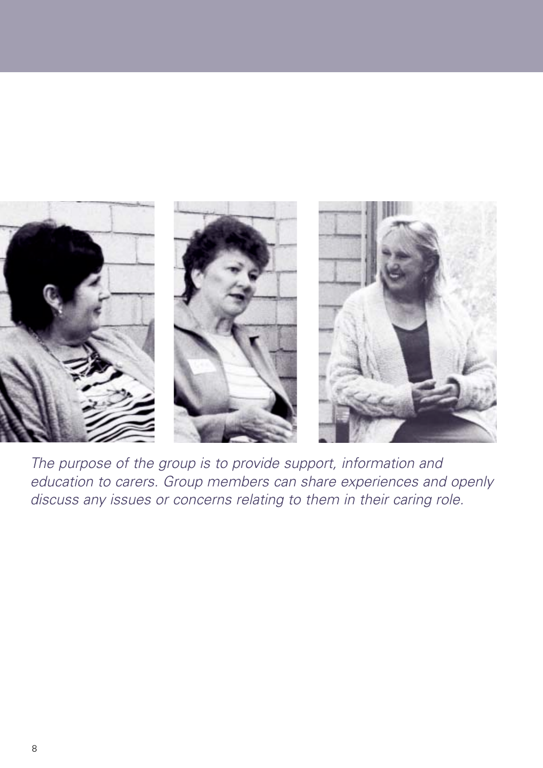*The purpose of the group is to provide support, information and education to carers. Group members can share experiences and openly discuss any issues or concerns relating to them in their caring role.*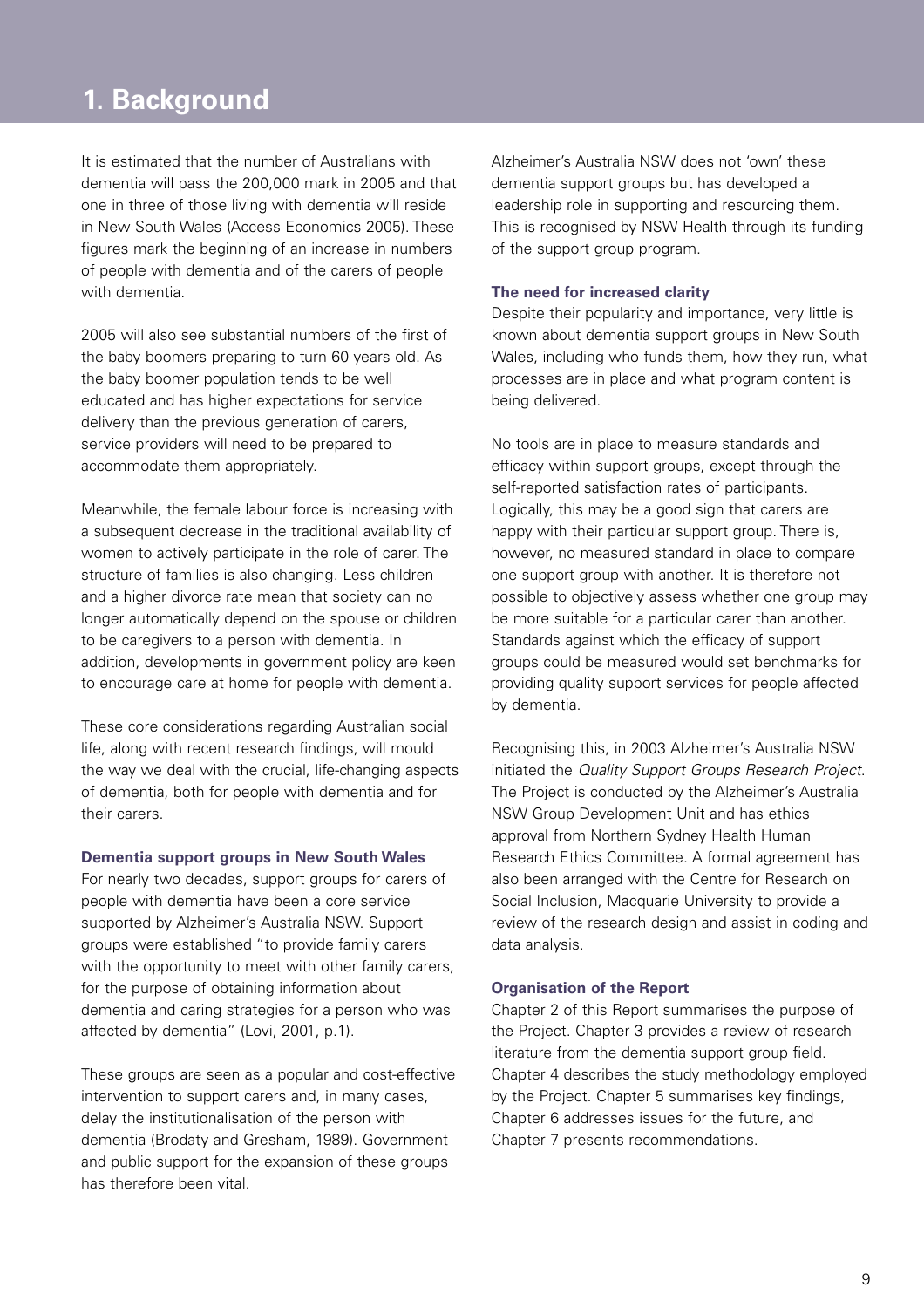# 1. Background

It is estimated that the number of Australians with dementia will pass the 200,000 mark in 2005 and that one in three of those living with dementia will reside in New South Wales (Access Economics 2005). These figures mark the beginning of an increase in numbers of people with dementia and of the carers of people with dementia.

2005 will also see substantial numbers of the first of the baby boomers preparing to turn 60 years old. As the baby boomer population tends to be well educated and has higher expectations for service delivery than the previous generation of carers, service providers will need to be prepared to accommodate them appropriately.

Meanwhile, the female labour force is increasing with a subsequent decrease in the traditional availability of women to actively participate in the role of carer. The structure of families is also changing. Less children and a higher divorce rate mean that society can no longer automatically depend on the spouse or children to be caregivers to a person with dementia. In addition, developments in government policy are keen to encourage care at home for people with dementia.

These core considerations regarding Australian social life, along with recent research findings, will mould the way we deal with the crucial, life-changing aspects of dementia, both for people with dementia and for their carers.

### Dementia support groups in New South Wales

For nearly two decades, support groups for carers of people with dementia have been a core service supported by Alzheimer's Australia NSW. Support groups were established "to provide family carers with the opportunity to meet with other family carers, for the purpose of obtaining information about dementia and caring strategies for a person who was affected by dementia" (Lovi, 2001, p.1).

These groups are seen as a popular and cost-effective intervention to support carers and, in many cases, delay the institutionalisation of the person with dementia (Brodaty and Gresham, 1989). Government and public support for the expansion of these groups has therefore been vital.

Alzheimer's Australia NSW does not 'own' these dementia support groups but has developed a leadership role in supporting and resourcing them. This is recognised by NSW Health through its funding of the support group program.

### The need for increased clarity

Despite their popularity and importance, very little is known about dementia support groups in New South Wales, including who funds them, how they run, what processes are in place and what program content is being delivered.

No tools are in place to measure standards and efficacy within support groups, except through the self-reported satisfaction rates of participants. Logically, this may be a good sign that carers are happy with their particular support group. There is, however, no measured standard in place to compare one support group with another. It is therefore not possible to objectively assess whether one group may be more suitable for a particular carer than another. Standards against which the efficacy of support groups could be measured would set benchmarks for providing quality support services for people affected by dementia.

Recognising this, in 2003 Alzheimer's Australia NSW initiated the *Quality Support Groups Research Project*. The Project is conducted by the Alzheimer's Australia NSW Group Development Unit and has ethics approval from Northern Sydney Health Human Research Ethics Committee. A formal agreement has also been arranged with the Centre for Research on Social Inclusion, Macquarie University to provide a review of the research design and assist in coding and data analysis.

### Organisation of the Report

Chapter 2 of this Report summarises the purpose of the Project. Chapter 3 provides a review of research literature from the dementia support group field. Chapter 4 describes the study methodology employed by the Project. Chapter 5 summarises key findings, Chapter 6 addresses issues for the future, and Chapter 7 presents recommendations.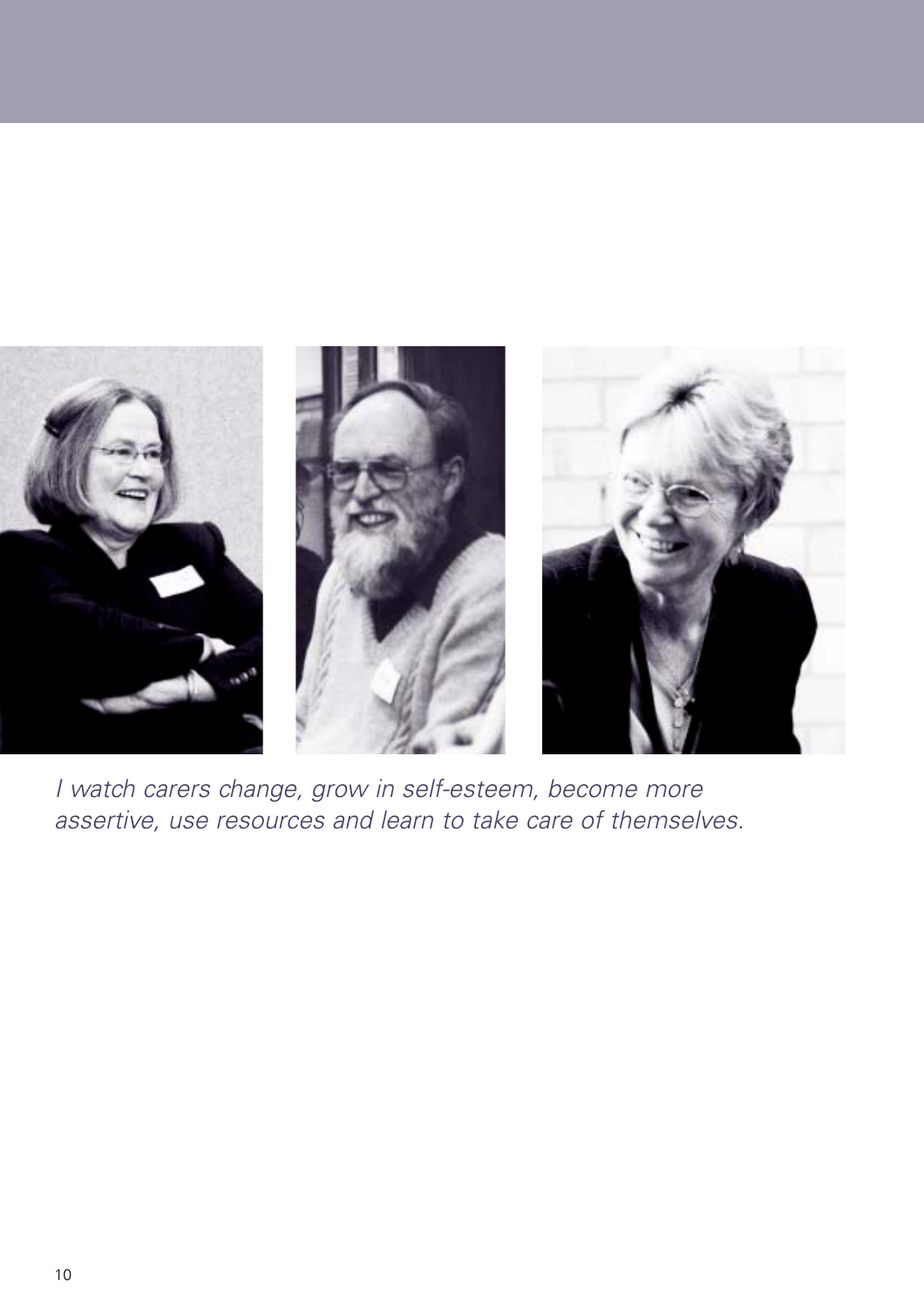*I watch carers change, grow in self-esteem, become more assertive, use resources and learn to take care of themselves.*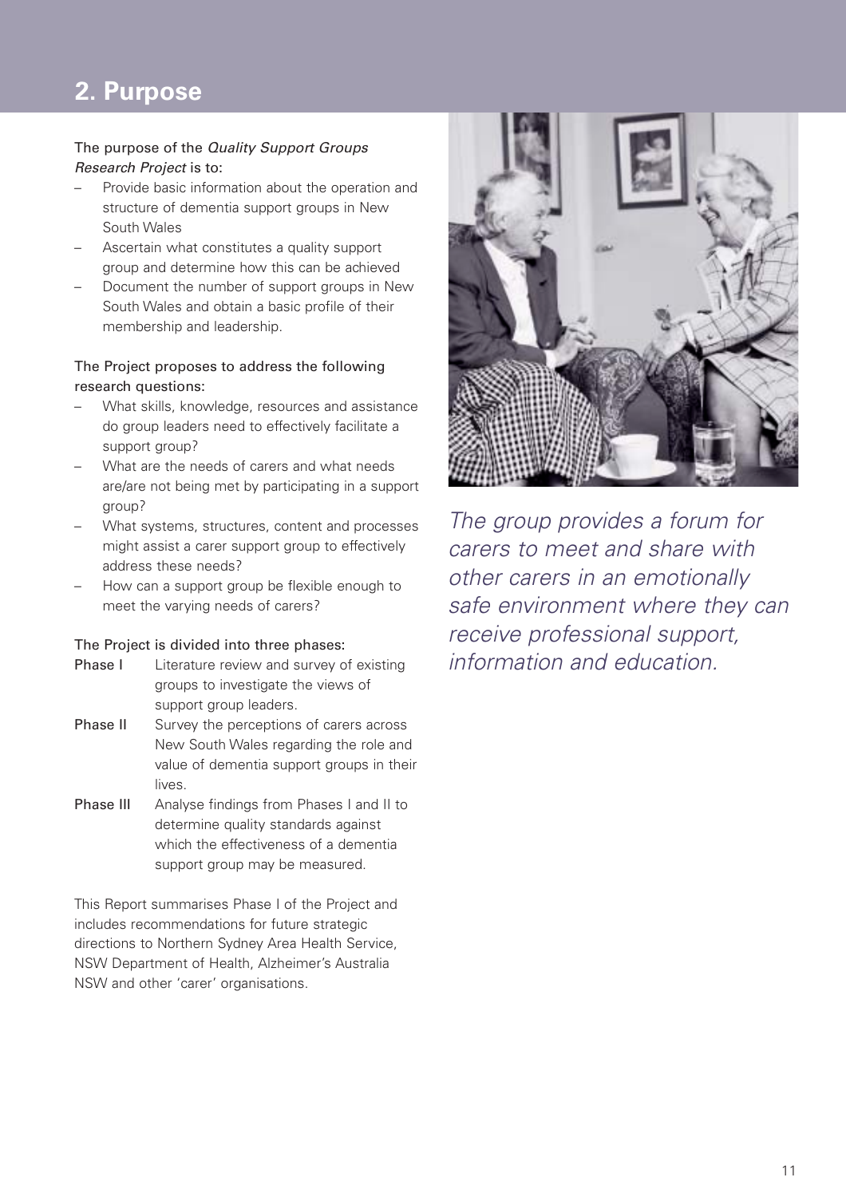## 2. Purpose

The purpose of the *Quality Support Groups Research Project* is to:

- Provide basic information about the operation and structure of dementia support groups in New South Wales
- Ascertain what constitutes a quality support group and determine how this can be achieved
- Document the number of support groups in New South Wales and obtain a basic profile of their membership and leadership.

The Project proposes to address the following research questions:

- What skills, knowledge, resources and assistance do group leaders need to effectively facilitate a support group?
- What are the needs of carers and what needs are/are not being met by participating in a support group?
- What systems, structures, content and processes might assist a carer support group to effectively address these needs?
- How can a support group be flexible enough to meet the varying needs of carers?

The Project is divided into three phases:

**Phase I** Literature review and survey of existing groups to investigate the views of support group leaders.

**Phase II** Survey the perceptions of carers across New South Wales regarding the role and value of dementia support groups in their lives.

**Phase III** Analyse findings from Phases I and II to determine quality standards against which the effectiveness of a dementia support group may be measured.

This Report summarises Phase I of the Project and includes recommendations for future strategic directions to Northern Sydney Area Health Service, NSW Department of Health, Alzheimer's Australia NSW and other 'carer' organisations.

*The group provides a forum for carers to meet and share with other carers in an emotionally safe environment where they can receive professional support, information and education.*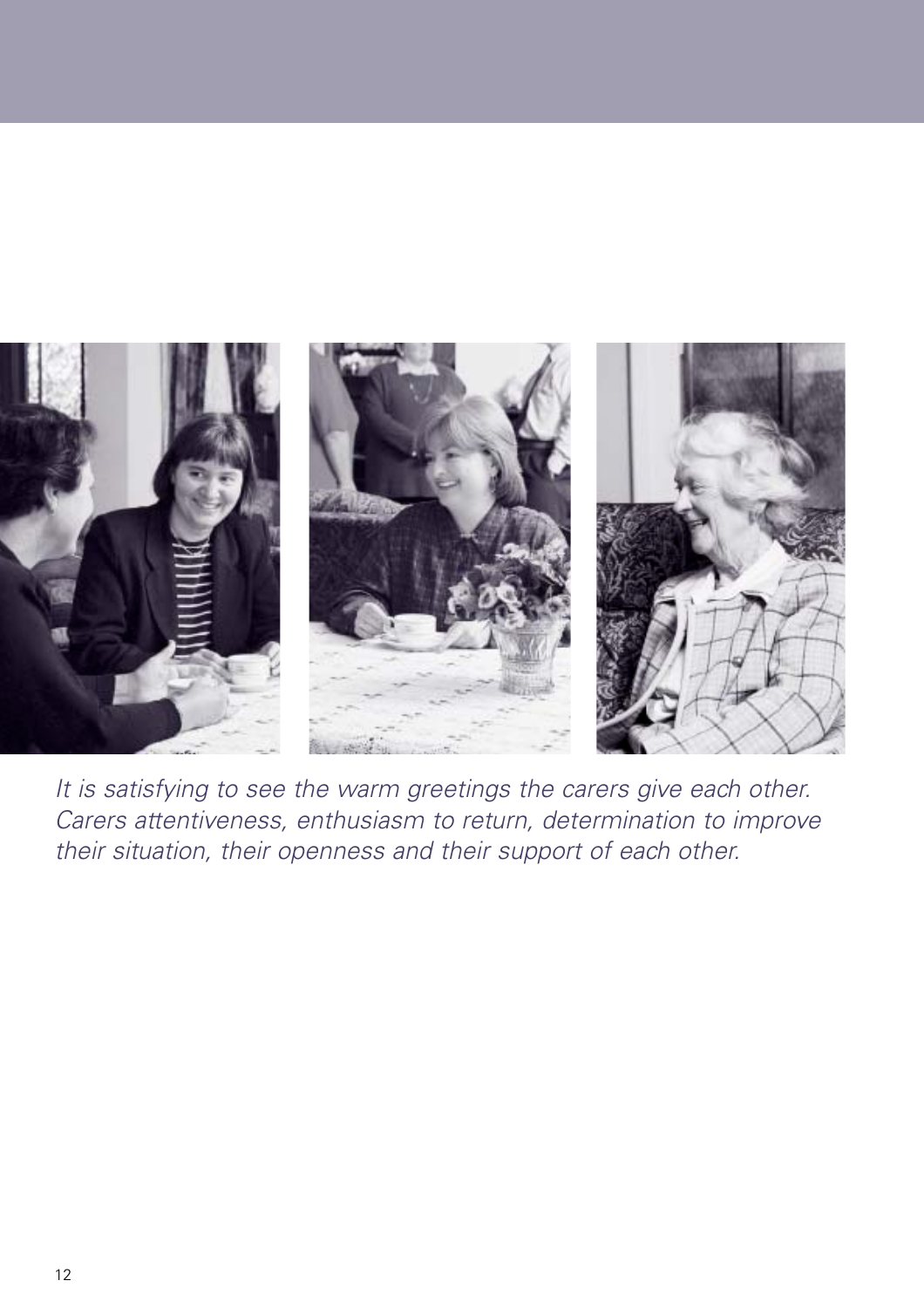*It is satisfying to see the warm greetings the carers give each other. Carers attentiveness, enthusiasm to return, determination to improve their situation, their openness and their support of each other.*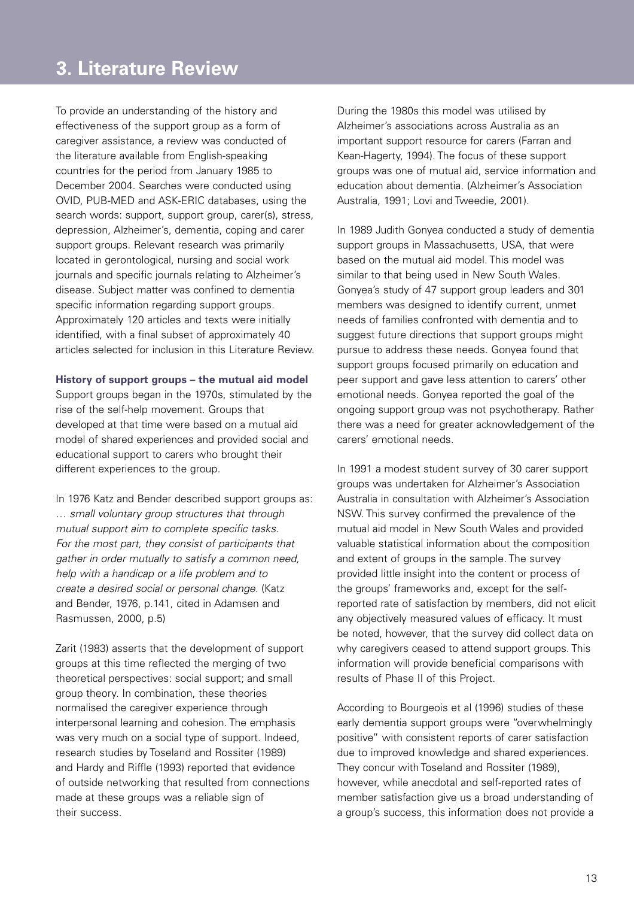# 3. Literature Review

To provide an understanding of the history and effectiveness of the support group as a form of caregiver assistance, a review was conducted of the literature available from English-speaking countries for the period from January 1985 to December 2004. Searches were conducted using OVID, PUB-MED and ASK-ERIC databases, using the search words: support, support group, carer(s), stress, depression, Alzheimer's, dementia, coping and carer support groups. Relevant research was primarily located in gerontological, nursing and social work journals and specific journals relating to Alzheimer's disease. Subject matter was confined to dementia specific information regarding support groups. Approximately 120 articles and texts were initially identified, with a final subset of approximately 40 articles selected for inclusion in this Literature Review.

**History of support groups – the mutual aid model**

Support groups began in the 1970s, stimulated by the rise of the self-help movement. Groups that developed at that time were based on a mutual aid model of shared experiences and provided social and educational support to carers who brought their different experiences to the group.

In 1976 Katz and Bender described support groups as: *… small voluntary group structures that through mutual support aim to complete specific tasks. For the most part, they consist of participants that gather in order mutually to satisfy a common need, help with a handicap or a life problem and to create a desired social or personal change.* (Katz and Bender, 1976, p.141, cited in Adamsen and Rasmussen, 2000, p.5)

Zarit (1983) asserts that the development of support groups at this time reflected the merging of two theoretical perspectives: social support; and small group theory. In combination, these theories normalised the caregiver experience through interpersonal learning and cohesion. The emphasis was very much on a social type of support. Indeed, research studies by Toseland and Rossiter (1989) and Hardy and Riffle (1993) reported that evidence of outside networking that resulted from connections made at these groups was a reliable sign of their success.

During the 1980s this model was utilised by Alzheimer's associations across Australia as an important support resource for carers (Farran and Kean-Hagerty, 1994). The focus of these support groups was one of mutual aid, service information and education about dementia. (Alzheimer's Association Australia, 1991; Lovi and Tweedie, 2001).

In 1989 Judith Gonyea conducted a study of dementia support groups in Massachusetts, USA, that were based on the mutual aid model. This model was similar to that being used in New South Wales. Gonyea's study of 47 support group leaders and 301 members was designed to identify current, unmet needs of families confronted with dementia and to suggest future directions that support groups might pursue to address these needs. Gonyea found that support groups focused primarily on education and peer support and gave less attention to carers' other emotional needs. Gonyea reported the goal of the ongoing support group was not psychotherapy. Rather there was a need for greater acknowledgement of the carers' emotional needs.

In 1991 a modest student survey of 30 carer support groups was undertaken for Alzheimer's Association Australia in consultation with Alzheimer's Association NSW. This survey confirmed the prevalence of the mutual aid model in New South Wales and provided valuable statistical information about the composition and extent of groups in the sample. The survey provided little insight into the content or process of the groups' frameworks and, except for the self-reported rate of satisfaction by members, did not elicit any objectively measured values of efficacy. It must be noted, however, that the survey did collect data on why caregivers ceased to attend support groups. This information will provide beneficial comparisons with results of Phase II of this Project.

According to Bourgeois et al (1996) studies of these early dementia support groups were "overwhelmingly positive" with consistent reports of carer satisfaction due to improved knowledge and shared experiences. They concur with Toseland and Rossiter (1989), however, while anecdotal and self-reported rates of member satisfaction give us a broad understanding of a group's success, this information does not provide a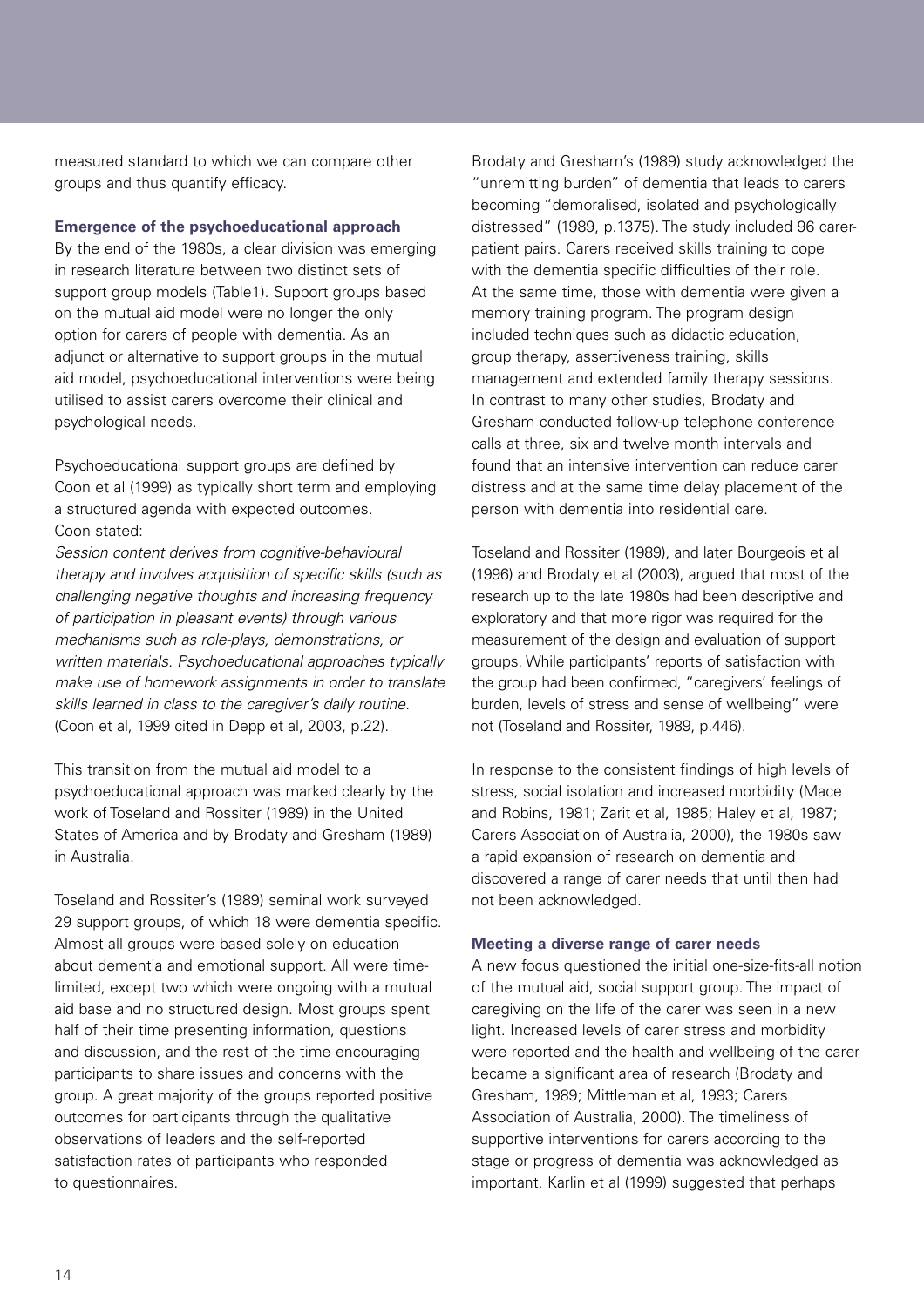measured standard to which we can compare other groups and thus quantify efficacy.

### Emergence of the psychoeducational approach

By the end of the 1980s, a clear division was emerging in research literature between two distinct sets of support group models (Table1). Support groups based on the mutual aid model were no longer the only option for carers of people with dementia. As an adjunct or alternative to support groups in the mutual aid model, psychoeducational interventions were being utilised to assist carers overcome their clinical and psychological needs.

Psychoeducational support groups are defined by Coon et al (1999) as typically short term and employing a structured agenda with expected outcomes. Coon stated:

*Session content derives from cognitive-behavioural therapy and involves acquisition of specific skills (such as challenging negative thoughts and increasing frequency of participation in pleasant events) through various mechanisms such as role-plays, demonstrations, or written materials. Psychoeducational approaches typically make use of homework assignments in order to translate skills learned in class to the caregiver's daily routine.* (Coon et al, 1999 cited in Depp et al, 2003, p.22).

This transition from the mutual aid model to a psychoeducational approach was marked clearly by the work of Toseland and Rossiter (1989) in the United States of America and by Brodaty and Gresham (1989) in Australia.

Toseland and Rossiter's (1989) seminal work surveyed 29 support groups, of which 18 were dementia specific. Almost all groups were based solely on education about dementia and emotional support. All were time-limited, except two which were ongoing with a mutual aid base and no structured design. Most groups spent half of their time presenting information, questions and discussion, and the rest of the time encouraging participants to share issues and concerns with the group. A great majority of the groups reported positive outcomes for participants through the qualitative observations of leaders and the self-reported satisfaction rates of participants who responded to questionnaires.

Brodaty and Gresham's (1989) study acknowledged the "unremitting burden" of dementia that leads to carers becoming "demoralised, isolated and psychologically distressed" (1989, p.1375). The study included 96 carer-patient pairs. Carers received skills training to cope with the dementia specific difficulties of their role. At the same time, those with dementia were given a memory training program. The program design included techniques such as didactic education, group therapy, assertiveness training, skills management and extended family therapy sessions. In contrast to many other studies, Brodaty and Gresham conducted follow-up telephone conference calls at three, six and twelve month intervals and found that an intensive intervention can reduce carer distress and at the same time delay placement of the person with dementia into residential care.

Toseland and Rossiter (1989), and later Bourgeois et al (1996) and Brodaty et al (2003), argued that most of the research up to the late 1980s had been descriptive and exploratory and that more rigor was required for the measurement of the design and evaluation of support groups. While participants' reports of satisfaction with the group had been confirmed, "caregivers' feelings of burden, levels of stress and sense of wellbeing" were not (Toseland and Rossiter, 1989, p.446).

In response to the consistent findings of high levels of stress, social isolation and increased morbidity (Mace and Robins, 1981; Zarit et al, 1985; Haley et al, 1987; Carers Association of Australia, 2000), the 1980s saw a rapid expansion of research on dementia and discovered a range of carer needs that until then had not been acknowledged.

### Meeting a diverse range of carer needs

A new focus questioned the initial one-size-fits-all notion of the mutual aid, social support group. The impact of caregiving on the life of the carer was seen in a new light. Increased levels of carer stress and morbidity were reported and the health and wellbeing of the carer became a significant area of research (Brodaty and Gresham, 1989; Mittleman et al, 1993; Carers Association of Australia, 2000). The timeliness of supportive interventions for carers according to the stage or progress of dementia was acknowledged as important. Karlin et al (1999) suggested that perhaps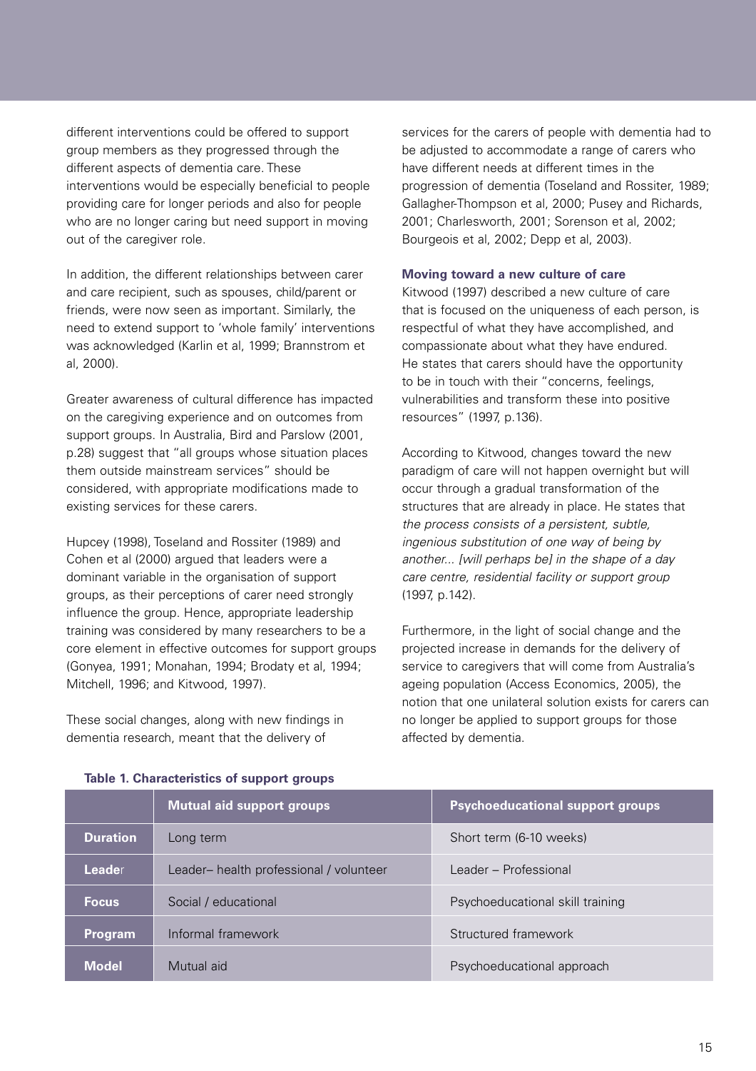different interventions could be offered to support group members as they progressed through the different aspects of dementia care. These interventions would be especially beneficial to people providing care for longer periods and also for people who are no longer caring but need support in moving out of the caregiver role.

In addition, the different relationships between carer and care recipient, such as spouses, child/parent or friends, were now seen as important. Similarly, the need to extend support to 'whole family' interventions was acknowledged (Karlin et al, 1999; Brannstrom et al, 2000).

Greater awareness of cultural difference has impacted on the caregiving experience and on outcomes from support groups. In Australia, Bird and Parslow (2001, p.28) suggest that "all groups whose situation places them outside mainstream services" should be considered, with appropriate modifications made to existing services for these carers.

Hupcey (1998), Toseland and Rossiter (1989) and Cohen et al (2000) argued that leaders were a dominant variable in the organisation of support groups, as their perceptions of carer need strongly influence the group. Hence, appropriate leadership training was considered by many researchers to be a core element in effective outcomes for support groups (Gonyea, 1991; Monahan, 1994; Brodaty et al, 1994; Mitchell, 1996; and Kitwood, 1997).

These social changes, along with new findings in dementia research, meant that the delivery of services for the carers of people with dementia had to be adjusted to accommodate a range of carers who have different needs at different times in the progression of dementia (Toseland and Rossiter, 1989; Gallagher-Thompson et al, 2000; Pusey and Richards, 2001; Charlesworth, 2001; Sorenson et al, 2002; Bourgeois et al, 2002; Depp et al, 2003).

### Moving toward a new culture of care

Kitwood (1997) described a new culture of care that is focused on the uniqueness of each person, is respectful of what they have accomplished, and compassionate about what they have endured. He states that carers should have the opportunity to be in touch with their "concerns, feelings, vulnerabilities and transform these into positive resources" (1997, p.136).

According to Kitwood, changes toward the new paradigm of care will not happen overnight but will occur through a gradual transformation of the structures that are already in place. He states that *the process consists of a persistent, subtle, ingenious substitution of one way of being by another... [will perhaps be] in the shape of a day care centre, residential facility or support group* (1997, p.142).

Furthermore, in the light of social change and the projected increase in demands for the delivery of service to caregivers that will come from Australia's ageing population (Access Economics, 2005), the notion that one unilateral solution exists for carers can no longer be applied to support groups for those affected by dementia.

**Table 1. Characteristics of support groups**

| | Mutual aid support groups | Psychoeducational support groups |
|---|---|---|
| **Duration** | Long term | Short term (6-10 weeks) |
| **Leader** | Leader– health professional / volunteer | Leader – Professional |
| **Focus** | Social / educational | Psychoeducational skill training |
| **Program** | Informal framework | Structured framework |
| **Model** | Mutual aid | Psychoeducational approach |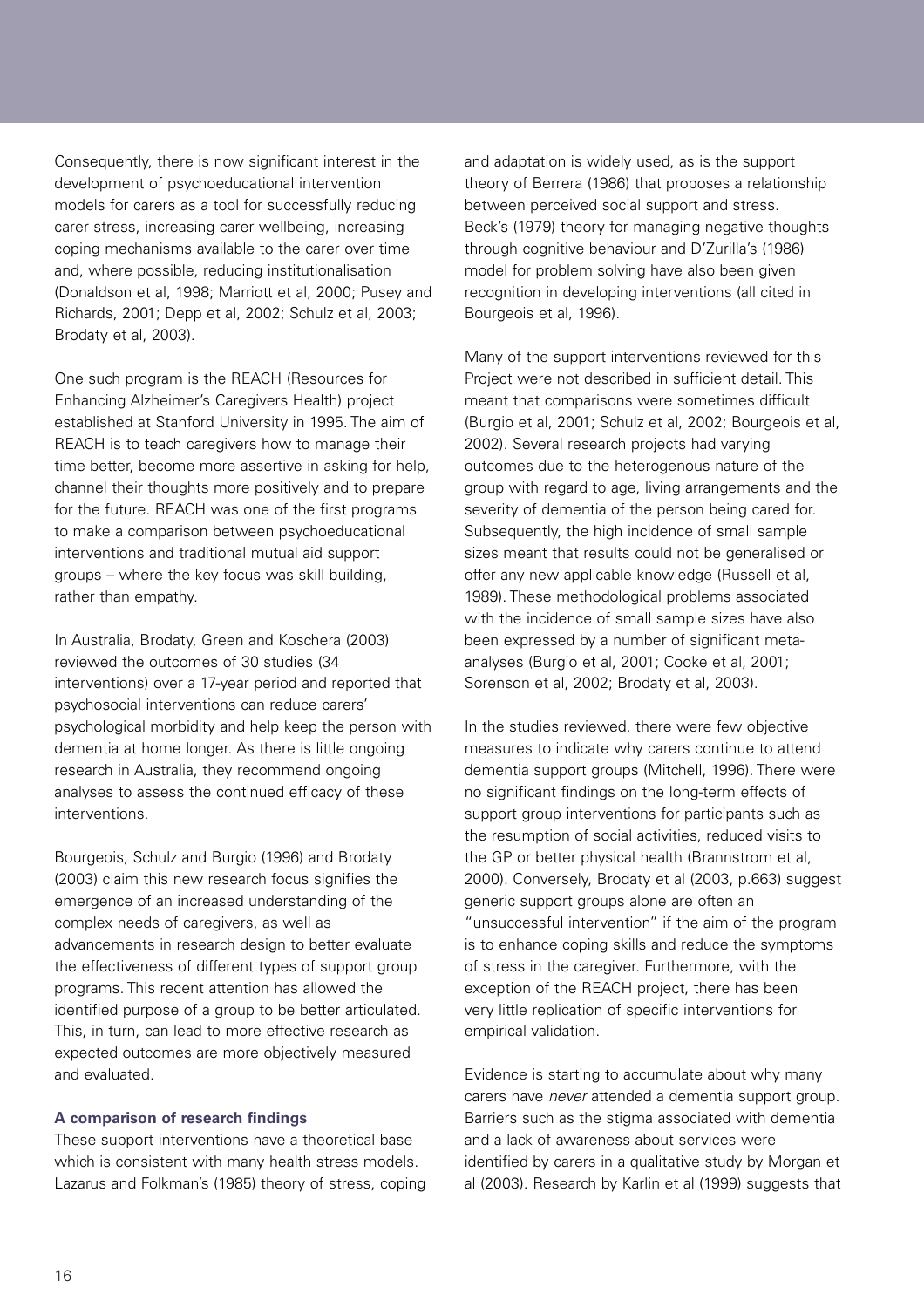Consequently, there is now significant interest in the development of psychoeducational intervention models for carers as a tool for successfully reducing carer stress, increasing carer wellbeing, increasing coping mechanisms available to the carer over time and, where possible, reducing institutionalisation (Donaldson et al, 1998; Marriott et al, 2000; Pusey and Richards, 2001; Depp et al, 2002; Schulz et al, 2003; Brodaty et al, 2003).

One such program is the REACH (Resources for Enhancing Alzheimer's Caregivers Health) project established at Stanford University in 1995. The aim of REACH is to teach caregivers how to manage their time better, become more assertive in asking for help, channel their thoughts more positively and to prepare for the future. REACH was one of the first programs to make a comparison between psychoeducational interventions and traditional mutual aid support groups – where the key focus was skill building, rather than empathy.

In Australia, Brodaty, Green and Koschera (2003) reviewed the outcomes of 30 studies (34 interventions) over a 17-year period and reported that psychosocial interventions can reduce carers' psychological morbidity and help keep the person with dementia at home longer. As there is little ongoing research in Australia, they recommend ongoing analyses to assess the continued efficacy of these interventions.

Bourgeois, Schulz and Burgio (1996) and Brodaty (2003) claim this new research focus signifies the emergence of an increased understanding of the complex needs of caregivers, as well as advancements in research design to better evaluate the effectiveness of different types of support group programs. This recent attention has allowed the identified purpose of a group to be better articulated. This, in turn, can lead to more effective research as expected outcomes are more objectively measured and evaluated.

### A comparison of research findings

These support interventions have a theoretical base which is consistent with many health stress models. Lazarus and Folkman's (1985) theory of stress, coping and adaptation is widely used, as is the support theory of Berrera (1986) that proposes a relationship between perceived social support and stress. Beck's (1979) theory for managing negative thoughts through cognitive behaviour and D'Zurilla's (1986) model for problem solving have also been given recognition in developing interventions (all cited in Bourgeois et al, 1996).

Many of the support interventions reviewed for this Project were not described in sufficient detail. This meant that comparisons were sometimes difficult (Burgio et al, 2001; Schulz et al, 2002; Bourgeois et al, 2002). Several research projects had varying outcomes due to the heterogenous nature of the group with regard to age, living arrangements and the severity of dementia of the person being cared for. Subsequently, the high incidence of small sample sizes meant that results could not be generalised or offer any new applicable knowledge (Russell et al, 1989). These methodological problems associated with the incidence of small sample sizes have also been expressed by a number of significant meta-analyses (Burgio et al, 2001; Cooke et al, 2001; Sorenson et al, 2002; Brodaty et al, 2003).

In the studies reviewed, there were few objective measures to indicate why carers continue to attend dementia support groups (Mitchell, 1996). There were no significant findings on the long-term effects of support group interventions for participants such as the resumption of social activities, reduced visits to the GP or better physical health (Brannstrom et al, 2000). Conversely, Brodaty et al (2003, p.663) suggest generic support groups alone are often an "unsuccessful intervention" if the aim of the program is to enhance coping skills and reduce the symptoms of stress in the caregiver. Furthermore, with the exception of the REACH project, there has been very little replication of specific interventions for empirical validation.

Evidence is starting to accumulate about why many carers have *never* attended a dementia support group. Barriers such as the stigma associated with dementia and a lack of awareness about services were identified by carers in a qualitative study by Morgan et al (2003). Research by Karlin et al (1999) suggests that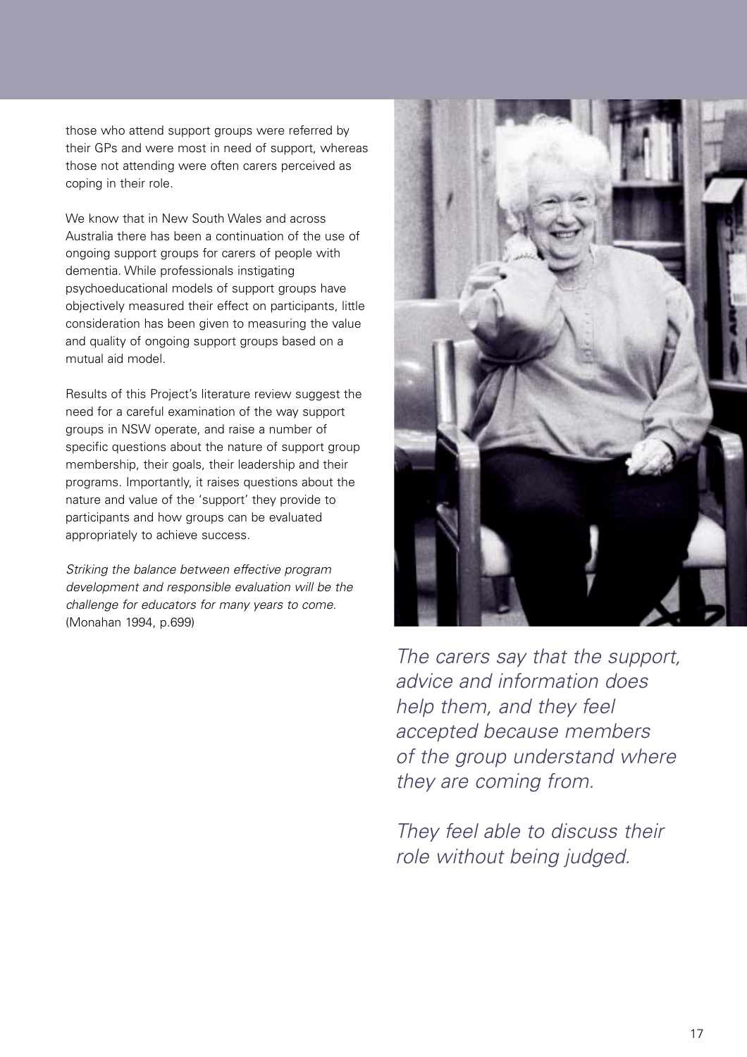those who attend support groups were referred by their GPs and were most in need of support, whereas those not attending were often carers perceived as coping in their role.

We know that in New South Wales and across Australia there has been a continuation of the use of ongoing support groups for carers of people with dementia. While professionals instigating psychoeducational models of support groups have objectively measured their effect on participants, little consideration has been given to measuring the value and quality of ongoing support groups based on a mutual aid model.

Results of this Project's literature review suggest the need for a careful examination of the way support groups in NSW operate, and raise a number of specific questions about the nature of support group membership, their goals, their leadership and their programs. Importantly, it raises questions about the nature and value of the 'support' they provide to participants and how groups can be evaluated appropriately to achieve success.

*Striking the balance between effective program development and responsible evaluation will be the challenge for educators for many years to come.* (Monahan 1994, p.699)

*The carers say that the support, advice and information does help them, and they feel accepted because members of the group understand where they are coming from.*

*They feel able to discuss their role without being judged.*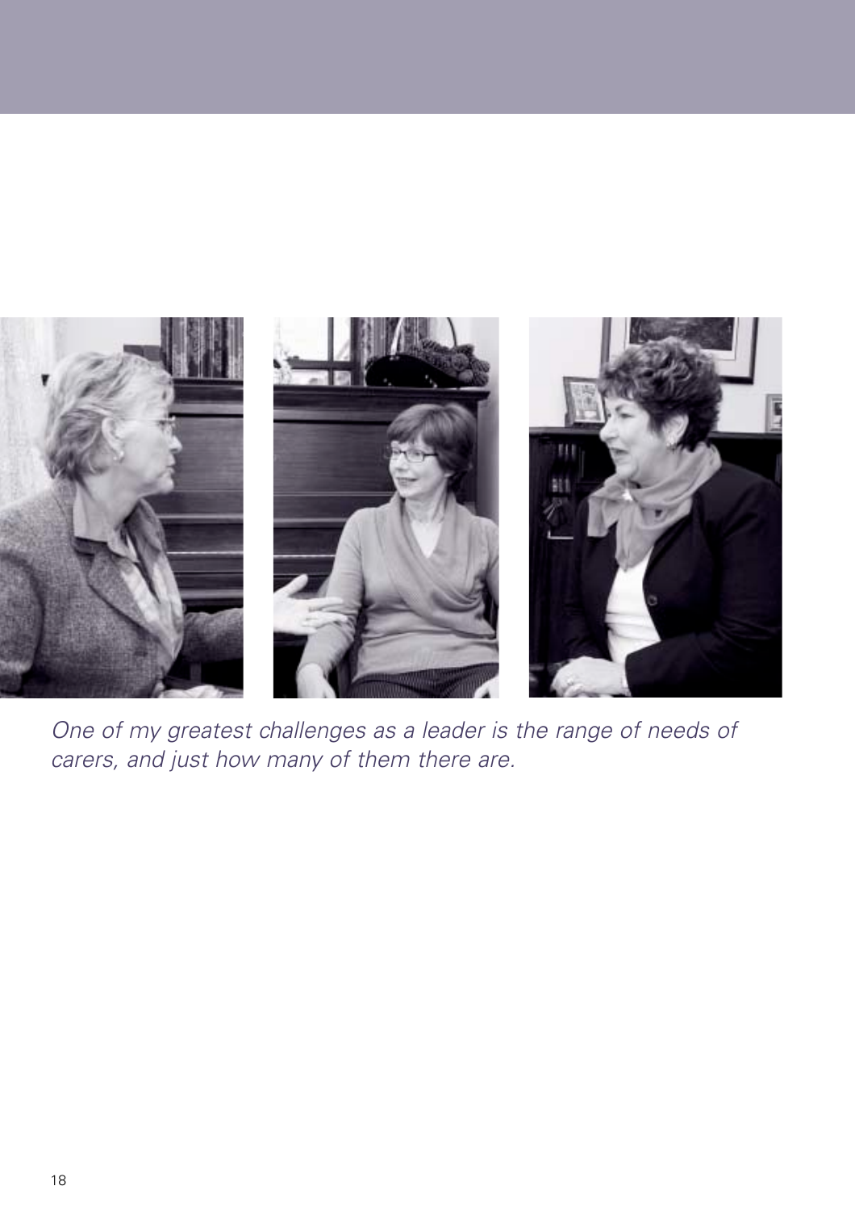*One of my greatest challenges as a leader is the range of needs of carers, and just how many of them there are.*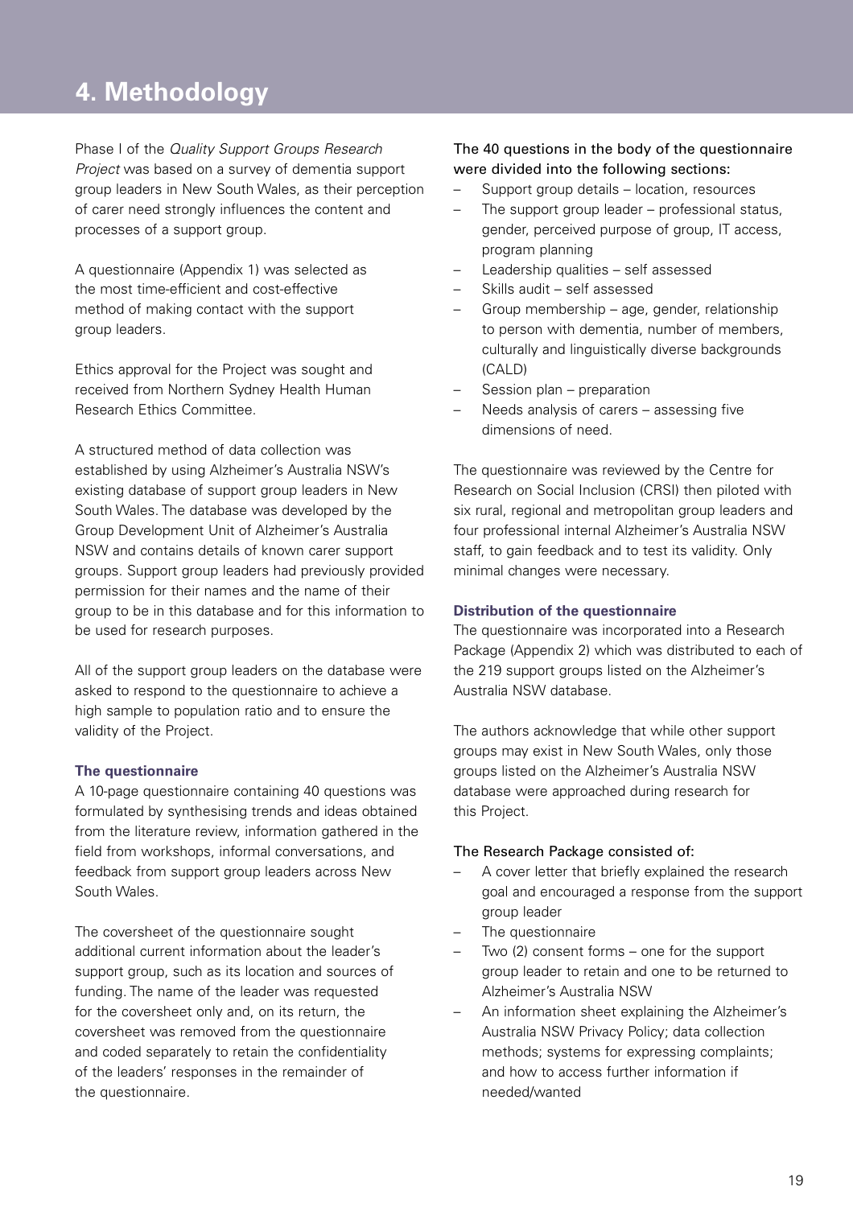# 4. Methodology

Phase I of the *Quality Support Groups Research Project* was based on a survey of dementia support group leaders in New South Wales, as their perception of carer need strongly influences the content and processes of a support group.

A questionnaire (Appendix 1) was selected as the most time-efficient and cost-effective method of making contact with the support group leaders.

Ethics approval for the Project was sought and received from Northern Sydney Health Human Research Ethics Committee.

A structured method of data collection was established by using Alzheimer's Australia NSW's existing database of support group leaders in New South Wales. The database was developed by the Group Development Unit of Alzheimer's Australia NSW and contains details of known carer support groups. Support group leaders had previously provided permission for their names and the name of their group to be in this database and for this information to be used for research purposes.

All of the support group leaders on the database were asked to respond to the questionnaire to achieve a high sample to population ratio and to ensure the validity of the Project.

### The questionnaire

A 10-page questionnaire containing 40 questions was formulated by synthesising trends and ideas obtained from the literature review, information gathered in the field from workshops, informal conversations, and feedback from support group leaders across New South Wales.

The coversheet of the questionnaire sought additional current information about the leader's support group, such as its location and sources of funding. The name of the leader was requested for the coversheet only and, on its return, the coversheet was removed from the questionnaire and coded separately to retain the confidentiality of the leaders' responses in the remainder of the questionnaire.

The 40 questions in the body of the questionnaire were divided into the following sections:

- Support group details – location, resources
- The support group leader – professional status, gender, perceived purpose of group, IT access, program planning
- Leadership qualities – self assessed
- Skills audit – self assessed
- Group membership – age, gender, relationship to person with dementia, number of members, culturally and linguistically diverse backgrounds (CALD)
- Session plan – preparation
- Needs analysis of carers – assessing five dimensions of need.

The questionnaire was reviewed by the Centre for Research on Social Inclusion (CRSI) then piloted with six rural, regional and metropolitan group leaders and four professional internal Alzheimer's Australia NSW staff, to gain feedback and to test its validity. Only minimal changes were necessary.

### Distribution of the questionnaire

The questionnaire was incorporated into a Research Package (Appendix 2) which was distributed to each of the 219 support groups listed on the Alzheimer's Australia NSW database.

The authors acknowledge that while other support groups may exist in New South Wales, only those groups listed on the Alzheimer's Australia NSW database were approached during research for this Project.

The Research Package consisted of:

- A cover letter that briefly explained the research goal and encouraged a response from the support group leader
- The questionnaire
- Two (2) consent forms – one for the support group leader to retain and one to be returned to Alzheimer's Australia NSW
- An information sheet explaining the Alzheimer's Australia NSW Privacy Policy; data collection methods; systems for expressing complaints; and how to access further information if needed/wanted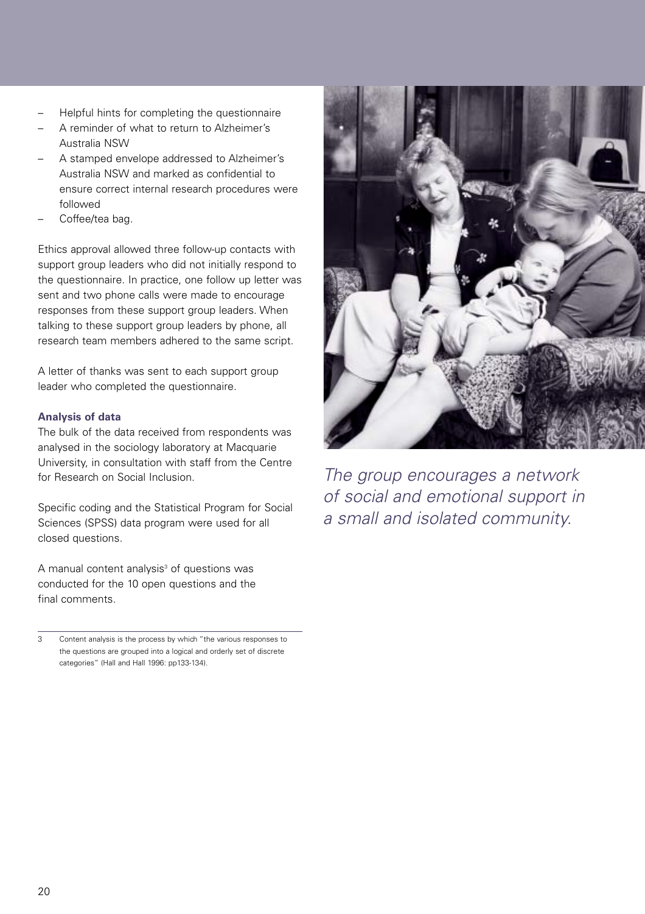- Helpful hints for completing the questionnaire
- A reminder of what to return to Alzheimer's Australia NSW
- A stamped envelope addressed to Alzheimer's Australia NSW and marked as confidential to ensure correct internal research procedures were followed
- Coffee/tea bag.

Ethics approval allowed three follow-up contacts with support group leaders who did not initially respond to the questionnaire. In practice, one follow up letter was sent and two phone calls were made to encourage responses from these support group leaders. When talking to these support group leaders by phone, all research team members adhered to the same script.

A letter of thanks was sent to each support group leader who completed the questionnaire.

**Analysis of data**

The bulk of the data received from respondents was analysed in the sociology laboratory at Macquarie University, in consultation with staff from the Centre for Research on Social Inclusion.

Specific coding and the Statistical Program for Social Sciences (SPSS) data program were used for all closed questions.

A manual content analysis[3] of questions was conducted for the 10 open questions and the final comments.

*The group encourages a network of social and emotional support in a small and isolated community.*

---

3 Content analysis is the process by which "the various responses to the questions are grouped into a logical and orderly set of discrete categories" (Hall and Hall 1996: pp133-134).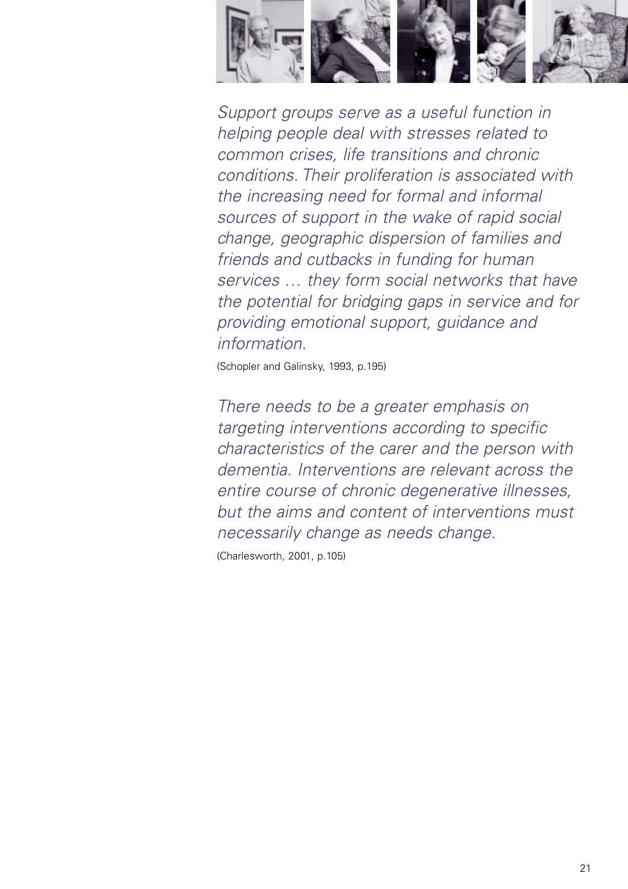*Support groups serve as a useful function in helping people deal with stresses related to common crises, life transitions and chronic conditions. Their proliferation is associated with the increasing need for formal and informal sources of support in the wake of rapid social change, geographic dispersion of families and friends and cutbacks in funding for human services … they form social networks that have the potential for bridging gaps in service and for providing emotional support, guidance and information.*

(Schopler and Galinsky, 1993, p.195)

*There needs to be a greater emphasis on targeting interventions according to specific characteristics of the carer and the person with dementia. Interventions are relevant across the entire course of chronic degenerative illnesses, but the aims and content of interventions must necessarily change as needs change.*

(Charlesworth, 2001, p.105)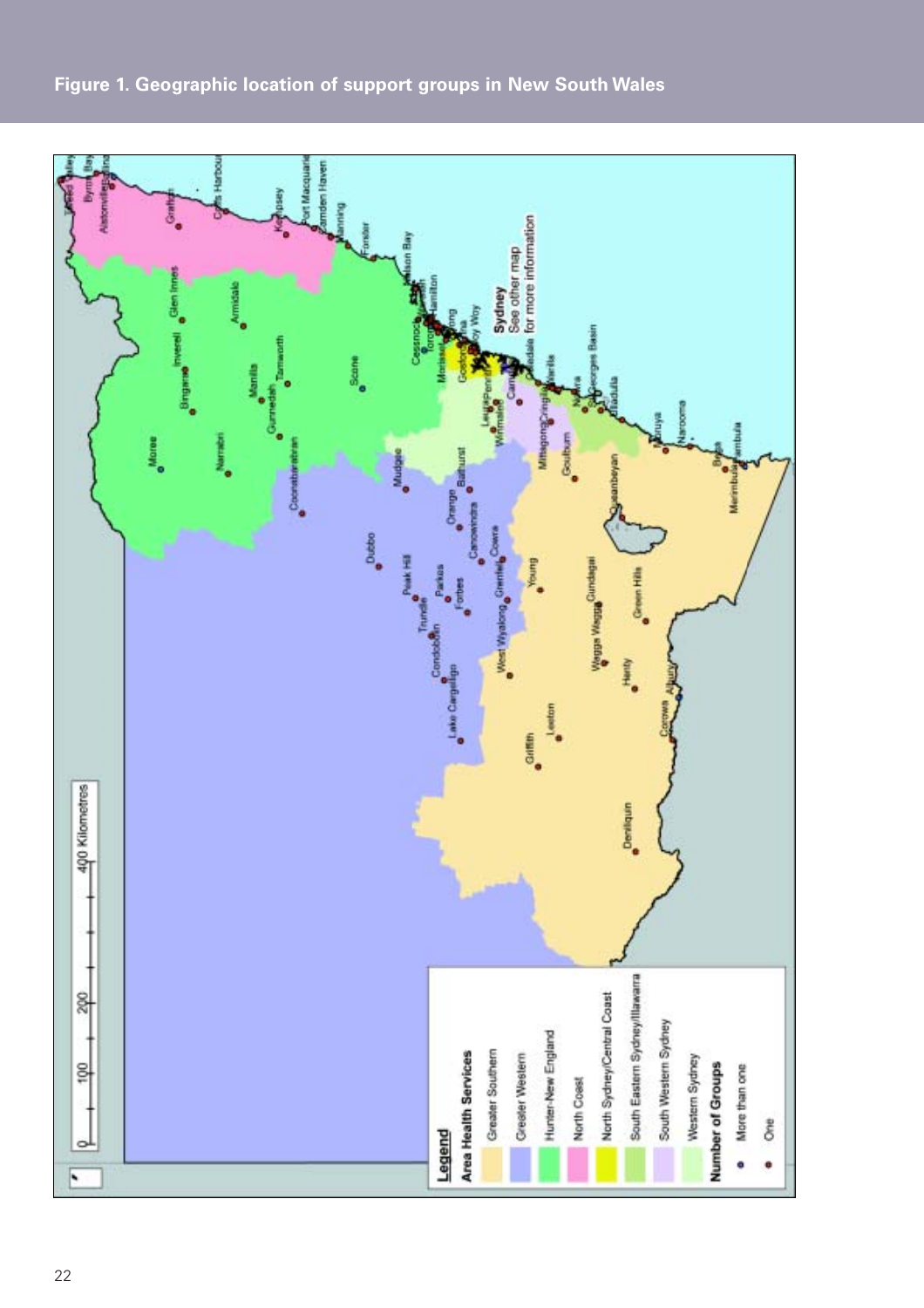**Figure 1. Geographic location of support groups in New South Wales**

**Legend**

**Area Health Services**

- Greater Southern
- Greater Western
- Hunter-New England
- North Coast
- North Sydney/Central Coast
- South Eastern Sydney/Illawarra
- South Western Sydney
- Western Sydney

**Number of Groups**

- More than one
- One

Sydney
See other map
for more information

0 100 200 400 Kilometres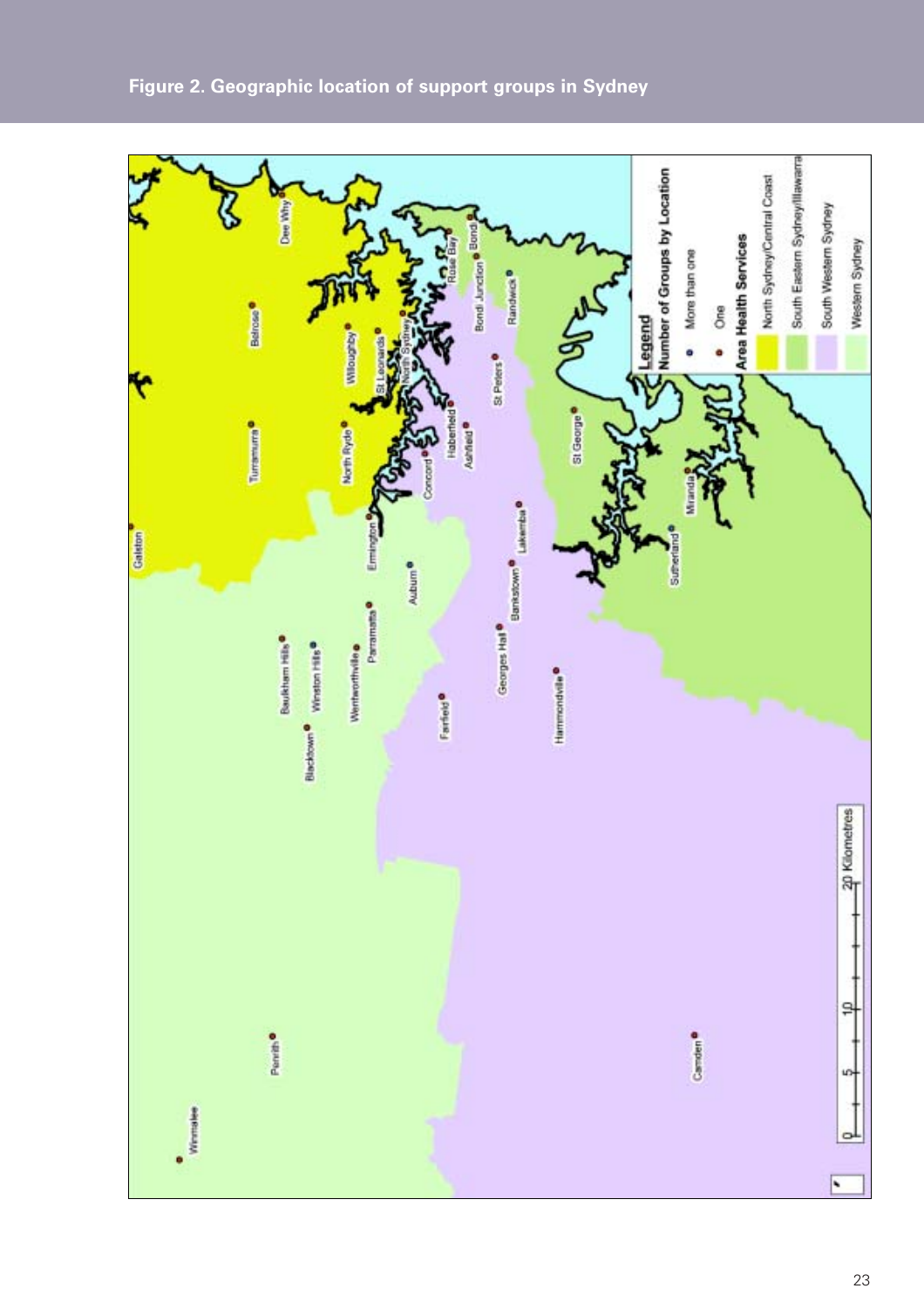**Figure 2. Geographic location of support groups in Sydney**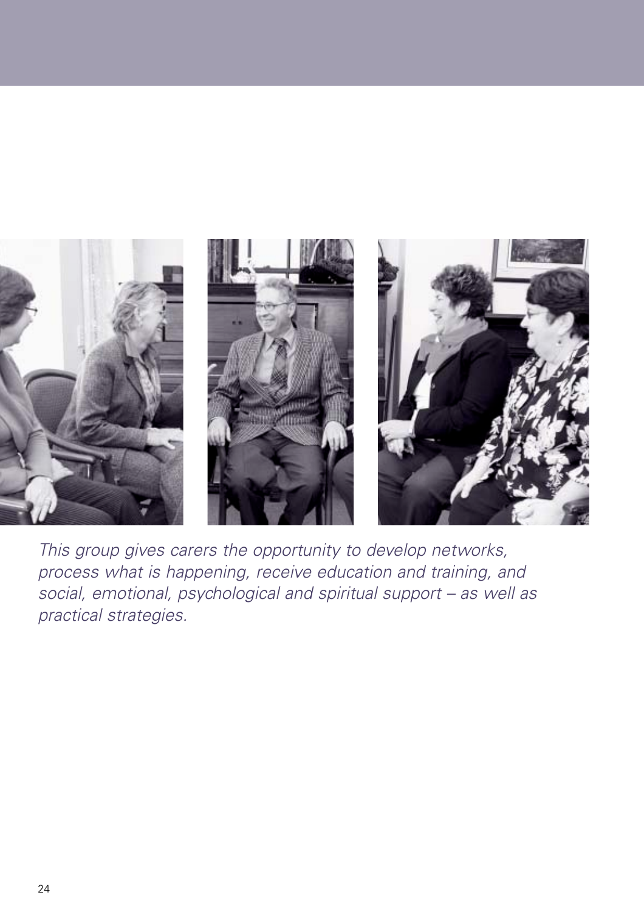*This group gives carers the opportunity to develop networks, process what is happening, receive education and training, and social, emotional, psychological and spiritual support – as well as practical strategies.*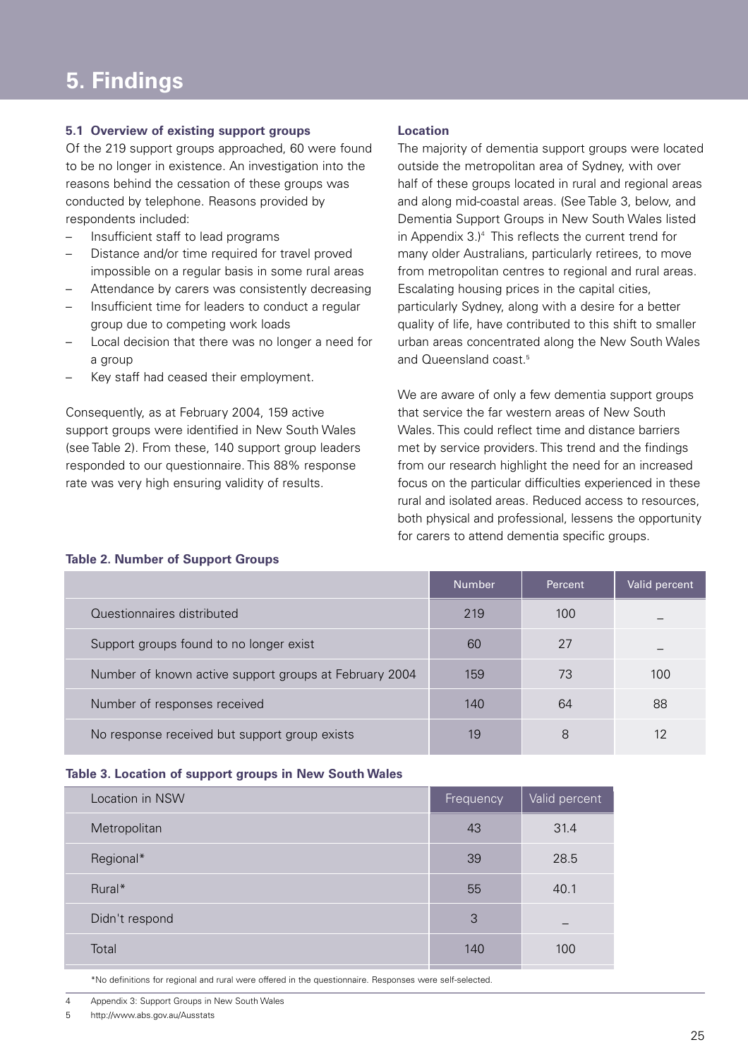// The page number is omitted as required. The two-column layout is merged into reading order: the left column (5.1) comes first, then the right column (Location), then the tables.
# 5. Findings

### 5.1 Overview of existing support groups

Of the 219 support groups approached, 60 were found to be no longer in existence. An investigation into the reasons behind the cessation of these groups was conducted by telephone. Reasons provided by respondents included:

- Insufficient staff to lead programs
- Distance and/or time required for travel proved impossible on a regular basis in some rural areas
- Attendance by carers was consistently decreasing
- Insufficient time for leaders to conduct a regular group due to competing work loads
- Local decision that there was no longer a need for a group
- Key staff had ceased their employment.

Consequently, as at February 2004, 159 active support groups were identified in New South Wales (see Table 2). From these, 140 support group leaders responded to our questionnaire. This 88% response rate was very high ensuring validity of results.

### Location

The majority of dementia support groups were located outside the metropolitan area of Sydney, with over half of these groups located in rural and regional areas and along mid-coastal areas. (See Table 3, below, and Dementia Support Groups in New South Wales listed in Appendix 3.)[4] This reflects the current trend for many older Australians, particularly retirees, to move from metropolitan centres to regional and rural areas. Escalating housing prices in the capital cities, particularly Sydney, along with a desire for a better quality of life, have contributed to this shift to smaller urban areas concentrated along the New South Wales and Queensland coast.[5]

We are aware of only a few dementia support groups that service the far western areas of New South Wales. This could reflect time and distance barriers met by service providers. This trend and the findings from our research highlight the need for an increased focus on the particular difficulties experienced in these rural and isolated areas. Reduced access to resources, both physical and professional, lessens the opportunity for carers to attend dementia specific groups.

**Table 2. Number of Support Groups**

| | Number | Percent | Valid percent |
|---|---|---|---|
| Questionnaires distributed | 219 | 100 | – |
| Support groups found to no longer exist | 60 | 27 | – |
| Number of known active support groups at February 2004 | 159 | 73 | 100 |
| Number of responses received | 140 | 64 | 88 |
| No response received but support group exists | 19 | 8 | 12 |

**Table 3. Location of support groups in New South Wales**

| Location in NSW | Frequency | Valid percent |
|---|---|---|
| Metropolitan | 43 | 31.4 |
| Regional* | 39 | 28.5 |
| Rural* | 55 | 40.1 |
| Didn't respond | 3 | – |
| Total | 140 | 100 |

*No definitions for regional and rural were offered in the questionnaire. Responses were self-selected.

4 Appendix 3: Support Groups in New South Wales

5 http://www.abs.gov.au/Ausstats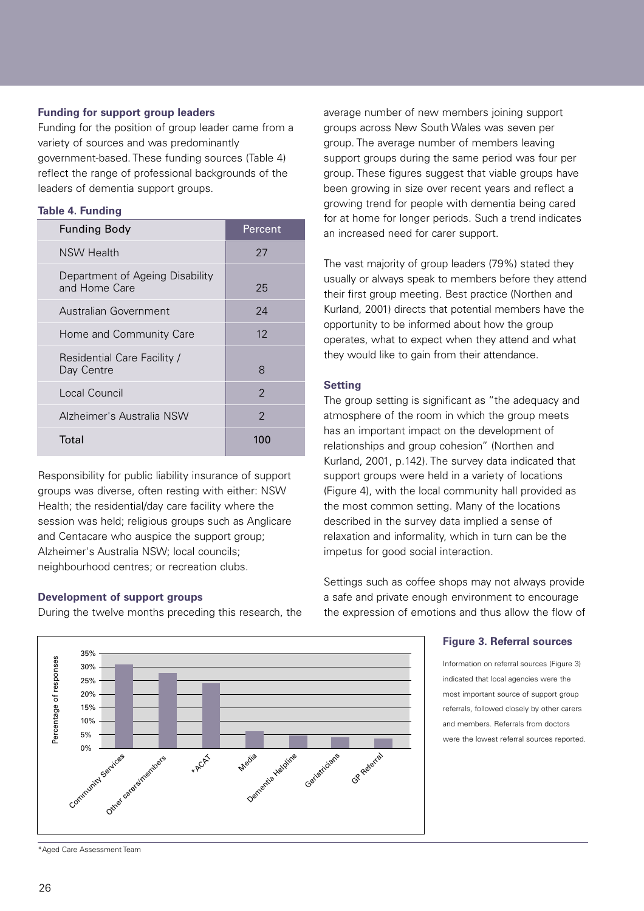#### Funding for support group leaders

Funding for the position of group leader came from a variety of sources and was predominantly government-based. These funding sources (Table 4) reflect the range of professional backgrounds of the leaders of dementia support groups.

**Table 4. Funding**

| Funding Body | Percent |
|---|---|
| NSW Health | 27 |
| Department of Ageing Disability and Home Care | 25 |
| Australian Government | 24 |
| Home and Community Care | 12 |
| Residential Care Facility / Day Centre | 8 |
| Local Council | 2 |
| Alzheimer's Australia NSW | 2 |
| Total | 100 |

Responsibility for public liability insurance of support groups was diverse, often resting with either: NSW Health; the residential/day care facility where the session was held; religious groups such as Anglicare and Centacare who auspice the support group; Alzheimer's Australia NSW; local councils; neighbourhood centres; or recreation clubs.

#### Development of support groups

During the twelve months preceding this research, the average number of new members joining support groups across New South Wales was seven per group. The average number of members leaving support groups during the same period was four per group. These figures suggest that viable groups have been growing in size over recent years and reflect a growing trend for people with dementia being cared for at home for longer periods. Such a trend indicates an increased need for carer support.

The vast majority of group leaders (79%) stated they usually or always speak to members before they attend their first group meeting. Best practice (Northen and Kurland, 2001) directs that potential members have the opportunity to be informed about how the group operates, what to expect when they attend and what they would like to gain from their attendance.

#### Setting

The group setting is significant as "the adequacy and atmosphere of the room in which the group meets has an important impact on the development of relationships and group cohesion" (Northen and Kurland, 2001, p.142). The survey data indicated that support groups were held in a variety of locations (Figure 4), with the local community hall provided as the most common setting. Many of the locations described in the survey data implied a sense of relaxation and informality, which in turn can be the impetus for good social interaction.

Settings such as coffee shops may not always provide a safe and private enough environment to encourage the expression of emotions and thus allow the flow of

**Figure 3. Referral sources**

Information on referral sources (Figure 3) indicated that local agencies were the most important source of support group referrals, followed closely by other carers and members. Referrals from doctors were the lowest referral sources reported.

*Aged Care Assessment Team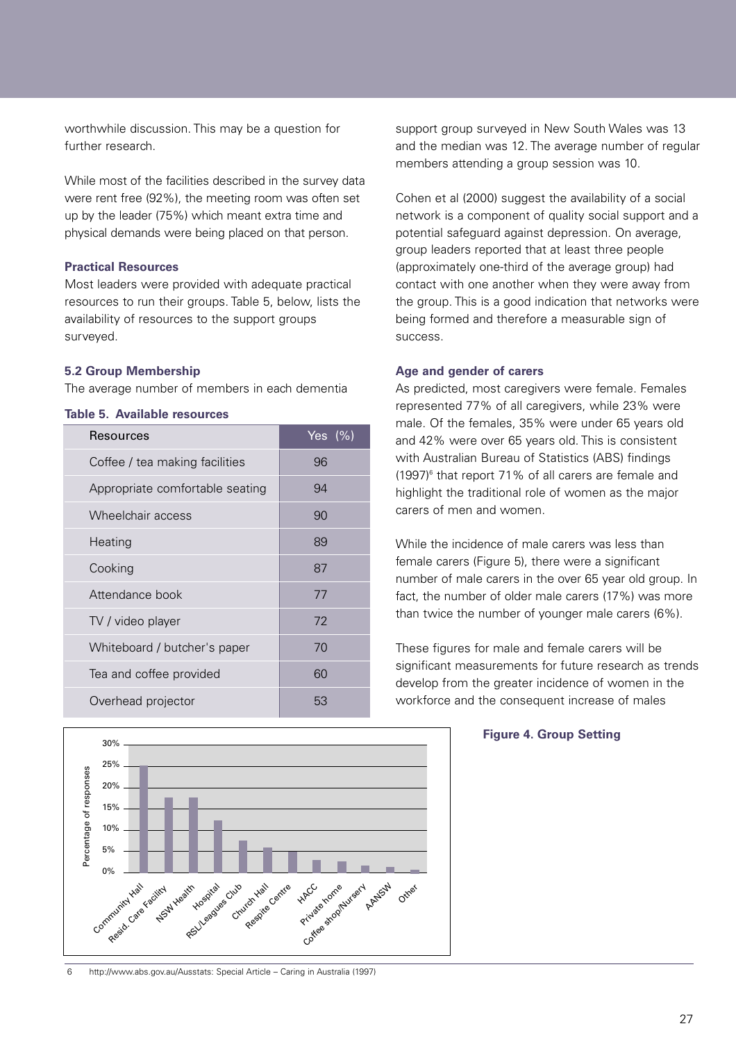worthwhile discussion. This may be a question for further research.

While most of the facilities described in the survey data were rent free (92%), the meeting room was often set up by the leader (75%) which meant extra time and physical demands were being placed on that person.

### Practical Resources

Most leaders were provided with adequate practical resources to run their groups. Table 5, below, lists the availability of resources to the support groups surveyed.

### 5.2 Group Membership

The average number of members in each dementia support group surveyed in New South Wales was 13 and the median was 12. The average number of regular members attending a group session was 10.

**Table 5. Available resources**

| Resources | Yes (%) |
|---|---|
| Coffee / tea making facilities | 96 |
| Appropriate comfortable seating | 94 |
| Wheelchair access | 90 |
| Heating | 89 |
| Cooking | 87 |
| Attendance book | 77 |
| TV / video player | 72 |
| Whiteboard / butcher's paper | 70 |
| Tea and coffee provided | 60 |
| Overhead projector | 53 |

Cohen et al (2000) suggest the availability of a social network is a component of quality social support and a potential safeguard against depression. On average, group leaders reported that at least three people (approximately one-third of the average group) had contact with one another when they were away from the group. This is a good indication that networks were being formed and therefore a measurable sign of success.

### Age and gender of carers

As predicted, most caregivers were female. Females represented 77% of all caregivers, while 23% were male. Of the females, 35% were under 65 years old and 42% were over 65 years old. This is consistent with Australian Bureau of Statistics (ABS) findings (1997)[6] that report 71% of all carers are female and highlight the traditional role of women as the major carers of men and women.

While the incidence of male carers was less than female carers (Figure 5), there were a significant number of male carers in the over 65 year old group. In fact, the number of older male carers (17%) was more than twice the number of younger male carers (6%).

These figures for male and female carers will be significant measurements for future research as trends develop from the greater incidence of women in the workforce and the consequent increase of males

**Figure 4. Group Setting**

6 http://www.abs.gov.au/Ausstats: Special Article – Caring in Australia (1997)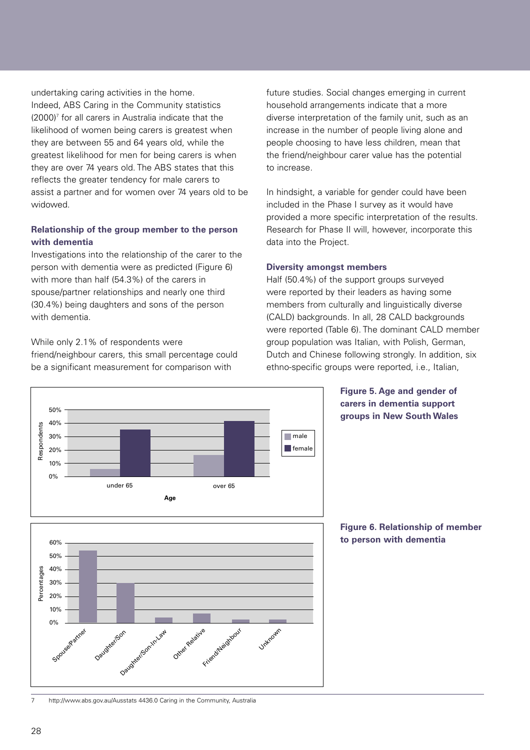undertaking caring activities in the home. Indeed, ABS Caring in the Community statistics (2000)[7] for all carers in Australia indicate that the likelihood of women being carers is greatest when they are between 55 and 64 years old, while the greatest likelihood for men for being carers is when they are over 74 years old. The ABS states that this reflects the greater tendency for male carers to assist a partner and for women over 74 years old to be widowed.

**Relationship of the group member to the person with dementia**

Investigations into the relationship of the carer to the person with dementia were as predicted (Figure 6) with more than half (54.3%) of the carers in spouse/partner relationships and nearly one third (30.4%) being daughters and sons of the person with dementia.

While only 2.1% of respondents were friend/neighbour carers, this small percentage could be a significant measurement for comparison with future studies. Social changes emerging in current household arrangements indicate that a more diverse interpretation of the family unit, such as an increase in the number of people living alone and people choosing to have less children, mean that the friend/neighbour carer value has the potential to increase.

In hindsight, a variable for gender could have been included in the Phase I survey as it would have provided a more specific interpretation of the results. Research for Phase II will, however, incorporate this data into the Project.

**Diversity amongst members**

Half (50.4%) of the support groups surveyed were reported by their leaders as having some members from culturally and linguistically diverse (CALD) backgrounds. In all, 28 CALD backgrounds were reported (Table 6). The dominant CALD member group population was Italian, with Polish, German, Dutch and Chinese following strongly. In addition, six ethno-specific groups were reported, i.e., Italian,

**Figure 5. Age and gender of carers in dementia support groups in New South Wales**

**Figure 6. Relationship of member to person with dementia**

7 http://www.abs.gov.au/Ausstats 4436.0 Caring in the Community, Australia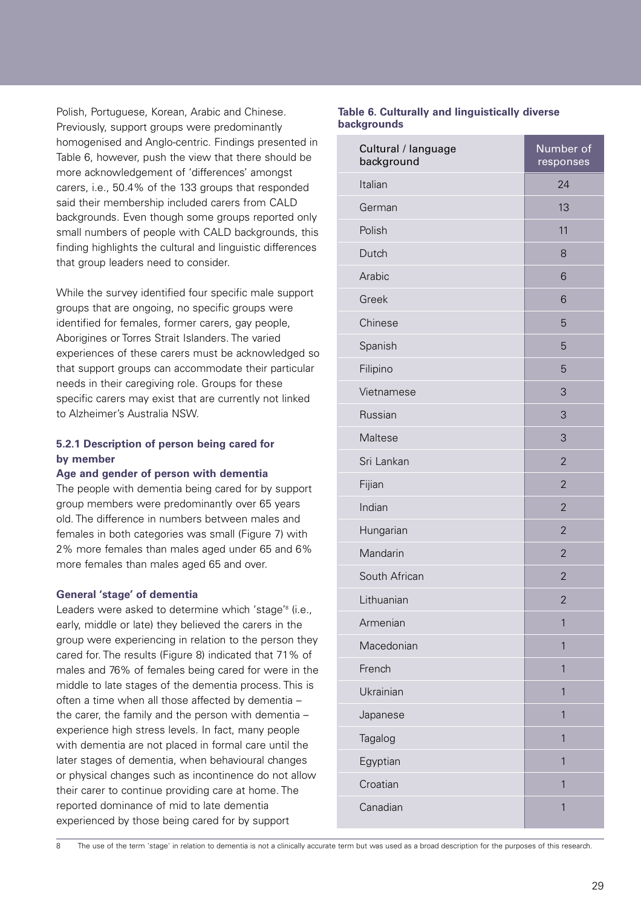Polish, Portuguese, Korean, Arabic and Chinese. Previously, support groups were predominantly homogenised and Anglo-centric. Findings presented in Table 6, however, push the view that there should be more acknowledgement of 'differences' amongst carers, i.e., 50.4% of the 133 groups that responded said their membership included carers from CALD backgrounds. Even though some groups reported only small numbers of people with CALD backgrounds, this finding highlights the cultural and linguistic differences that group leaders need to consider.

While the survey identified four specific male support groups that are ongoing, no specific groups were identified for females, former carers, gay people, Aborigines or Torres Strait Islanders. The varied experiences of these carers must be acknowledged so that support groups can accommodate their particular needs in their caregiving role. Groups for these specific carers may exist that are currently not linked to Alzheimer's Australia NSW.

### 5.2.1 Description of person being cared for by member

**Age and gender of person with dementia**

The people with dementia being cared for by support group members were predominantly over 65 years old. The difference in numbers between males and females in both categories was small (Figure 7) with 2% more females than males aged under 65 and 6% more females than males aged 65 and over.

**General 'stage' of dementia**

Leaders were asked to determine which 'stage'[8] (i.e., early, middle or late) they believed the carers in the group were experiencing in relation to the person they cared for. The results (Figure 8) indicated that 71% of males and 76% of females being cared for were in the middle to late stages of the dementia process. This is often a time when all those affected by dementia – the carer, the family and the person with dementia – experience high stress levels. In fact, many people with dementia are not placed in formal care until the later stages of dementia, when behavioural changes or physical changes such as incontinence do not allow their carer to continue providing care at home. The reported dominance of mid to late dementia experienced by those being cared for by support

**Table 6. Culturally and linguistically diverse backgrounds**

| Cultural / language background | Number of responses |
|---|---|
| Italian | 24 |
| German | 13 |
| Polish | 11 |
| Dutch | 8 |
| Arabic | 6 |
| Greek | 6 |
| Chinese | 5 |
| Spanish | 5 |
| Filipino | 5 |
| Vietnamese | 3 |
| Russian | 3 |
| Maltese | 3 |
| Sri Lankan | 2 |
| Fijian | 2 |
| Indian | 2 |
| Hungarian | 2 |
| Mandarin | 2 |
| South African | 2 |
| Lithuanian | 2 |
| Armenian | 1 |
| Macedonian | 1 |
| French | 1 |
| Ukrainian | 1 |
| Japanese | 1 |
| Tagalog | 1 |
| Egyptian | 1 |
| Croatian | 1 |
| Canadian | 1 |

8 The use of the term 'stage' in relation to dementia is not a clinically accurate term but was used as a broad description for the purposes of this research.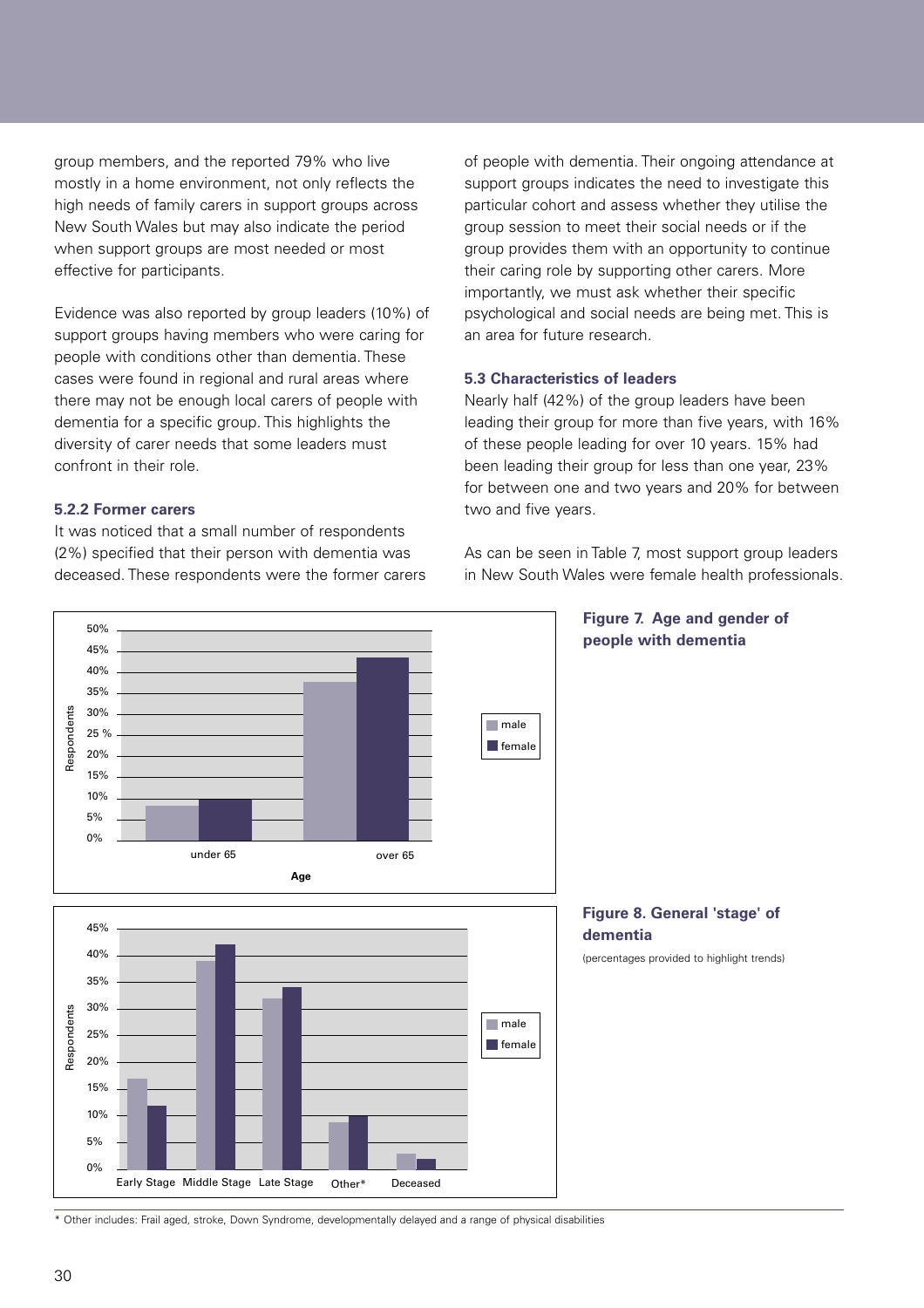group members, and the reported 79% who live mostly in a home environment, not only reflects the high needs of family carers in support groups across New South Wales but may also indicate the period when support groups are most needed or most effective for participants.

Evidence was also reported by group leaders (10%) of support groups having members who were caring for people with conditions other than dementia. These cases were found in regional and rural areas where there may not be enough local carers of people with dementia for a specific group. This highlights the diversity of carer needs that some leaders must confront in their role.

### 5.2.2 Former carers

It was noticed that a small number of respondents (2%) specified that their person with dementia was deceased. These respondents were the former carers of people with dementia. Their ongoing attendance at support groups indicates the need to investigate this particular cohort and assess whether they utilise the group session to meet their social needs or if the group provides them with an opportunity to continue their caring role by supporting other carers. More importantly, we must ask whether their specific psychological and social needs are being met. This is an area for future research.

### 5.3 Characteristics of leaders

Nearly half (42%) of the group leaders have been leading their group for more than five years, with 16% of these people leading for over 10 years. 15% had been leading their group for less than one year, 23% for between one and two years and 20% for between two and five years.

As can be seen in Table 7, most support group leaders in New South Wales were female health professionals.

**Figure 7. Age and gender of people with dementia**

**Figure 8. General 'stage' of dementia**

(percentages provided to highlight trends)

\* Other includes: Frail aged, stroke, Down Syndrome, developmentally delayed and a range of physical disabilities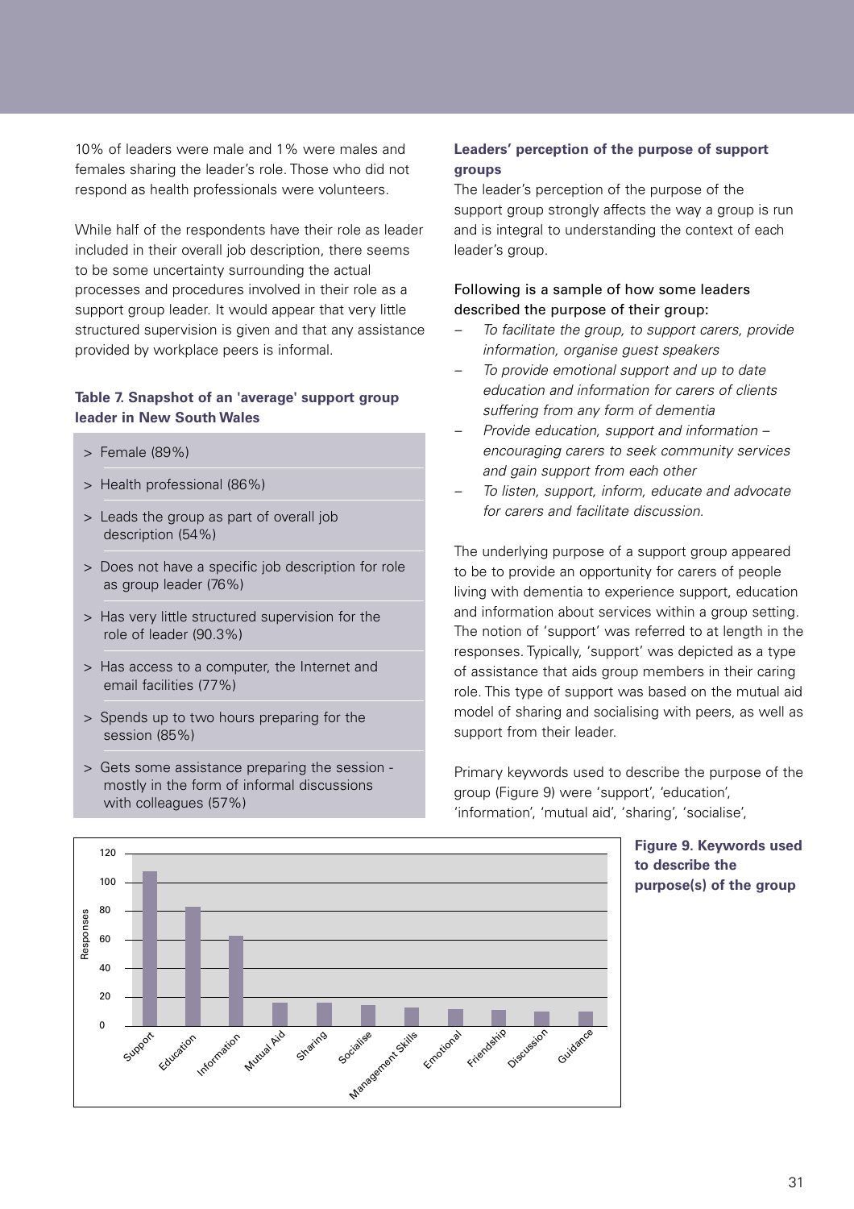10% of leaders were male and 1% were males and females sharing the leader's role. Those who did not respond as health professionals were volunteers.

While half of the respondents have their role as leader included in their overall job description, there seems to be some uncertainty surrounding the actual processes and procedures involved in their role as a support group leader. It would appear that very little structured supervision is given and that any assistance provided by workplace peers is informal.

**Table 7. Snapshot of an 'average' support group leader in New South Wales**

| |
|---|
| > Female (89%) |
| > Health professional (86%) |
| > Leads the group as part of overall job description (54%) |
| > Does not have a specific job description for role as group leader (76%) |
| > Has very little structured supervision for the role of leader (90.3%) |
| > Has access to a computer, the Internet and email facilities (77%) |
| > Spends up to two hours preparing for the session (85%) |
| > Gets some assistance preparing the session - mostly in the form of informal discussions with colleagues (57%) |

**Leaders' perception of the purpose of support groups**

The leader's perception of the purpose of the support group strongly affects the way a group is run and is integral to understanding the context of each leader's group.

Following is a sample of how some leaders described the purpose of their group:

- *To facilitate the group, to support carers, provide information, organise guest speakers*
- *To provide emotional support and up to date education and information for carers of clients suffering from any form of dementia*
- *Provide education, support and information – encouraging carers to seek community services and gain support from each other*
- *To listen, support, inform, educate and advocate for carers and facilitate discussion.*

The underlying purpose of a support group appeared to be to provide an opportunity for carers of people living with dementia to experience support, education and information about services within a group setting. The notion of 'support' was referred to at length in the responses. Typically, 'support' was depicted as a type of assistance that aids group members in their caring role. This type of support was based on the mutual aid model of sharing and socialising with peers, as well as support from their leader.

Primary keywords used to describe the purpose of the group (Figure 9) were 'support', 'education', 'information', 'mutual aid', 'sharing', 'socialise',

**Figure 9. Keywords used to describe the purpose(s) of the group**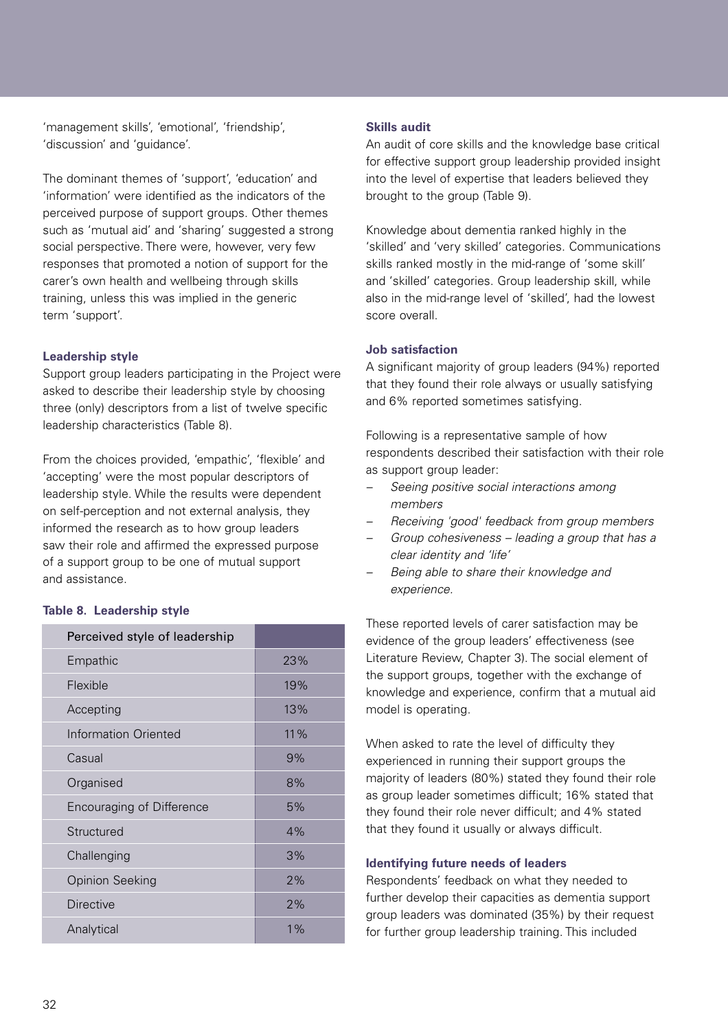'management skills', 'emotional', 'friendship', 'discussion' and 'guidance'.

The dominant themes of 'support', 'education' and 'information' were identified as the indicators of the perceived purpose of support groups. Other themes such as 'mutual aid' and 'sharing' suggested a strong social perspective. There were, however, very few responses that promoted a notion of support for the carer's own health and wellbeing through skills training, unless this was implied in the generic term 'support'.

### Leadership style

Support group leaders participating in the Project were asked to describe their leadership style by choosing three (only) descriptors from a list of twelve specific leadership characteristics (Table 8).

From the choices provided, 'empathic', 'flexible' and 'accepting' were the most popular descriptors of leadership style. While the results were dependent on self-perception and not external analysis, they informed the research as to how group leaders saw their role and affirmed the expressed purpose of a support group to be one of mutual support and assistance.

**Table 8. Leadership style**

| Perceived style of leadership | |
|---|---|
| Empathic | 23% |
| Flexible | 19% |
| Accepting | 13% |
| Information Oriented | 11% |
| Casual | 9% |
| Organised | 8% |
| Encouraging of Difference | 5% |
| Structured | 4% |
| Challenging | 3% |
| Opinion Seeking | 2% |
| Directive | 2% |
| Analytical | 1% |

### Skills audit

An audit of core skills and the knowledge base critical for effective support group leadership provided insight into the level of expertise that leaders believed they brought to the group (Table 9).

Knowledge about dementia ranked highly in the 'skilled' and 'very skilled' categories. Communications skills ranked mostly in the mid-range of 'some skill' and 'skilled' categories. Group leadership skill, while also in the mid-range level of 'skilled', had the lowest score overall.

### Job satisfaction

A significant majority of group leaders (94%) reported that they found their role always or usually satisfying and 6% reported sometimes satisfying.

Following is a representative sample of how respondents described their satisfaction with their role as support group leader:

- *Seeing positive social interactions among members*
- *Receiving 'good' feedback from group members*
- *Group cohesiveness – leading a group that has a clear identity and 'life'*
- *Being able to share their knowledge and experience.*

These reported levels of carer satisfaction may be evidence of the group leaders' effectiveness (see Literature Review, Chapter 3). The social element of the support groups, together with the exchange of knowledge and experience, confirm that a mutual aid model is operating.

When asked to rate the level of difficulty they experienced in running their support groups the majority of leaders (80%) stated they found their role as group leader sometimes difficult; 16% stated that they found their role never difficult; and 4% stated that they found it usually or always difficult.

### Identifying future needs of leaders

Respondents' feedback on what they needed to further develop their capacities as dementia support group leaders was dominated (35%) by their request for further group leadership training. This included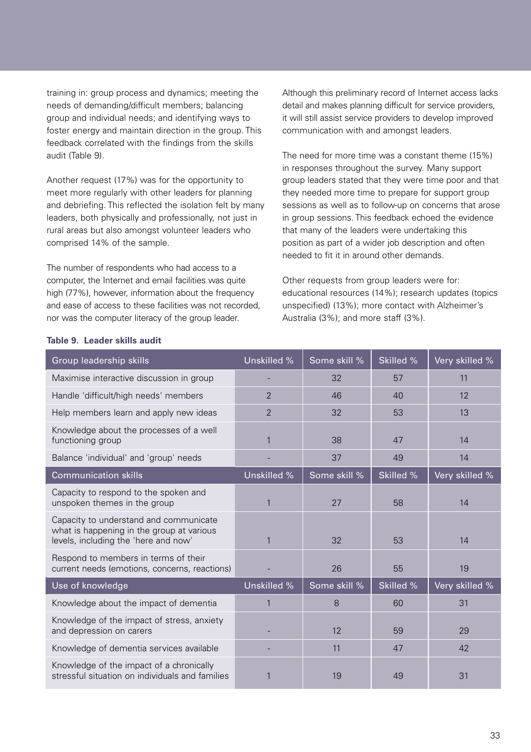training in: group process and dynamics; meeting the needs of demanding/difficult members; balancing group and individual needs; and identifying ways to foster energy and maintain direction in the group. This feedback correlated with the findings from the skills audit (Table 9).

Another request (17%) was for the opportunity to meet more regularly with other leaders for planning and debriefing. This reflected the isolation felt by many leaders, both physically and professionally, not just in rural areas but also amongst volunteer leaders who comprised 14% of the sample.

The number of respondents who had access to a computer, the Internet and email facilities was quite high (77%), however, information about the frequency and ease of access to these facilities was not recorded, nor was the computer literacy of the group leader.

Although this preliminary record of Internet access lacks detail and makes planning difficult for service providers, it will still assist service providers to develop improved communication with and amongst leaders.

The need for more time was a constant theme (15%) in responses throughout the survey. Many support group leaders stated that they were time poor and that they needed more time to prepare for support group sessions as well as to follow-up on concerns that arose in group sessions. This feedback echoed the evidence that many of the leaders were undertaking this position as part of a wider job description and often needed to fit it in around other demands.

Other requests from group leaders were for: educational resources (14%); research updates (topics unspecified) (13%); more contact with Alzheimer's Australia (3%); and more staff (3%).

**Table 9. Leader skills audit**

| Group leadership skills | Unskilled % | Some skill % | Skilled % | Very skilled % |
|---|---|---|---|---|
| Maximise interactive discussion in group | - | 32 | 57 | 11 |
| Handle 'difficult/high needs' members | 2 | 46 | 40 | 12 |
| Help members learn and apply new ideas | 2 | 32 | 53 | 13 |
| Knowledge about the processes of a well functioning group | 1 | 38 | 47 | 14 |
| Balance 'individual' and 'group' needs | - | 37 | 49 | 14 |
| **Communication skills** | **Unskilled %** | **Some skill %** | **Skilled %** | **Very skilled %** |
| Capacity to respond to the spoken and unspoken themes in the group | 1 | 27 | 58 | 14 |
| Capacity to understand and communicate what is happening in the group at various levels, including the 'here and now' | 1 | 32 | 53 | 14 |
| Respond to members in terms of their current needs (emotions, concerns, reactions) | - | 26 | 55 | 19 |
| **Use of knowledge** | **Unskilled %** | **Some skill %** | **Skilled %** | **Very skilled %** |
| Knowledge about the impact of dementia | 1 | 8 | 60 | 31 |
| Knowledge of the impact of stress, anxiety and depression on carers | - | 12 | 59 | 29 |
| Knowledge of dementia services available | - | 11 | 47 | 42 |
| Knowledge of the impact of a chronically stressful situation on individuals and families | 1 | 19 | 49 | 31 |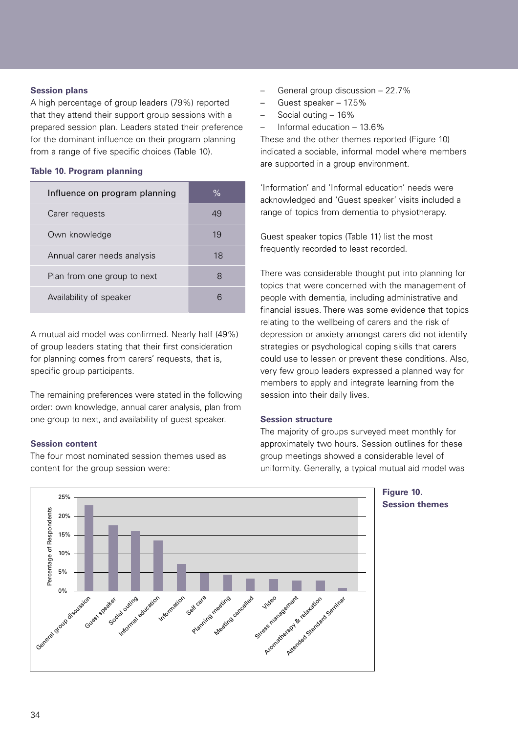### Session plans

A high percentage of group leaders (79%) reported that they attend their support group sessions with a prepared session plan. Leaders stated their preference for the dominant influence on their program planning from a range of five specific choices (Table 10).

**Table 10. Program planning**

| Influence on program planning | % |
|---|---|
| Carer requests | 49 |
| Own knowledge | 19 |
| Annual carer needs analysis | 18 |
| Plan from one group to next | 8 |
| Availability of speaker | 6 |

A mutual aid model was confirmed. Nearly half (49%) of group leaders stating that their first consideration for planning comes from carers' requests, that is, specific group participants.

The remaining preferences were stated in the following order: own knowledge, annual carer analysis, plan from one group to next, and availability of guest speaker.

### Session content

The four most nominated session themes used as content for the group session were:

- General group discussion – 22.7%
- Guest speaker – 17.5%
- Social outing – 16%
- Informal education – 13.6%

These and the other themes reported (Figure 10) indicated a sociable, informal model where members are supported in a group environment.

'Information' and 'Informal education' needs were acknowledged and 'Guest speaker' visits included a range of topics from dementia to physiotherapy.

Guest speaker topics (Table 11) list the most frequently recorded to least recorded.

There was considerable thought put into planning for topics that were concerned with the management of people with dementia, including administrative and financial issues. There was some evidence that topics relating to the wellbeing of carers and the risk of depression or anxiety amongst carers did not identify strategies or psychological coping skills that carers could use to lessen or prevent these conditions. Also, very few group leaders expressed a planned way for members to apply and integrate learning from the session into their daily lives.

### Session structure

The majority of groups surveyed meet monthly for approximately two hours. Session outlines for these group meetings showed a considerable level of uniformity. Generally, a typical mutual aid model was

**Figure 10. Session themes**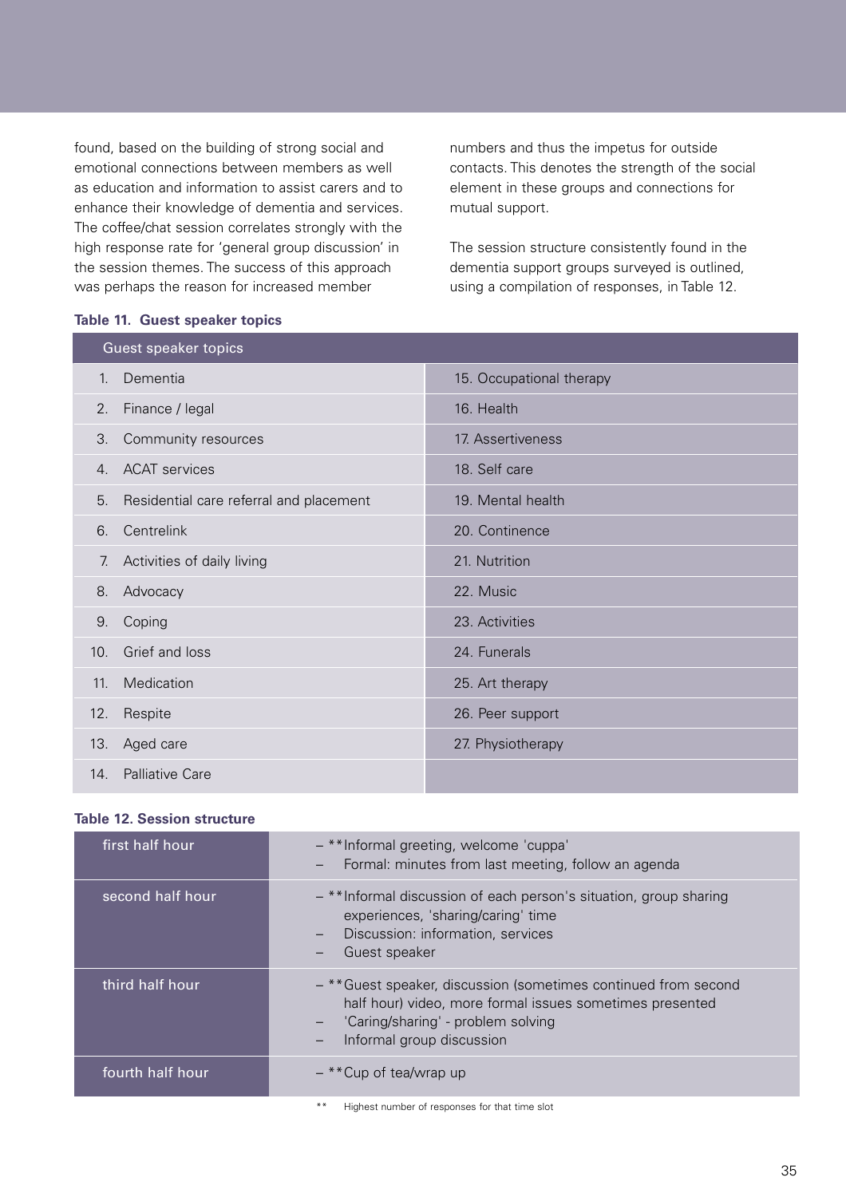found, based on the building of strong social and emotional connections between members as well as education and information to assist carers and to enhance their knowledge of dementia and services. The coffee/chat session correlates strongly with the high response rate for 'general group discussion' in the session themes. The success of this approach was perhaps the reason for increased member numbers and thus the impetus for outside contacts. This denotes the strength of the social element in these groups and connections for mutual support.

The session structure consistently found in the dementia support groups surveyed is outlined, using a compilation of responses, in Table 12.

**Table 11. Guest speaker topics**

| Guest speaker topics | |
|---|---|
| 1. Dementia | 15. Occupational therapy |
| 2. Finance / legal | 16. Health |
| 3. Community resources | 17. Assertiveness |
| 4. ACAT services | 18. Self care |
| 5. Residential care referral and placement | 19. Mental health |
| 6. Centrelink | 20. Continence |
| 7. Activities of daily living | 21. Nutrition |
| 8. Advocacy | 22. Music |
| 9. Coping | 23. Activities |
| 10. Grief and loss | 24. Funerals |
| 11. Medication | 25. Art therapy |
| 12. Respite | 26. Peer support |
| 13. Aged care | 27. Physiotherapy |
| 14. Palliative Care | |

**Table 12. Session structure**

| | |
|---|---|
| first half hour | – **Informal greeting, welcome 'cuppa'<br>– Formal: minutes from last meeting, follow an agenda |
| second half hour | – **Informal discussion of each person's situation, group sharing experiences, 'sharing/caring' time<br>– Discussion: information, services<br>– Guest speaker |
| third half hour | – **Guest speaker, discussion (sometimes continued from second half hour) video, more formal issues sometimes presented<br>– 'Caring/sharing' - problem solving<br>– Informal group discussion |
| fourth half hour | – **Cup of tea/wrap up |

** Highest number of responses for that time slot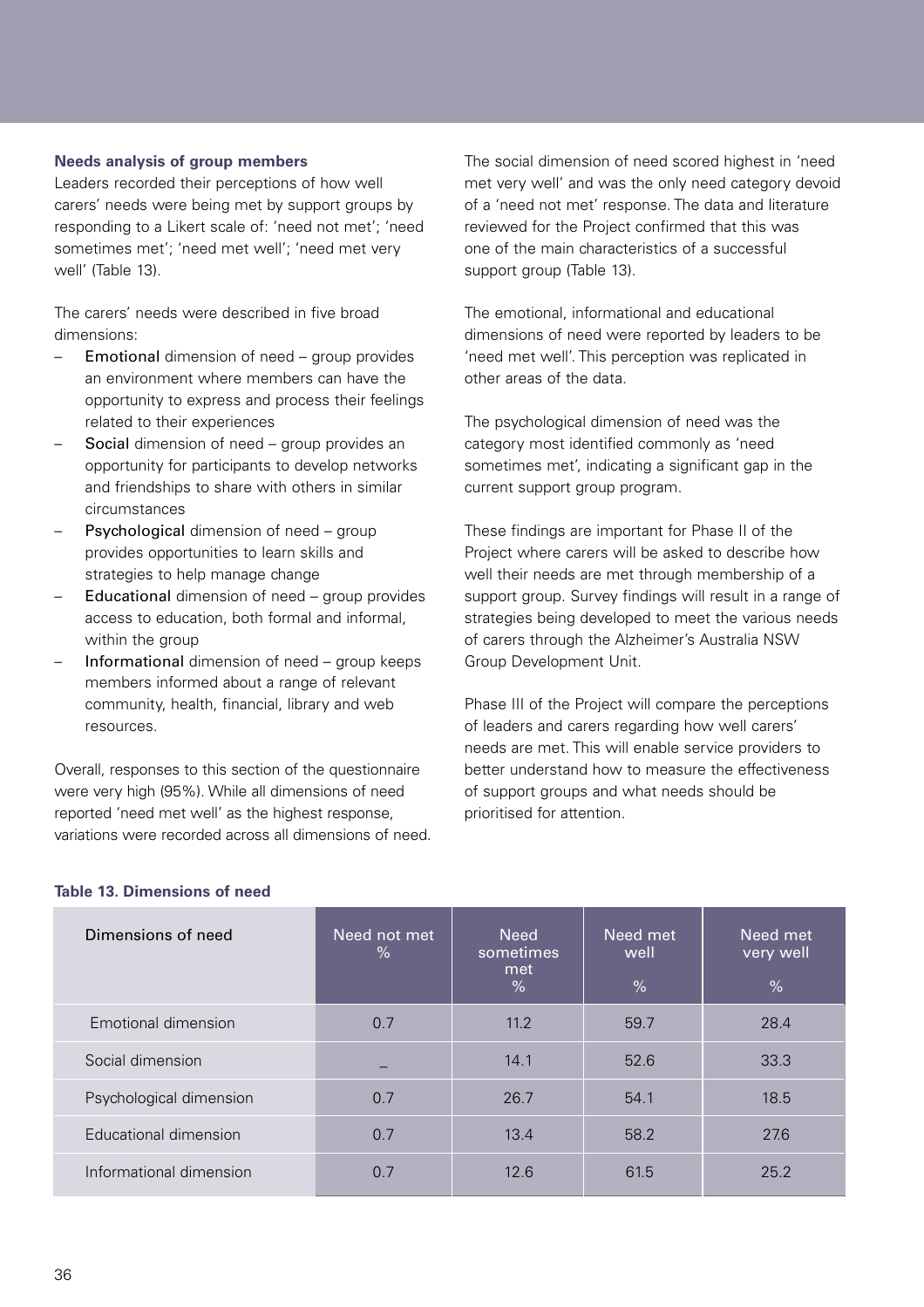**Needs analysis of group members**

Leaders recorded their perceptions of how well carers' needs were being met by support groups by responding to a Likert scale of: 'need not met'; 'need sometimes met'; 'need met well'; 'need met very well' (Table 13).

The carers' needs were described in five broad dimensions:

- Emotional dimension of need – group provides an environment where members can have the opportunity to express and process their feelings related to their experiences
- Social dimension of need – group provides an opportunity for participants to develop networks and friendships to share with others in similar circumstances
- Psychological dimension of need – group provides opportunities to learn skills and strategies to help manage change
- Educational dimension of need – group provides access to education, both formal and informal, within the group
- Informational dimension of need – group keeps members informed about a range of relevant community, health, financial, library and web resources.

Overall, responses to this section of the questionnaire were very high (95%). While all dimensions of need reported 'need met well' as the highest response, variations were recorded across all dimensions of need.

The social dimension of need scored highest in 'need met very well' and was the only need category devoid of a 'need not met' response. The data and literature reviewed for the Project confirmed that this was one of the main characteristics of a successful support group (Table 13).

The emotional, informational and educational dimensions of need were reported by leaders to be 'need met well'. This perception was replicated in other areas of the data.

The psychological dimension of need was the category most identified commonly as 'need sometimes met', indicating a significant gap in the current support group program.

These findings are important for Phase II of the Project where carers will be asked to describe how well their needs are met through membership of a support group. Survey findings will result in a range of strategies being developed to meet the various needs of carers through the Alzheimer's Australia NSW Group Development Unit.

Phase III of the Project will compare the perceptions of leaders and carers regarding how well carers' needs are met. This will enable service providers to better understand how to measure the effectiveness of support groups and what needs should be prioritised for attention.

**Table 13. Dimensions of need**

| Dimensions of need | Need not met % | Need sometimes met % | Need met well % | Need met very well % |
|---|---|---|---|---|
| Emotional dimension | 0.7 | 11.2 | 59.7 | 28.4 |
| Social dimension | – | 14.1 | 52.6 | 33.3 |
| Psychological dimension | 0.7 | 26.7 | 54.1 | 18.5 |
| Educational dimension | 0.7 | 13.4 | 58.2 | 27.6 |
| Informational dimension | 0.7 | 12.6 | 61.5 | 25.2 |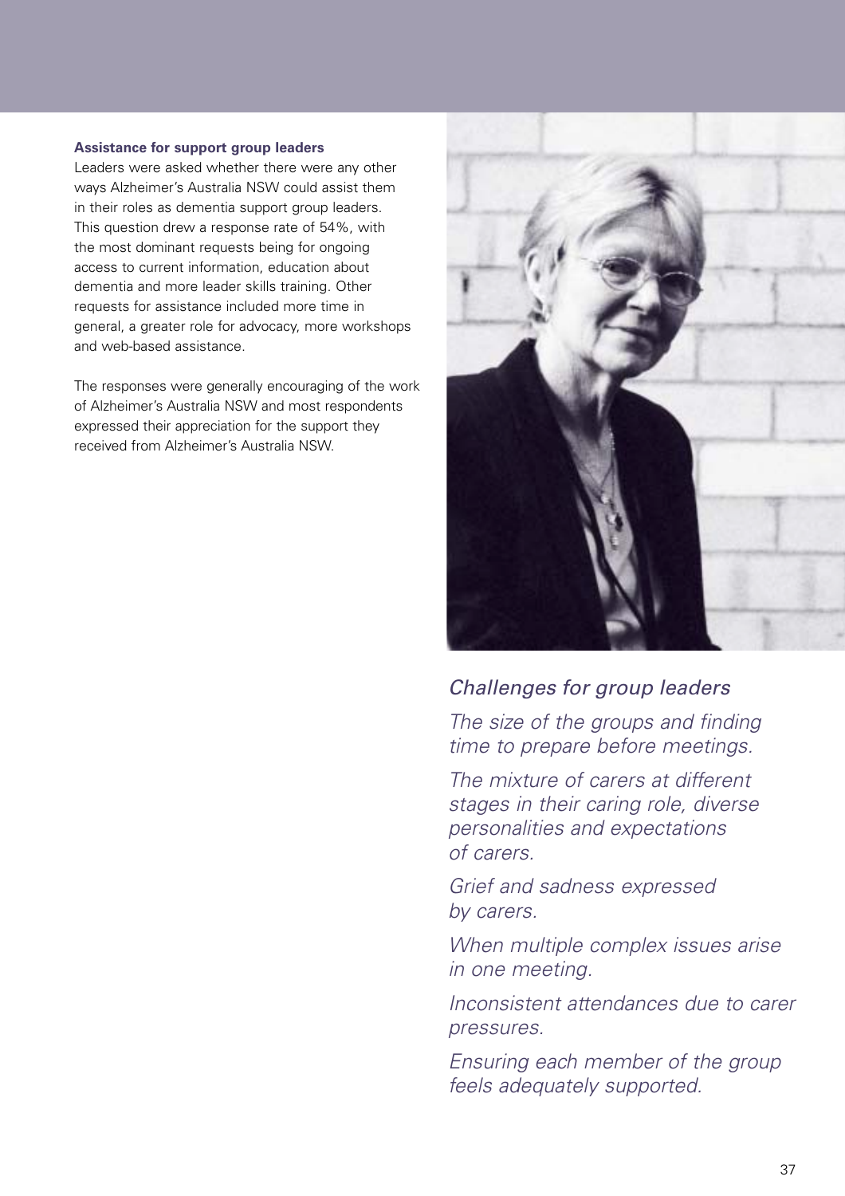**Assistance for support group leaders**

Leaders were asked whether there were any other ways Alzheimer's Australia NSW could assist them in their roles as dementia support group leaders. This question drew a response rate of 54%, with the most dominant requests being for ongoing access to current information, education about dementia and more leader skills training. Other requests for assistance included more time in general, a greater role for advocacy, more workshops and web-based assistance.

The responses were generally encouraging of the work of Alzheimer's Australia NSW and most respondents expressed their appreciation for the support they received from Alzheimer's Australia NSW.

*Challenges for group leaders*

*The size of the groups and finding time to prepare before meetings.*

*The mixture of carers at different stages in their caring role, diverse personalities and expectations of carers.*

*Grief and sadness expressed by carers.*

*When multiple complex issues arise in one meeting.*

*Inconsistent attendances due to carer pressures.*

*Ensuring each member of the group feels adequately supported.*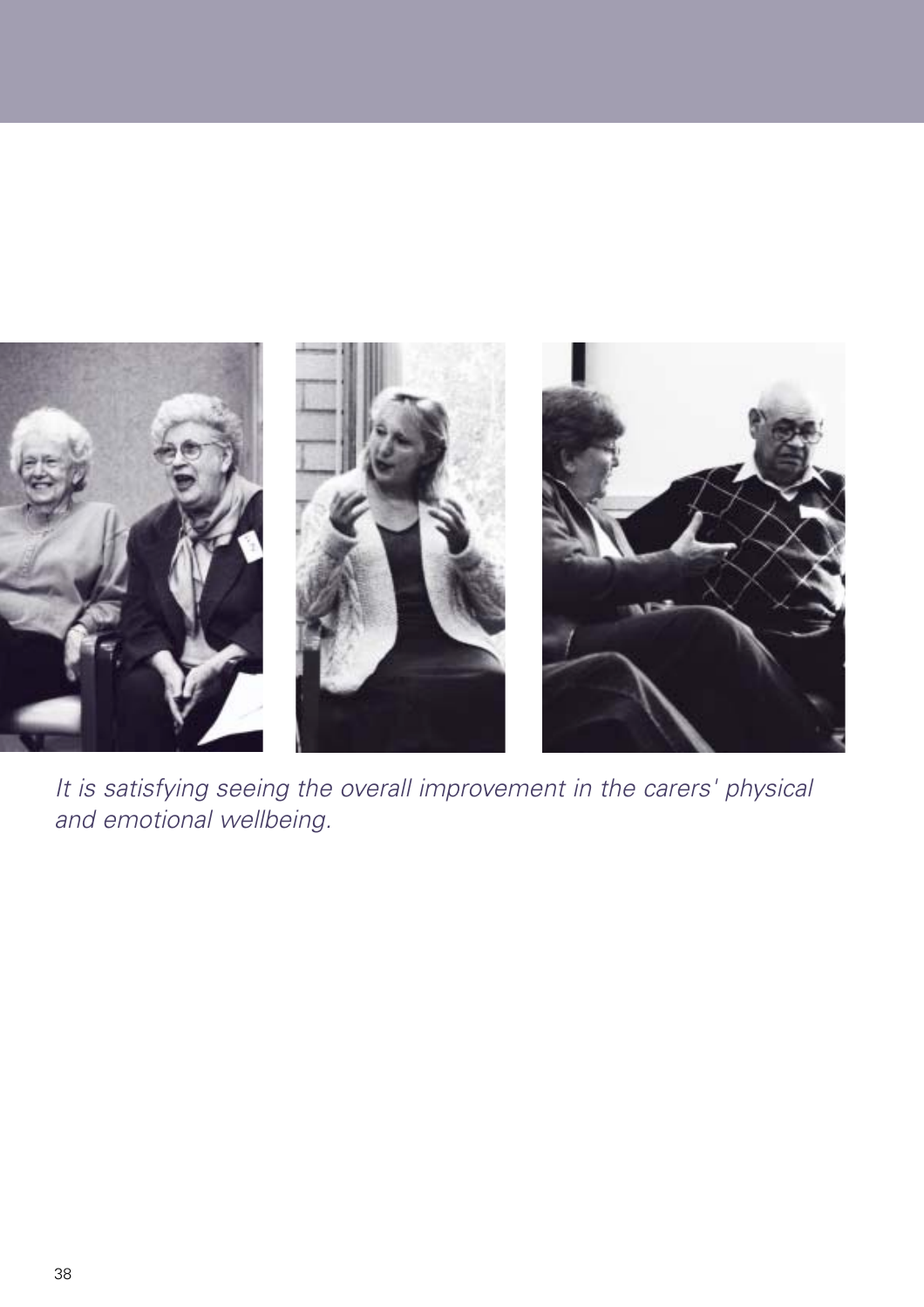*It is satisfying seeing the overall improvement in the carers' physical and emotional wellbeing.*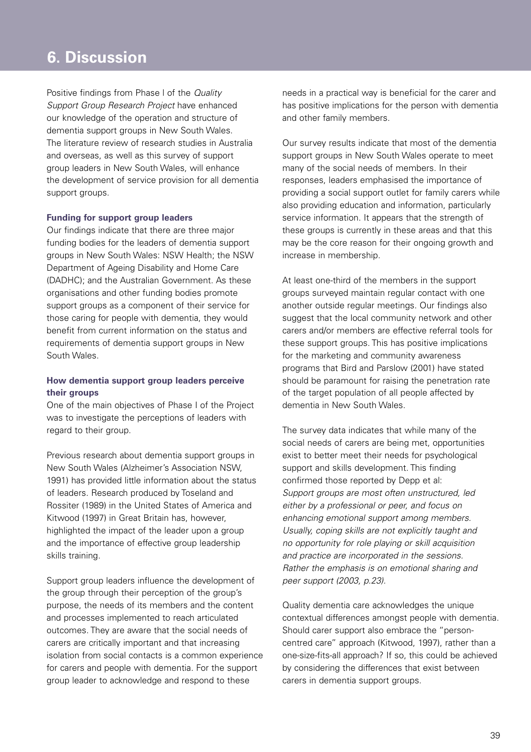# 6. Discussion

Positive findings from Phase I of the *Quality Support Group Research Project* have enhanced our knowledge of the operation and structure of dementia support groups in New South Wales. The literature review of research studies in Australia and overseas, as well as this survey of support group leaders in New South Wales, will enhance the development of service provision for all dementia support groups.

**Funding for support group leaders**

Our findings indicate that there are three major funding bodies for the leaders of dementia support groups in New South Wales: NSW Health; the NSW Department of Ageing Disability and Home Care (DADHC); and the Australian Government. As these organisations and other funding bodies promote support groups as a component of their service for those caring for people with dementia, they would benefit from current information on the status and requirements of dementia support groups in New South Wales.

**How dementia support group leaders perceive their groups**

One of the main objectives of Phase I of the Project was to investigate the perceptions of leaders with regard to their group.

Previous research about dementia support groups in New South Wales (Alzheimer's Association NSW, 1991) has provided little information about the status of leaders. Research produced by Toseland and Rossiter (1989) in the United States of America and Kitwood (1997) in Great Britain has, however, highlighted the impact of the leader upon a group and the importance of effective group leadership skills training.

Support group leaders influence the development of the group through their perception of the group's purpose, the needs of its members and the content and processes implemented to reach articulated outcomes. They are aware that the social needs of carers are critically important and that increasing isolation from social contacts is a common experience for carers and people with dementia. For the support group leader to acknowledge and respond to these needs in a practical way is beneficial for the carer and has positive implications for the person with dementia and other family members.

Our survey results indicate that most of the dementia support groups in New South Wales operate to meet many of the social needs of members. In their responses, leaders emphasised the importance of providing a social support outlet for family carers while also providing education and information, particularly service information. It appears that the strength of these groups is currently in these areas and that this may be the core reason for their ongoing growth and increase in membership.

At least one-third of the members in the support groups surveyed maintain regular contact with one another outside regular meetings. Our findings also suggest that the local community network and other carers and/or members are effective referral tools for these support groups. This has positive implications for the marketing and community awareness programs that Bird and Parslow (2001) have stated should be paramount for raising the penetration rate of the target population of all people affected by dementia in New South Wales.

The survey data indicates that while many of the social needs of carers are being met, opportunities exist to better meet their needs for psychological support and skills development. This finding confirmed those reported by Depp et al:

*Support groups are most often unstructured, led either by a professional or peer, and focus on enhancing emotional support among members. Usually, coping skills are not explicitly taught and no opportunity for role playing or skill acquisition and practice are incorporated in the sessions. Rather the emphasis is on emotional sharing and peer support (2003, p.23).*

Quality dementia care acknowledges the unique contextual differences amongst people with dementia. Should carer support also embrace the "person-centred care" approach (Kitwood, 1997), rather than a one-size-fits-all approach? If so, this could be achieved by considering the differences that exist between carers in dementia support groups.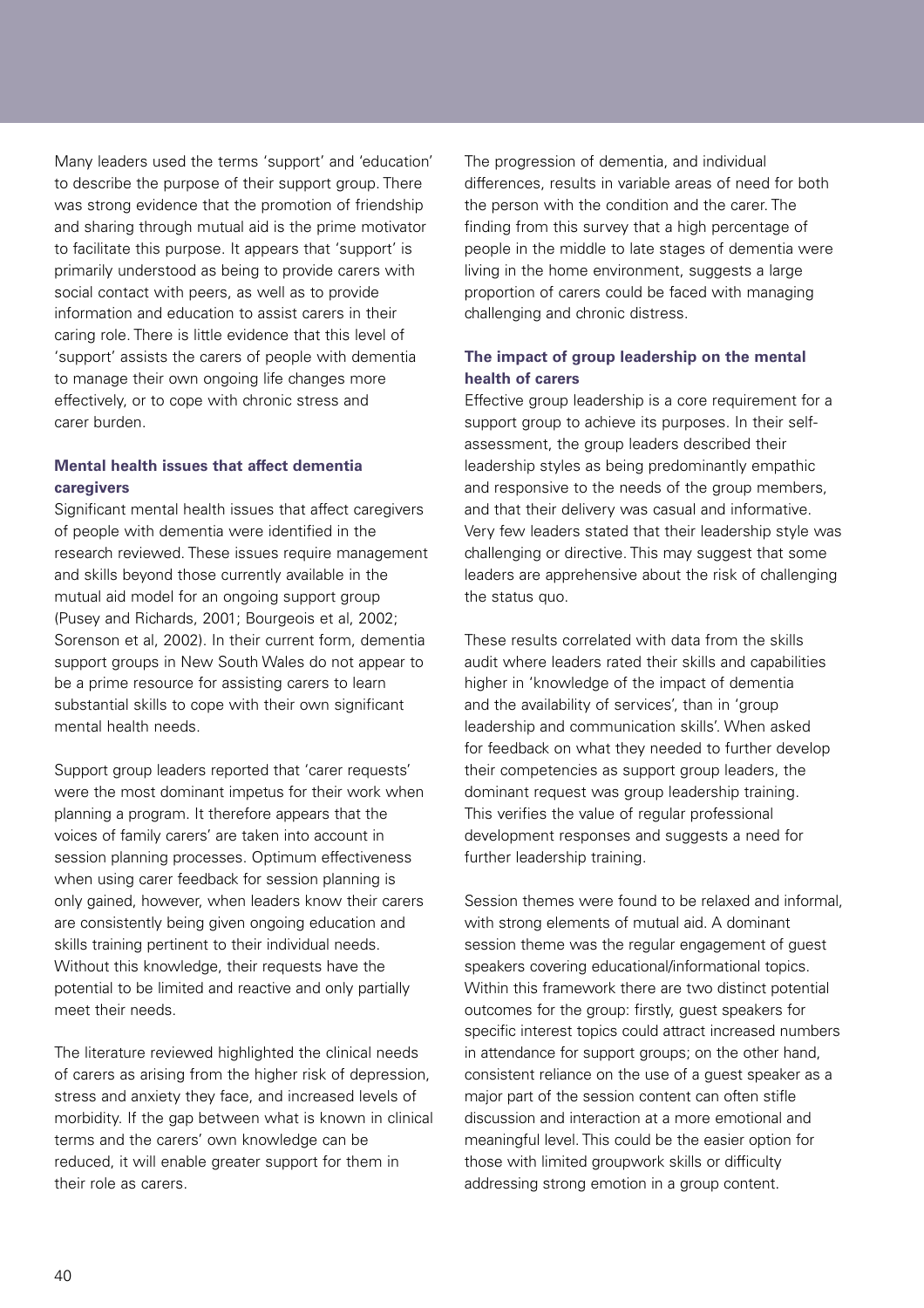Many leaders used the terms 'support' and 'education' to describe the purpose of their support group. There was strong evidence that the promotion of friendship and sharing through mutual aid is the prime motivator to facilitate this purpose. It appears that 'support' is primarily understood as being to provide carers with social contact with peers, as well as to provide information and education to assist carers in their caring role. There is little evidence that this level of 'support' assists the carers of people with dementia to manage their own ongoing life changes more effectively, or to cope with chronic stress and carer burden.

### Mental health issues that affect dementia caregivers

Significant mental health issues that affect caregivers of people with dementia were identified in the research reviewed. These issues require management and skills beyond those currently available in the mutual aid model for an ongoing support group (Pusey and Richards, 2001; Bourgeois et al, 2002; Sorenson et al, 2002). In their current form, dementia support groups in New South Wales do not appear to be a prime resource for assisting carers to learn substantial skills to cope with their own significant mental health needs.

Support group leaders reported that 'carer requests' were the most dominant impetus for their work when planning a program. It therefore appears that the voices of family carers' are taken into account in session planning processes. Optimum effectiveness when using carer feedback for session planning is only gained, however, when leaders know their carers are consistently being given ongoing education and skills training pertinent to their individual needs. Without this knowledge, their requests have the potential to be limited and reactive and only partially meet their needs.

The literature reviewed highlighted the clinical needs of carers as arising from the higher risk of depression, stress and anxiety they face, and increased levels of morbidity. If the gap between what is known in clinical terms and the carers' own knowledge can be reduced, it will enable greater support for them in their role as carers.

The progression of dementia, and individual differences, results in variable areas of need for both the person with the condition and the carer. The finding from this survey that a high percentage of people in the middle to late stages of dementia were living in the home environment, suggests a large proportion of carers could be faced with managing challenging and chronic distress.

### The impact of group leadership on the mental health of carers

Effective group leadership is a core requirement for a support group to achieve its purposes. In their self-assessment, the group leaders described their leadership styles as being predominantly empathic and responsive to the needs of the group members, and that their delivery was casual and informative. Very few leaders stated that their leadership style was challenging or directive. This may suggest that some leaders are apprehensive about the risk of challenging the status quo.

These results correlated with data from the skills audit where leaders rated their skills and capabilities higher in 'knowledge of the impact of dementia and the availability of services', than in 'group leadership and communication skills'. When asked for feedback on what they needed to further develop their competencies as support group leaders, the dominant request was group leadership training. This verifies the value of regular professional development responses and suggests a need for further leadership training.

Session themes were found to be relaxed and informal, with strong elements of mutual aid. A dominant session theme was the regular engagement of guest speakers covering educational/informational topics. Within this framework there are two distinct potential outcomes for the group: firstly, guest speakers for specific interest topics could attract increased numbers in attendance for support groups; on the other hand, consistent reliance on the use of a guest speaker as a major part of the session content can often stifle discussion and interaction at a more emotional and meaningful level. This could be the easier option for those with limited groupwork skills or difficulty addressing strong emotion in a group content.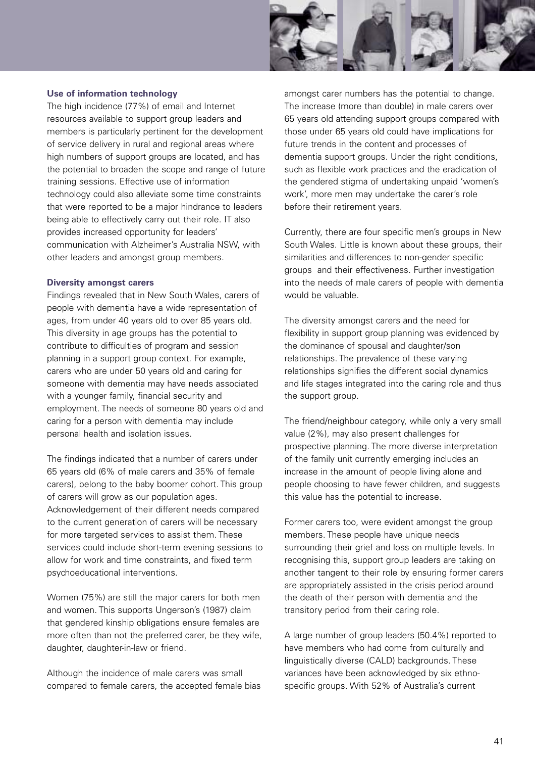### Use of information technology

The high incidence (77%) of email and Internet resources available to support group leaders and members is particularly pertinent for the development of service delivery in rural and regional areas where high numbers of support groups are located, and has the potential to broaden the scope and range of future training sessions. Effective use of information technology could also alleviate some time constraints that were reported to be a major hindrance to leaders being able to effectively carry out their role. IT also provides increased opportunity for leaders' communication with Alzheimer's Australia NSW, with other leaders and amongst group members.

### Diversity amongst carers

Findings revealed that in New South Wales, carers of people with dementia have a wide representation of ages, from under 40 years old to over 85 years old. This diversity in age groups has the potential to contribute to difficulties of program and session planning in a support group context. For example, carers who are under 50 years old and caring for someone with dementia may have needs associated with a younger family, financial security and employment. The needs of someone 80 years old and caring for a person with dementia may include personal health and isolation issues.

The findings indicated that a number of carers under 65 years old (6% of male carers and 35% of female carers), belong to the baby boomer cohort. This group of carers will grow as our population ages. Acknowledgement of their different needs compared to the current generation of carers will be necessary for more targeted services to assist them. These services could include short-term evening sessions to allow for work and time constraints, and fixed term psychoeducational interventions.

Women (75%) are still the major carers for both men and women. This supports Ungerson's (1987) claim that gendered kinship obligations ensure females are more often than not the preferred carer, be they wife, daughter, daughter-in-law or friend.

Although the incidence of male carers was small compared to female carers, the accepted female bias amongst carer numbers has the potential to change. The increase (more than double) in male carers over 65 years old attending support groups compared with those under 65 years old could have implications for future trends in the content and processes of dementia support groups. Under the right conditions, such as flexible work practices and the eradication of the gendered stigma of undertaking unpaid 'women's work', more men may undertake the carer's role before their retirement years.

Currently, there are four specific men's groups in New South Wales. Little is known about these groups, their similarities and differences to non-gender specific groups and their effectiveness. Further investigation into the needs of male carers of people with dementia would be valuable.

The diversity amongst carers and the need for flexibility in support group planning was evidenced by the dominance of spousal and daughter/son relationships. The prevalence of these varying relationships signifies the different social dynamics and life stages integrated into the caring role and thus the support group.

The friend/neighbour category, while only a very small value (2%), may also present challenges for prospective planning. The more diverse interpretation of the family unit currently emerging includes an increase in the amount of people living alone and people choosing to have fewer children, and suggests this value has the potential to increase.

Former carers too, were evident amongst the group members. These people have unique needs surrounding their grief and loss on multiple levels. In recognising this, support group leaders are taking on another tangent to their role by ensuring former carers are appropriately assisted in the crisis period around the death of their person with dementia and the transitory period from their caring role.

A large number of group leaders (50.4%) reported to have members who had come from culturally and linguistically diverse (CALD) backgrounds. These variances have been acknowledged by six ethno-specific groups. With 52% of Australia's current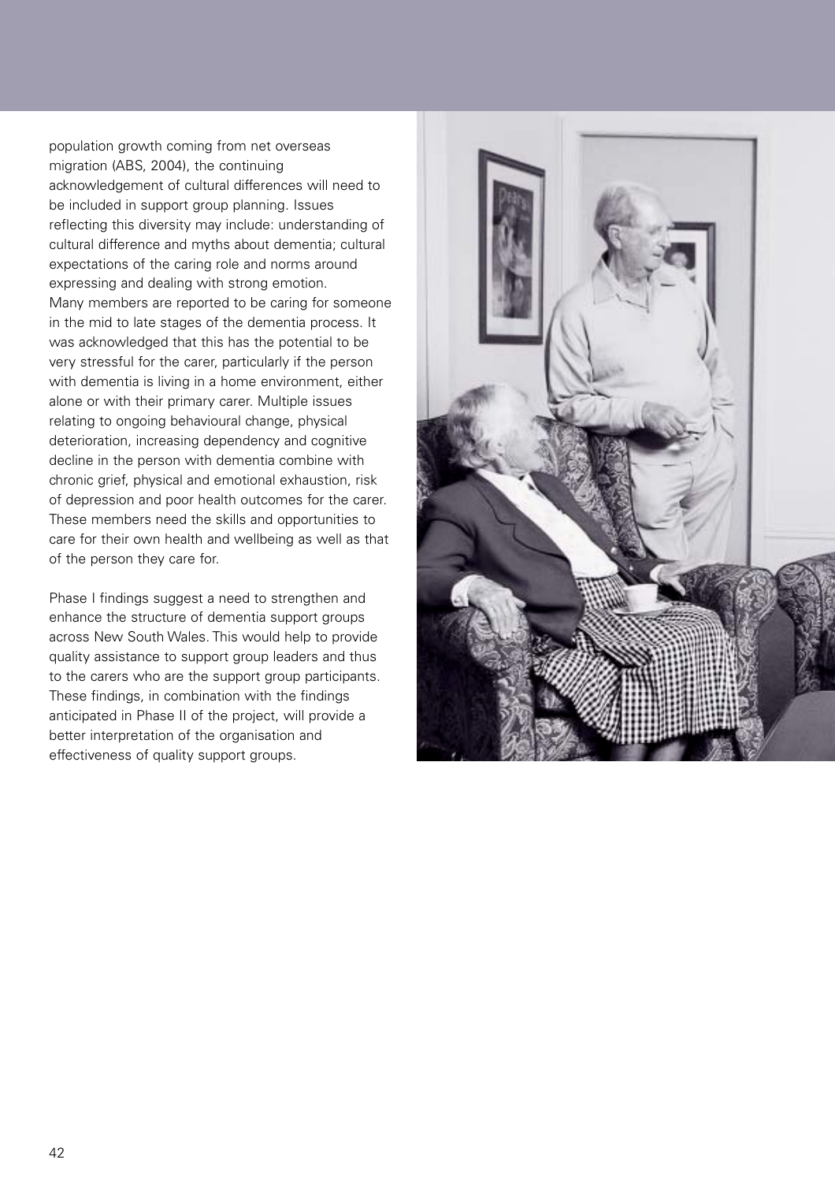population growth coming from net overseas migration (ABS, 2004), the continuing acknowledgement of cultural differences will need to be included in support group planning. Issues reflecting this diversity may include: understanding of cultural difference and myths about dementia; cultural expectations of the caring role and norms around expressing and dealing with strong emotion.
Many members are reported to be caring for someone in the mid to late stages of the dementia process. It was acknowledged that this has the potential to be very stressful for the carer, particularly if the person with dementia is living in a home environment, either alone or with their primary carer. Multiple issues relating to ongoing behavioural change, physical deterioration, increasing dependency and cognitive decline in the person with dementia combine with chronic grief, physical and emotional exhaustion, risk of depression and poor health outcomes for the carer. These members need the skills and opportunities to care for their own health and wellbeing as well as that of the person they care for.

Phase I findings suggest a need to strengthen and enhance the structure of dementia support groups across New South Wales. This would help to provide quality assistance to support group leaders and thus to the carers who are the support group participants. These findings, in combination with the findings anticipated in Phase II of the project, will provide a better interpretation of the organisation and effectiveness of quality support groups.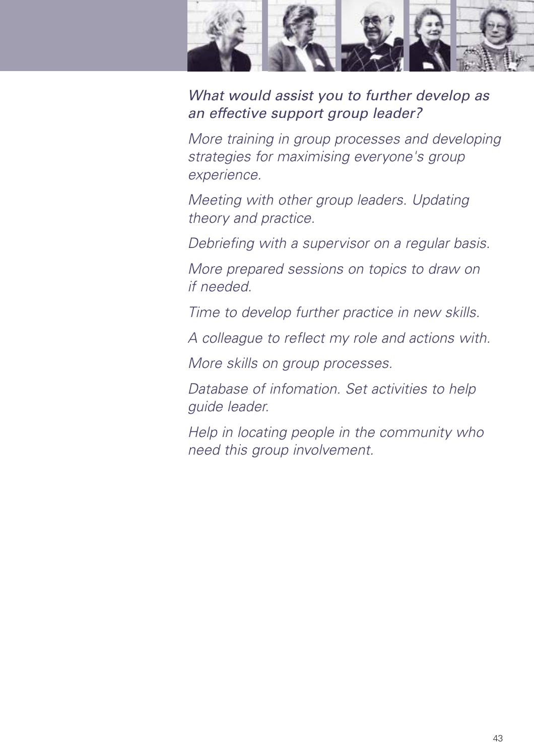*What would assist you to further develop as an effective support group leader?*

*More training in group processes and developing strategies for maximising everyone's group experience.*

*Meeting with other group leaders. Updating theory and practice.*

*Debriefing with a supervisor on a regular basis.*

*More prepared sessions on topics to draw on if needed.*

*Time to develop further practice in new skills.*

*A colleague to reflect my role and actions with.*

*More skills on group processes.*

*Database of infomation. Set activities to help guide leader.*

*Help in locating people in the community who need this group involvement.*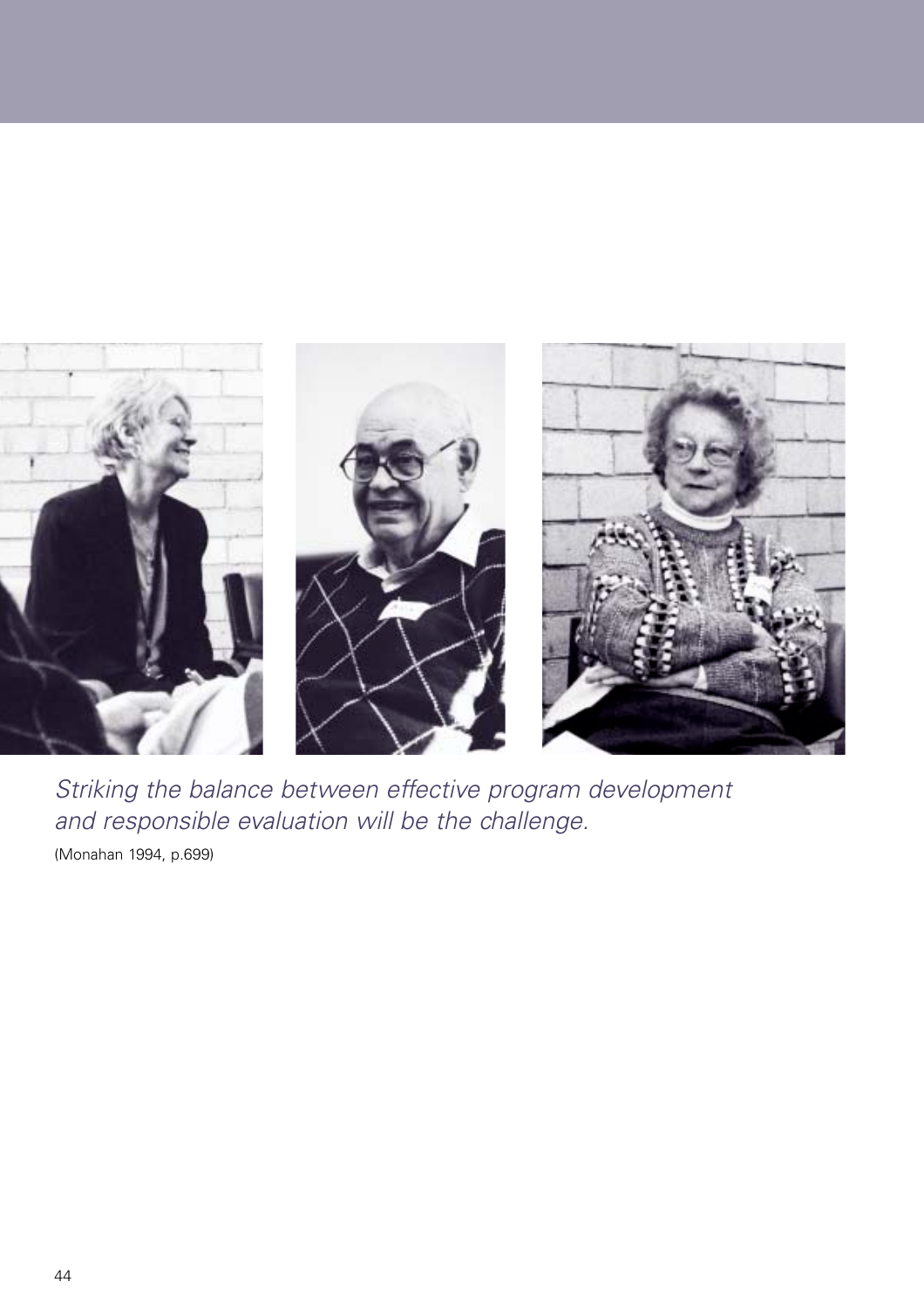*Striking the balance between effective program development and responsible evaluation will be the challenge.*

(Monahan 1994, p.699)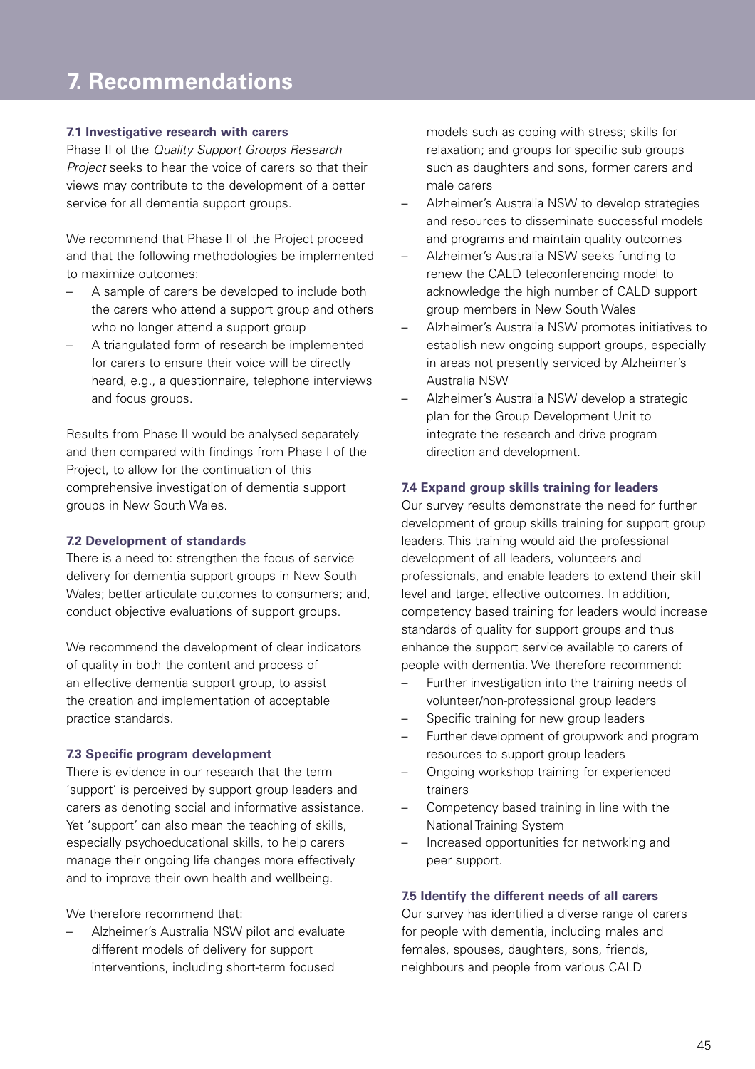# 7. Recommendations

### 7.1 Investigative research with carers

Phase II of the *Quality Support Groups Research Project* seeks to hear the voice of carers so that their views may contribute to the development of a better service for all dementia support groups.

We recommend that Phase II of the Project proceed and that the following methodologies be implemented to maximize outcomes:

- A sample of carers be developed to include both the carers who attend a support group and others who no longer attend a support group
- A triangulated form of research be implemented for carers to ensure their voice will be directly heard, e.g., a questionnaire, telephone interviews and focus groups.

Results from Phase II would be analysed separately and then compared with findings from Phase I of the Project, to allow for the continuation of this comprehensive investigation of dementia support groups in New South Wales.

### 7.2 Development of standards

There is a need to: strengthen the focus of service delivery for dementia support groups in New South Wales; better articulate outcomes to consumers; and, conduct objective evaluations of support groups.

We recommend the development of clear indicators of quality in both the content and process of an effective dementia support group, to assist the creation and implementation of acceptable practice standards.

### 7.3 Specific program development

There is evidence in our research that the term 'support' is perceived by support group leaders and carers as denoting social and informative assistance. Yet 'support' can also mean the teaching of skills, especially psychoeducational skills, to help carers manage their ongoing life changes more effectively and to improve their own health and wellbeing.

We therefore recommend that:

- Alzheimer's Australia NSW pilot and evaluate different models of delivery for support interventions, including short-term focused models such as coping with stress; skills for relaxation; and groups for specific sub groups such as daughters and sons, former carers and male carers
- Alzheimer's Australia NSW to develop strategies and resources to disseminate successful models and programs and maintain quality outcomes
- Alzheimer's Australia NSW seeks funding to renew the CALD teleconferencing model to acknowledge the high number of CALD support group members in New South Wales
- Alzheimer's Australia NSW promotes initiatives to establish new ongoing support groups, especially in areas not presently serviced by Alzheimer's Australia NSW
- Alzheimer's Australia NSW develop a strategic plan for the Group Development Unit to integrate the research and drive program direction and development.

### 7.4 Expand group skills training for leaders

Our survey results demonstrate the need for further development of group skills training for support group leaders. This training would aid the professional development of all leaders, volunteers and professionals, and enable leaders to extend their skill level and target effective outcomes. In addition, competency based training for leaders would increase standards of quality for support groups and thus enhance the support service available to carers of people with dementia. We therefore recommend:

- Further investigation into the training needs of volunteer/non-professional group leaders
- Specific training for new group leaders
- Further development of groupwork and program resources to support group leaders
- Ongoing workshop training for experienced trainers
- Competency based training in line with the National Training System
- Increased opportunities for networking and peer support.

### 7.5 Identify the different needs of all carers

Our survey has identified a diverse range of carers for people with dementia, including males and females, spouses, daughters, sons, friends, neighbours and people from various CALD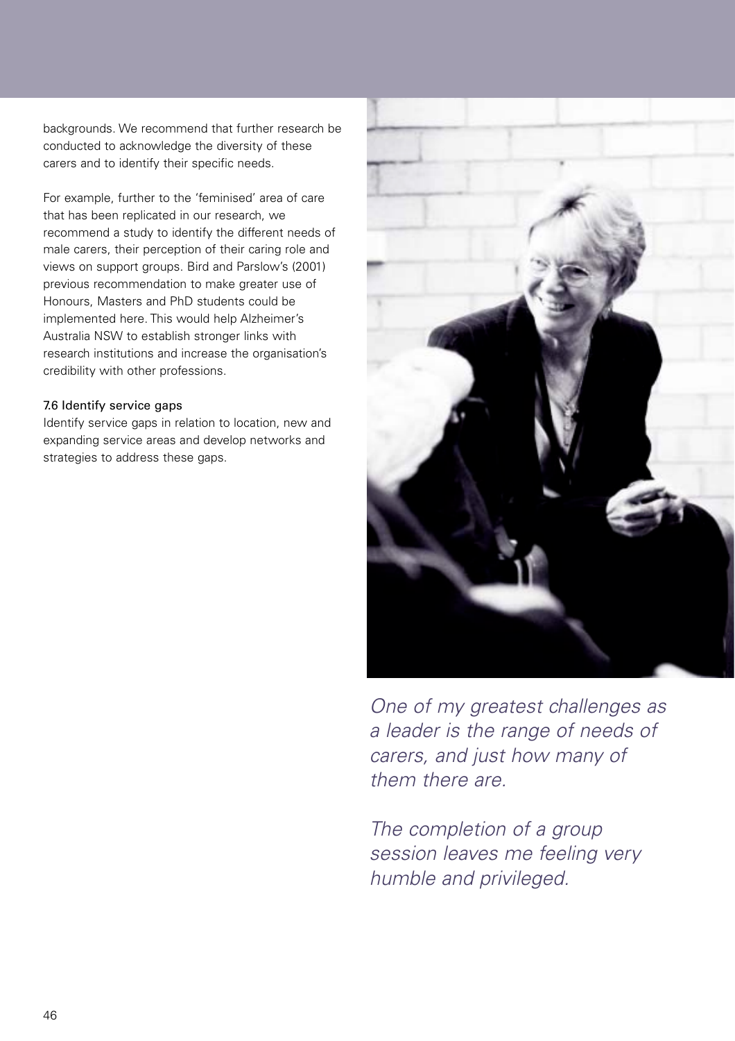backgrounds. We recommend that further research be conducted to acknowledge the diversity of these carers and to identify their specific needs.

For example, further to the 'feminised' area of care that has been replicated in our research, we recommend a study to identify the different needs of male carers, their perception of their caring role and views on support groups. Bird and Parslow's (2001) previous recommendation to make greater use of Honours, Masters and PhD students could be implemented here. This would help Alzheimer's Australia NSW to establish stronger links with research institutions and increase the organisation's credibility with other professions.

### 7.6 Identify service gaps

Identify service gaps in relation to location, new and expanding service areas and develop networks and strategies to address these gaps.

*One of my greatest challenges as a leader is the range of needs of carers, and just how many of them there are.*

*The completion of a group session leaves me feeling very humble and privileged.*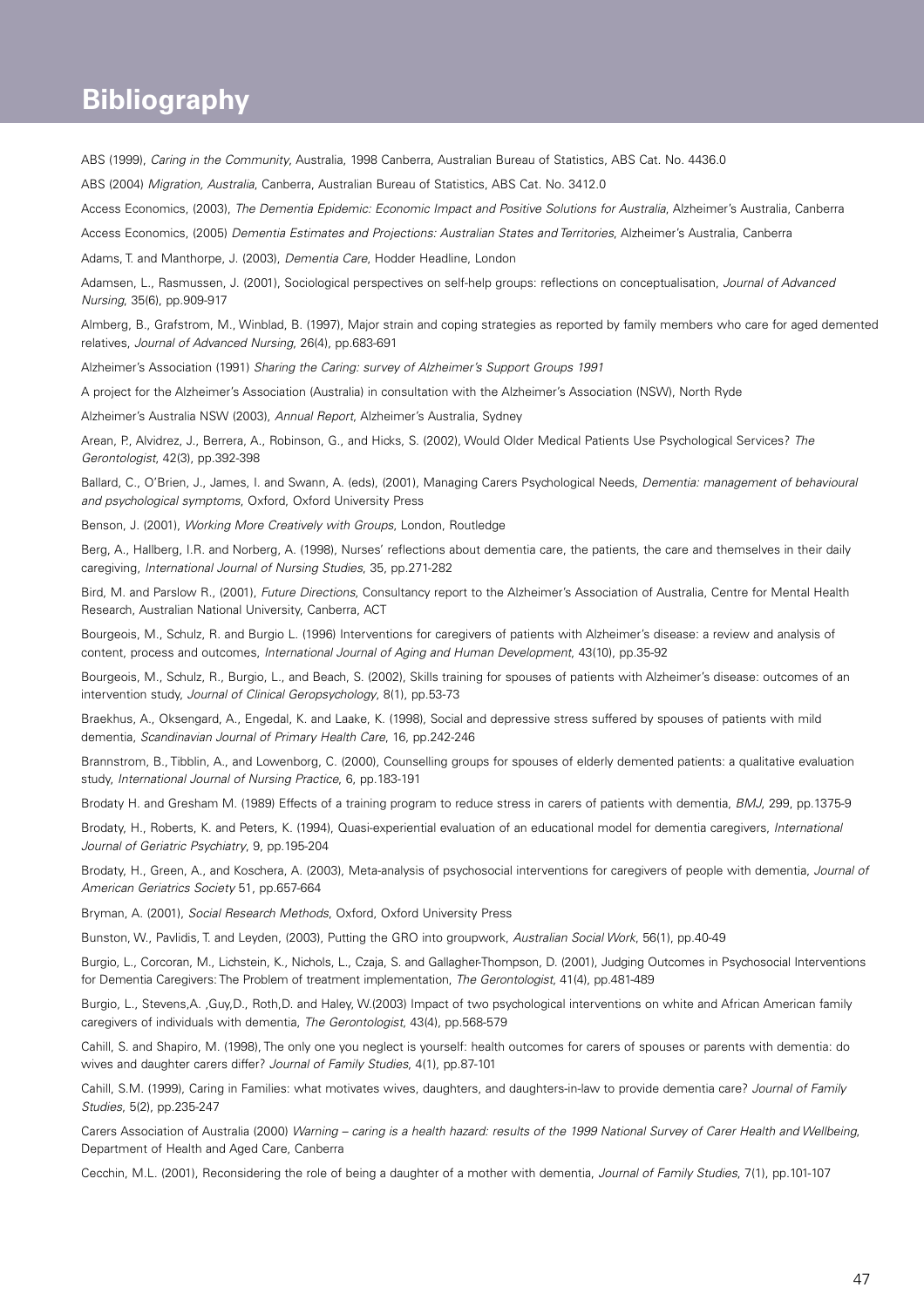# Bibliography

ABS (1999), *Caring in the Community*, Australia, 1998 Canberra, Australian Bureau of Statistics, ABS Cat. No. 4436.0

ABS (2004) *Migration, Australia*, Canberra, Australian Bureau of Statistics, ABS Cat. No. 3412.0

Access Economics, (2003), *The Dementia Epidemic: Economic Impact and Positive Solutions for Australia*, Alzheimer's Australia, Canberra

Access Economics, (2005) *Dementia Estimates and Projections: Australian States and Territories*, Alzheimer's Australia, Canberra

Adams, T. and Manthorpe, J. (2003), *Dementia Care*, Hodder Headline, London

Adamsen, L., Rasmussen, J. (2001), Sociological perspectives on self-help groups: reflections on conceptualisation, *Journal of Advanced Nursing*, 35(6), pp.909-917

Almberg, B., Grafstrom, M., Winblad, B. (1997), Major strain and coping strategies as reported by family members who care for aged demented relatives, *Journal of Advanced Nursing*, 26(4), pp.683-691

Alzheimer's Association (1991) *Sharing the Caring: survey of Alzheimer's Support Groups 1991*

A project for the Alzheimer's Association (Australia) in consultation with the Alzheimer's Association (NSW), North Ryde

Alzheimer's Australia NSW (2003), *Annual Report*, Alzheimer's Australia, Sydney

Arean, P., Alvidrez, J., Berrera, A., Robinson, G., and Hicks, S. (2002), Would Older Medical Patients Use Psychological Services? *The Gerontologist*, 42(3), pp.392-398

Ballard, C., O'Brien, J., James, I. and Swann, A. (eds), (2001), Managing Carers Psychological Needs, *Dementia: management of behavioural and psychological symptoms*, Oxford, Oxford University Press

Benson, J. (2001), *Working More Creatively with Groups*, London, Routledge

Berg, A., Hallberg, I.R. and Norberg, A. (1998), Nurses' reflections about dementia care, the patients, the care and themselves in their daily caregiving, *International Journal of Nursing Studies*, 35, pp.271-282

Bird, M. and Parslow R., (2001), *Future Directions*, Consultancy report to the Alzheimer's Association of Australia, Centre for Mental Health Research, Australian National University, Canberra, ACT

Bourgeois, M., Schulz, R. and Burgio L. (1996) Interventions for caregivers of patients with Alzheimer's disease: a review and analysis of content, process and outcomes, *International Journal of Aging and Human Development*, 43(10), pp.35-92

Bourgeois, M., Schulz, R., Burgio, L., and Beach, S. (2002), Skills training for spouses of patients with Alzheimer's disease: outcomes of an intervention study, *Journal of Clinical Geropsychology*, 8(1), pp.53-73

Braekhus, A., Oksengard, A., Engedal, K. and Laake, K. (1998), Social and depressive stress suffered by spouses of patients with mild dementia, *Scandinavian Journal of Primary Health Care*, 16, pp.242-246

Brannstrom, B., Tibblin, A., and Lowenborg, C. (2000), Counselling groups for spouses of elderly demented patients: a qualitative evaluation study, *International Journal of Nursing Practice*, 6, pp.183-191

Brodaty H. and Gresham M. (1989) Effects of a training program to reduce stress in carers of patients with dementia, *BMJ*, 299, pp.1375-9

Brodaty, H., Roberts, K. and Peters, K. (1994), Quasi-experiential evaluation of an educational model for dementia caregivers, *International Journal of Geriatric Psychiatry*, 9, pp.195-204

Brodaty, H., Green, A., and Koschera, A. (2003), Meta-analysis of psychosocial interventions for caregivers of people with dementia, *Journal of American Geriatrics Society* 51, pp.657-664

Bryman, A. (2001), *Social Research Methods*, Oxford, Oxford University Press

Bunston, W., Pavlidis, T. and Leyden, (2003), Putting the GRO into groupwork, *Australian Social Work*, 56(1), pp.40-49

Burgio, L., Corcoran, M., Lichstein, K., Nichols, L., Czaja, S. and Gallagher-Thompson, D. (2001), Judging Outcomes in Psychosocial Interventions for Dementia Caregivers: The Problem of treatment implementation, *The Gerontologist*, 41(4), pp.481-489

Burgio, L., Stevens,A. ,Guy,D., Roth,D. and Haley, W.(2003) Impact of two psychological interventions on white and African American family caregivers of individuals with dementia, *The Gerontologist*, 43(4), pp.568-579

Cahill, S. and Shapiro, M. (1998), The only one you neglect is yourself: health outcomes for carers of spouses or parents with dementia: do wives and daughter carers differ? *Journal of Family Studies*, 4(1), pp.87-101

Cahill, S.M. (1999), Caring in Families: what motivates wives, daughters, and daughters-in-law to provide dementia care? *Journal of Family Studies*, 5(2), pp.235-247

Carers Association of Australia (2000) *Warning – caring is a health hazard: results of the 1999 National Survey of Carer Health and Wellbeing*, Department of Health and Aged Care, Canberra

Cecchin, M.L. (2001), Reconsidering the role of being a daughter of a mother with dementia, *Journal of Family Studies*, 7(1), pp.101-107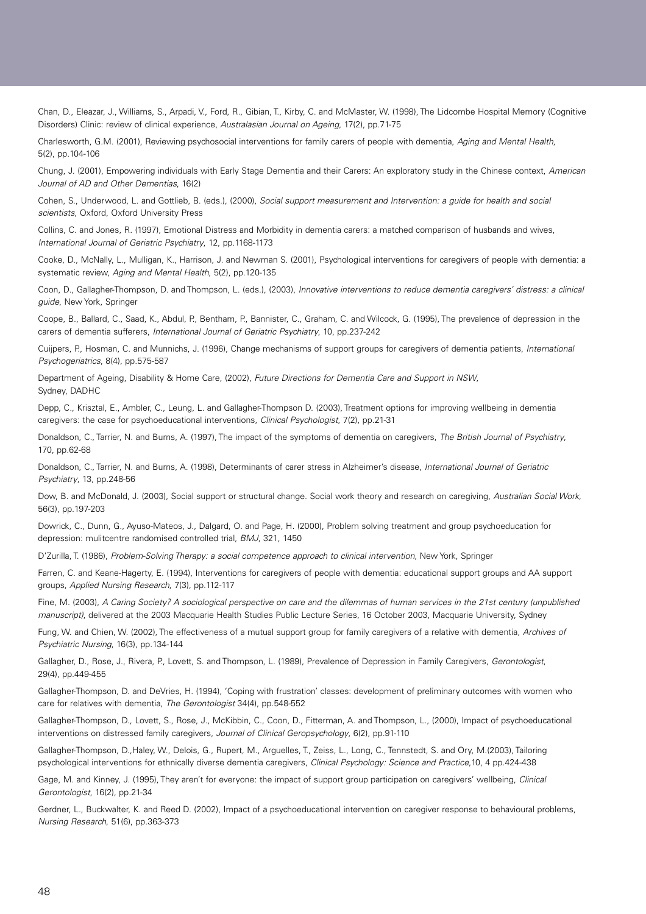Chan, D., Eleazar, J., Williams, S., Arpadi, V., Ford, R., Gibian, T., Kirby, C. and McMaster, W. (1998), The Lidcombe Hospital Memory (Cognitive Disorders) Clinic: review of clinical experience, *Australasian Journal on Ageing*, 17(2), pp.71-75

Charlesworth, G.M. (2001), Reviewing psychosocial interventions for family carers of people with dementia, *Aging and Mental Health*, 5(2), pp.104-106

Chung, J. (2001), Empowering individuals with Early Stage Dementia and their Carers: An exploratory study in the Chinese context, *American Journal of AD and Other Dementias*, 16(2)

Cohen, S., Underwood, L. and Gottlieb, B. (eds.), (2000), *Social support measurement and Intervention: a guide for health and social scientists*, Oxford, Oxford University Press

Collins, C. and Jones, R. (1997), Emotional Distress and Morbidity in dementia carers: a matched comparison of husbands and wives, *International Journal of Geriatric Psychiatry*, 12, pp.1168-1173

Cooke, D., McNally, L., Mulligan, K., Harrison, J. and Newman S. (2001), Psychological interventions for caregivers of people with dementia: a systematic review, *Aging and Mental Health*, 5(2), pp.120-135

Coon, D., Gallagher-Thompson, D. and Thompson, L. (eds.), (2003), *Innovative interventions to reduce dementia caregivers' distress: a clinical guide*, New York, Springer

Coope, B., Ballard, C., Saad, K., Abdul, P., Bentham, P., Bannister, C., Graham, C. and Wilcock, G. (1995), The prevalence of depression in the carers of dementia sufferers, *International Journal of Geriatric Psychiatry*, 10, pp.237-242

Cuijpers, P., Hosman, C. and Munnichs, J. (1996), Change mechanisms of support groups for caregivers of dementia patients, *International Psychogeriatrics*, 8(4), pp.575-587

Department of Ageing, Disability & Home Care, (2002), *Future Directions for Dementia Care and Support in NSW*, Sydney, DADHC

Depp, C., Krisztal, E., Ambler, C., Leung, L. and Gallagher-Thompson D. (2003), Treatment options for improving wellbeing in dementia caregivers: the case for psychoeducational interventions, *Clinical Psychologist*, 7(2), pp.21-31

Donaldson, C., Tarrier, N. and Burns, A. (1997), The impact of the symptoms of dementia on caregivers, *The British Journal of Psychiatry*, 170, pp.62-68

Donaldson, C., Tarrier, N. and Burns, A. (1998), Determinants of carer stress in Alzheimer's disease, *International Journal of Geriatric Psychiatry*, 13, pp.248-56

Dow, B. and McDonald, J. (2003), Social support or structural change. Social work theory and research on caregiving, *Australian Social Work*, 56(3), pp.197-203

Dowrick, C., Dunn, G., Ayuso-Mateos, J., Dalgard, O. and Page, H. (2000), Problem solving treatment and group psychoeducation for depression: mulitcentre randomised controlled trial, *BMJ*, 321, 1450

D'Zurilla, T. (1986), *Problem-Solving Therapy: a social competence approach to clinical intervention*, New York, Springer

Farren, C. and Keane-Hagerty, E. (1994), Interventions for caregivers of people with dementia: educational support groups and AA support groups, *Applied Nursing Research*, 7(3), pp.112-117

Fine, M. (2003), *A Caring Society? A sociological perspective on care and the dilemmas of human services in the 21st century (unpublished manuscript)*, delivered at the 2003 Macquarie Health Studies Public Lecture Series, 16 October 2003, Macquarie University, Sydney

Fung, W. and Chien, W. (2002), The effectiveness of a mutual support group for family caregivers of a relative with dementia, *Archives of Psychiatric Nursing*, 16(3), pp.134-144

Gallagher, D., Rose, J., Rivera, P., Lovett, S. and Thompson, L. (1989), Prevalence of Depression in Family Caregivers, *Gerontologist*, 29(4), pp.449-455

Gallagher-Thompson, D. and DeVries, H. (1994), 'Coping with frustration' classes: development of preliminary outcomes with women who care for relatives with dementia, *The Gerontologist* 34(4), pp.548-552

Gallagher-Thompson, D., Lovett, S., Rose, J., McKibbin, C., Coon, D., Fitterman, A. and Thompson, L., (2000), Impact of psychoeducational interventions on distressed family caregivers, *Journal of Clinical Geropsychology*, 6(2), pp.91-110

Gallagher-Thompson, D.,Haley, W., Delois, G., Rupert, M., Arguelles, T., Zeiss, L., Long, C., Tennstedt, S. and Ory, M.(2003), Tailoring psychological interventions for ethnically diverse dementia caregivers, *Clinical Psychology: Science and Practice*,10, 4 pp.424-438

Gage, M. and Kinney, J. (1995), They aren't for everyone: the impact of support group participation on caregivers' wellbeing, *Clinical Gerontologist*, 16(2), pp.21-34

Gerdner, L., Buckwalter, K. and Reed D. (2002), Impact of a psychoeducational intervention on caregiver response to behavioural problems, *Nursing Research*, 51(6), pp.363-373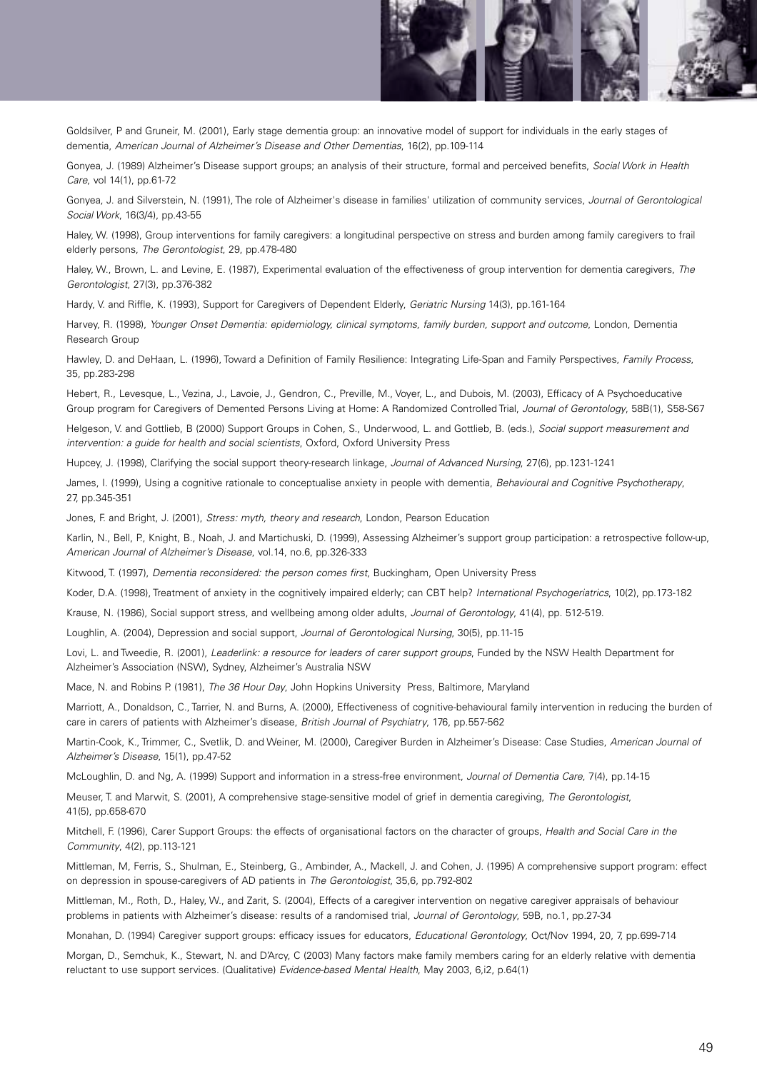Goldsilver, P and Gruneir, M. (2001), Early stage dementia group: an innovative model of support for individuals in the early stages of dementia, *American Journal of Alzheimer's Disease and Other Dementias*, 16(2), pp.109-114

Gonyea, J. (1989) Alzheimer's Disease support groups; an analysis of their structure, formal and perceived benefits, *Social Work in Health Care*, vol 14(1), pp.61-72

Gonyea, J. and Silverstein, N. (1991), The role of Alzheimer's disease in families' utilization of community services, *Journal of Gerontological Social Work*, 16(3/4), pp.43-55

Haley, W. (1998), Group interventions for family caregivers: a longitudinal perspective on stress and burden among family caregivers to frail elderly persons, *The Gerontologist*, 29, pp.478-480

Haley, W., Brown, L. and Levine, E. (1987), Experimental evaluation of the effectiveness of group intervention for dementia caregivers, *The Gerontologist*, 27(3), pp.376-382

Hardy, V. and Riffle, K. (1993), Support for Caregivers of Dependent Elderly, *Geriatric Nursing* 14(3), pp.161-164

Harvey, R. (1998), *Younger Onset Dementia: epidemiology, clinical symptoms, family burden, support and outcome*, London, Dementia Research Group

Hawley, D. and DeHaan, L. (1996), Toward a Definition of Family Resilience: Integrating Life-Span and Family Perspectives, *Family Process*, 35, pp.283-298

Hebert, R., Levesque, L., Vezina, J., Lavoie, J., Gendron, C., Preville, M., Voyer, L., and Dubois, M. (2003), Efficacy of A Psychoeducative Group program for Caregivers of Demented Persons Living at Home: A Randomized Controlled Trial, *Journal of Gerontology*, 58B(1), S58-S67

Helgeson, V. and Gottlieb, B (2000) Support Groups in Cohen, S., Underwood, L. and Gottlieb, B. (eds.), *Social support measurement and intervention: a guide for health and social scientists*, Oxford, Oxford University Press

Hupcey, J. (1998), Clarifying the social support theory-research linkage, *Journal of Advanced Nursing*, 27(6), pp.1231-1241

James, I. (1999), Using a cognitive rationale to conceptualise anxiety in people with dementia, *Behavioural and Cognitive Psychotherapy*, 27, pp.345-351

Jones, F. and Bright, J. (2001), *Stress: myth, theory and research*, London, Pearson Education

Karlin, N., Bell, P., Knight, B., Noah, J. and Martichuski, D. (1999), Assessing Alzheimer's support group participation: a retrospective follow-up, *American Journal of Alzheimer's Disease*, vol.14, no.6, pp.326-333

Kitwood, T. (1997), *Dementia reconsidered: the person comes first*, Buckingham, Open University Press

Koder, D.A. (1998), Treatment of anxiety in the cognitively impaired elderly; can CBT help? *International Psychogeriatrics*, 10(2), pp.173-182

Krause, N. (1986), Social support stress, and wellbeing among older adults, *Journal of Gerontology*, 41(4), pp. 512-519.

Loughlin, A. (2004), Depression and social support, *Journal of Gerontological Nursing*, 30(5), pp.11-15

Lovi, L. and Tweedie, R. (2001), *Leaderlink: a resource for leaders of carer support groups*, Funded by the NSW Health Department for Alzheimer's Association (NSW), Sydney, Alzheimer's Australia NSW

Mace, N. and Robins P. (1981), *The 36 Hour Day*, John Hopkins University Press, Baltimore, Maryland

Marriott, A., Donaldson, C., Tarrier, N. and Burns, A. (2000), Effectiveness of cognitive-behavioural family intervention in reducing the burden of care in carers of patients with Alzheimer's disease, *British Journal of Psychiatry*, 176, pp.557-562

Martin-Cook, K., Trimmer, C., Svetlik, D. and Weiner, M. (2000), Caregiver Burden in Alzheimer's Disease: Case Studies, *American Journal of Alzheimer's Disease*, 15(1), pp.47-52

McLoughlin, D. and Ng, A. (1999) Support and information in a stress-free environment, *Journal of Dementia Care*, 7(4), pp.14-15

Meuser, T. and Marwit, S. (2001), A comprehensive stage-sensitive model of grief in dementia caregiving, *The Gerontologist*, 41(5), pp.658-670

Mitchell, F. (1996), Carer Support Groups: the effects of organisational factors on the character of groups, *Health and Social Care in the Community*, 4(2), pp.113-121

Mittleman, M, Ferris, S., Shulman, E., Steinberg, G., Ambinder, A., Mackell, J. and Cohen, J. (1995) A comprehensive support program: effect on depression in spouse-caregivers of AD patients in *The Gerontologist*, 35,6, pp.792-802

Mittleman, M., Roth, D., Haley, W., and Zarit, S. (2004), Effects of a caregiver intervention on negative caregiver appraisals of behaviour problems in patients with Alzheimer's disease: results of a randomised trial, *Journal of Gerontology*, 59B, no.1, pp.27-34

Monahan, D. (1994) Caregiver support groups: efficacy issues for educators, *Educational Gerontology*, Oct/Nov 1994, 20, 7, pp.699-714

Morgan, D., Semchuk, K., Stewart, N. and D'Arcy, C (2003) Many factors make family members caring for an elderly relative with dementia reluctant to use support services. (Qualitative) *Evidence-based Mental Health*, May 2003, 6,i2, p.64(1)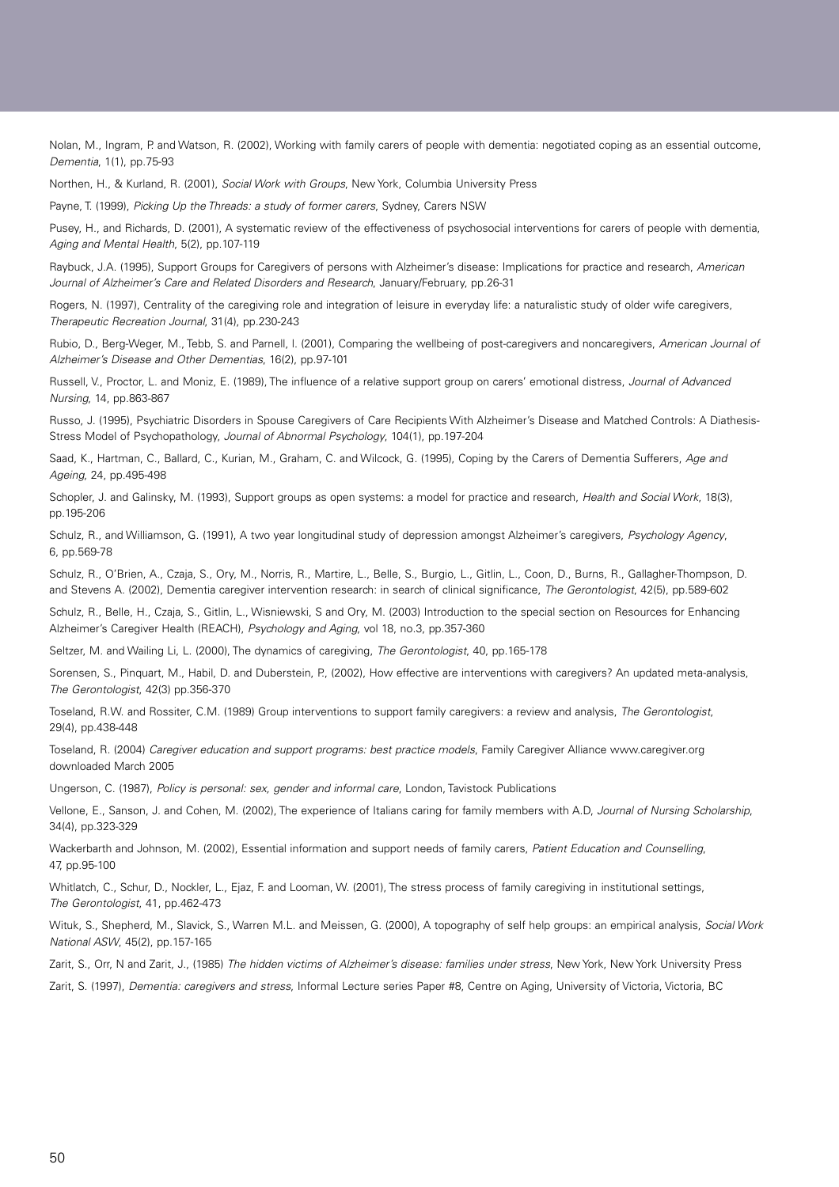Nolan, M., Ingram, P. and Watson, R. (2002), Working with family carers of people with dementia: negotiated coping as an essential outcome, *Dementia*, 1(1), pp.75-93

Northen, H., & Kurland, R. (2001), *Social Work with Groups*, New York, Columbia University Press

Payne, T. (1999), *Picking Up the Threads: a study of former carers*, Sydney, Carers NSW

Pusey, H., and Richards, D. (2001), A systematic review of the effectiveness of psychosocial interventions for carers of people with dementia, *Aging and Mental Health*, 5(2), pp.107-119

Raybuck, J.A. (1995), Support Groups for Caregivers of persons with Alzheimer's disease: Implications for practice and research, *American Journal of Alzheimer's Care and Related Disorders and Research*, January/February, pp.26-31

Rogers, N. (1997), Centrality of the caregiving role and integration of leisure in everyday life: a naturalistic study of older wife caregivers, *Therapeutic Recreation Journal*, 31(4), pp.230-243

Rubio, D., Berg-Weger, M., Tebb, S. and Parnell, I. (2001), Comparing the wellbeing of post-caregivers and noncaregivers, *American Journal of Alzheimer's Disease and Other Dementias*, 16(2), pp.97-101

Russell, V., Proctor, L. and Moniz, E. (1989), The influence of a relative support group on carers' emotional distress, *Journal of Advanced Nursing*, 14, pp.863-867

Russo, J. (1995), Psychiatric Disorders in Spouse Caregivers of Care Recipients With Alzheimer's Disease and Matched Controls: A Diathesis-Stress Model of Psychopathology, *Journal of Abnormal Psychology*, 104(1), pp.197-204

Saad, K., Hartman, C., Ballard, C., Kurian, M., Graham, C. and Wilcock, G. (1995), Coping by the Carers of Dementia Sufferers, *Age and Ageing*, 24, pp.495-498

Schopler, J. and Galinsky, M. (1993), Support groups as open systems: a model for practice and research, *Health and Social Work*, 18(3), pp.195-206

Schulz, R., and Williamson, G. (1991), A two year longitudinal study of depression amongst Alzheimer's caregivers, *Psychology Agency*, 6, pp.569-78

Schulz, R., O'Brien, A., Czaja, S., Ory, M., Norris, R., Martire, L., Belle, S., Burgio, L., Gitlin, L., Coon, D., Burns, R., Gallagher-Thompson, D. and Stevens A. (2002), Dementia caregiver intervention research: in search of clinical significance, *The Gerontologist*, 42(5), pp.589-602

Schulz, R., Belle, H., Czaja, S., Gitlin, L., Wisniewski, S and Ory, M. (2003) Introduction to the special section on Resources for Enhancing Alzheimer's Caregiver Health (REACH), *Psychology and Aging*, vol 18, no.3, pp.357-360

Seltzer, M. and Wailing Li, L. (2000), The dynamics of caregiving, *The Gerontologist*, 40, pp.165-178

Sorensen, S., Pinquart, M., Habil, D. and Duberstein, P., (2002), How effective are interventions with caregivers? An updated meta-analysis, *The Gerontologist*, 42(3) pp.356-370

Toseland, R.W. and Rossiter, C.M. (1989) Group interventions to support family caregivers: a review and analysis, *The Gerontologist*, 29(4), pp.438-448

Toseland, R. (2004) *Caregiver education and support programs: best practice models*, Family Caregiver Alliance www.caregiver.org downloaded March 2005

Ungerson, C. (1987), *Policy is personal: sex, gender and informal care*, London, Tavistock Publications

Vellone, E., Sanson, J. and Cohen, M. (2002), The experience of Italians caring for family members with A.D, *Journal of Nursing Scholarship*, 34(4), pp.323-329

Wackerbarth and Johnson, M. (2002), Essential information and support needs of family carers, *Patient Education and Counselling*, 47, pp.95-100

Whitlatch, C., Schur, D., Nockler, L., Ejaz, F. and Looman, W. (2001), The stress process of family caregiving in institutional settings, *The Gerontologist*, 41, pp.462-473

Wituk, S., Shepherd, M., Slavick, S., Warren M.L. and Meissen, G. (2000), A topography of self help groups: an empirical analysis, *Social Work National ASW*, 45(2), pp.157-165

Zarit, S., Orr, N and Zarit, J., (1985) *The hidden victims of Alzheimer's disease: families under stress*, New York, New York University Press

Zarit, S. (1997), *Dementia: caregivers and stress*, Informal Lecture series Paper #8, Centre on Aging, University of Victoria, Victoria, BC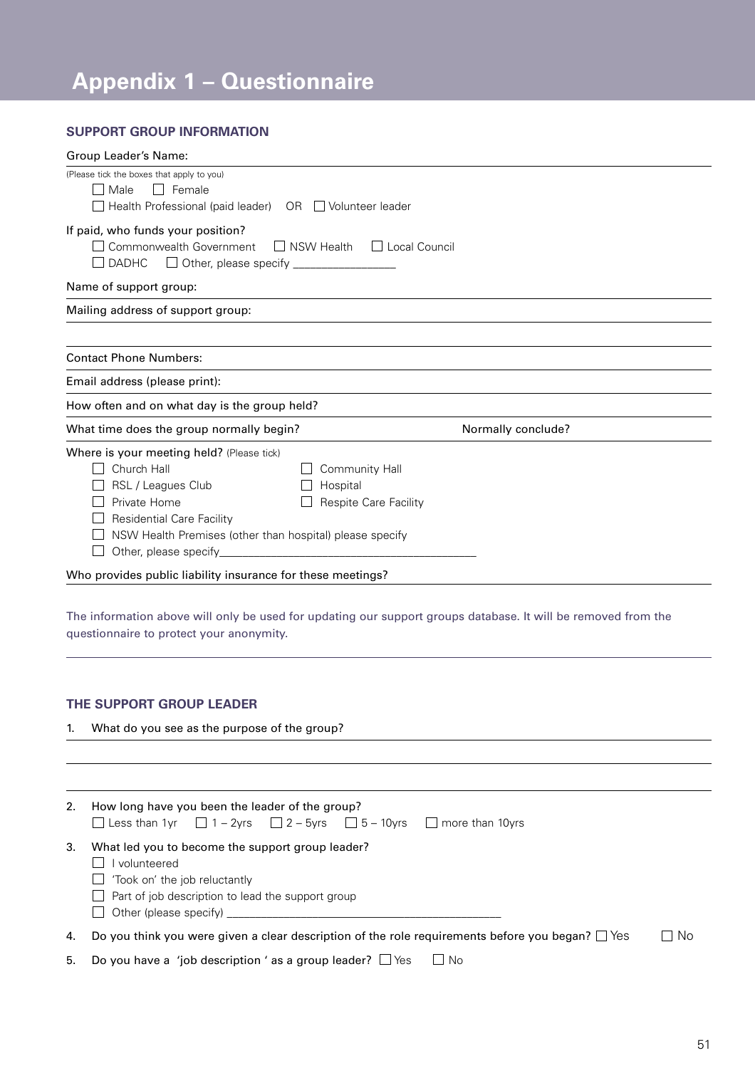# Appendix 1 – Questionnaire

### SUPPORT GROUP INFORMATION

Group Leader's Name:

(Please tick the boxes that apply to you)

☐ Male ☐ Female

☐ Health Professional (paid leader) OR ☐ Volunteer leader

If paid, who funds your position?

☐ Commonwealth Government ☐ NSW Health ☐ Local Council

☐ DADHC ☐ Other, please specify _________________

Name of support group:

Mailing address of support group:

Contact Phone Numbers:

Email address (please print):

How often and on what day is the group held?

What time does the group normally begin? Normally conclude?

Where is your meeting held? (Please tick)

☐ Church Hall

☐ Community Hall

☐ RSL / Leagues Club

☐ Hospital

☐ Private Home

☐ Respite Care Facility

☐ Residential Care Facility

☐ NSW Health Premises (other than hospital) please specify

☐ Other, please specify___________________________________________

Who provides public liability insurance for these meetings?

The information above will only be used for updating our support groups database. It will be removed from the questionnaire to protect your anonymity.

### THE SUPPORT GROUP LEADER

1. What do you see as the purpose of the group?

2. How long have you been the leader of the group?

   ☐ Less than 1yr ☐ 1 – 2yrs ☐ 2 – 5yrs ☐ 5 – 10yrs ☐ more than 10yrs

3. What led you to become the support group leader?

   ☐ I volunteered

   ☐ 'Took on' the job reluctantly

   ☐ Part of job description to lead the support group

   ☐ Other (please specify) _____________________________________________

4. Do you think you were given a clear description of the role requirements before you began? ☐ Yes ☐ No

5. Do you have a 'job description ' as a group leader? ☐ Yes ☐ No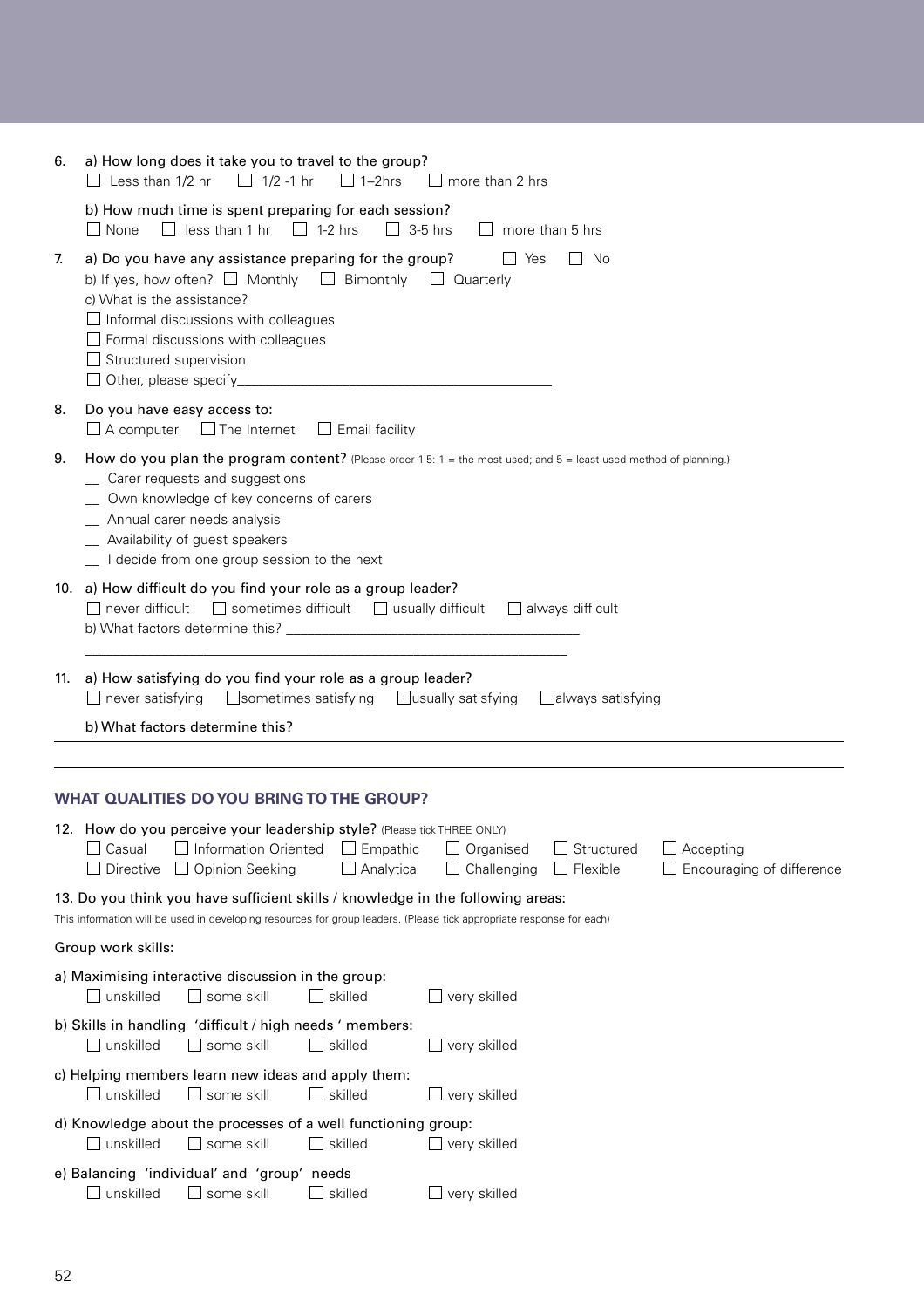6. a) How long does it take you to travel to the group?
   ☐ Less than 1/2 hr ☐ 1/2 -1 hr ☐ 1–2hrs ☐ more than 2 hrs

   b) How much time is spent preparing for each session?
   ☐ None ☐ less than 1 hr ☐ 1-2 hrs ☐ 3-5 hrs ☐ more than 5 hrs

7. a) Do you have any assistance preparing for the group? ☐ Yes ☐ No

   b) If yes, how often? ☐ Monthly ☐ Bimonthly ☐ Quarterly

   c) What is the assistance?
   ☐ Informal discussions with colleagues
   ☐ Formal discussions with colleagues
   ☐ Structured supervision
   ☐ Other, please specify__________________________________________

8. Do you have easy access to:
   ☐ A computer ☐ The Internet ☐ Email facility

9. How do you plan the program content? (Please order 1-5: 1 = the most used; and 5 = least used method of planning.)
   __ Carer requests and suggestions
   __ Own knowledge of key concerns of carers
   __ Annual carer needs analysis
   __ Availability of guest speakers
   __ I decide from one group session to the next

10. a) How difficult do you find your role as a group leader?
    ☐ never difficult ☐ sometimes difficult ☐ usually difficult ☐ always difficult

    b) What factors determine this? ________________________________________

    ________________________________________________________________

11. a) How satisfying do you find your role as a group leader?
    ☐ never satisfying ☐ sometimes satisfying ☐ usually satisfying ☐ always satisfying

    b) What factors determine this?

________________________________________________________________

________________________________________________________________

## WHAT QUALITIES DO YOU BRING TO THE GROUP?

12. How do you perceive your leadership style? (Please tick THREE ONLY)
    ☐ Casual ☐ Information Oriented ☐ Empathic ☐ Organised ☐ Structured ☐ Accepting
    ☐ Directive ☐ Opinion Seeking ☐ Analytical ☐ Challenging ☐ Flexible ☐ Encouraging of difference

13. Do you think you have sufficient skills / knowledge in the following areas:

This information will be used in developing resources for group leaders. (Please tick appropriate response for each)

Group work skills:

a) Maximising interactive discussion in the group:
   ☐ unskilled ☐ some skill ☐ skilled ☐ very skilled

b) Skills in handling 'difficult / high needs ' members:
   ☐ unskilled ☐ some skill ☐ skilled ☐ very skilled

c) Helping members learn new ideas and apply them:
   ☐ unskilled ☐ some skill ☐ skilled ☐ very skilled

d) Knowledge about the processes of a well functioning group:
   ☐ unskilled ☐ some skill ☐ skilled ☐ very skilled

e) Balancing 'individual' and 'group' needs
   ☐ unskilled ☐ some skill ☐ skilled ☐ very skilled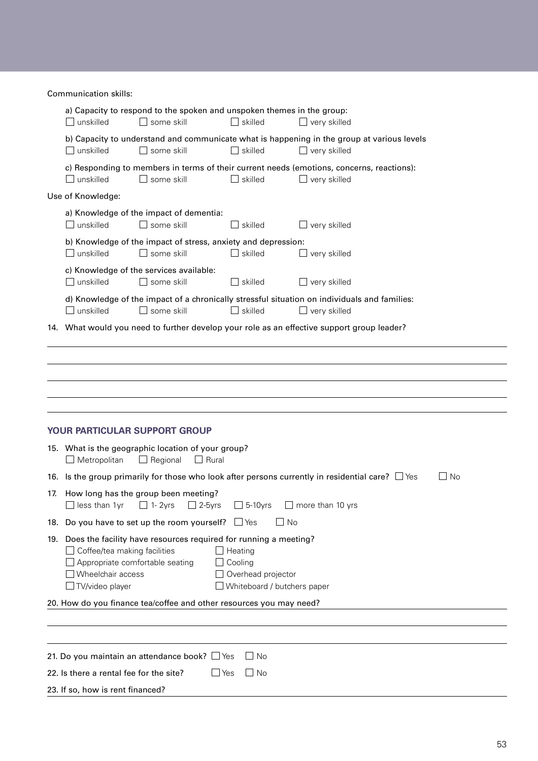Communication skills:

a) Capacity to respond to the spoken and unspoken themes in the group:
☐ unskilled ☐ some skill ☐ skilled ☐ very skilled

b) Capacity to understand and communicate what is happening in the group at various levels
☐ unskilled ☐ some skill ☐ skilled ☐ very skilled

c) Responding to members in terms of their current needs (emotions, concerns, reactions):
☐ unskilled ☐ some skill ☐ skilled ☐ very skilled

Use of Knowledge:

a) Knowledge of the impact of dementia:
☐ unskilled ☐ some skill ☐ skilled ☐ very skilled

b) Knowledge of the impact of stress, anxiety and depression:
☐ unskilled ☐ some skill ☐ skilled ☐ very skilled

c) Knowledge of the services available:
☐ unskilled ☐ some skill ☐ skilled ☐ very skilled

d) Knowledge of the impact of a chronically stressful situation on individuals and families:
☐ unskilled ☐ some skill ☐ skilled ☐ very skilled

14. What would you need to further develop your role as an effective support group leader?

______________________________________________________________________

______________________________________________________________________

______________________________________________________________________

______________________________________________________________________

______________________________________________________________________

## YOUR PARTICULAR SUPPORT GROUP

15. What is the geographic location of your group?
☐ Metropolitan ☐ Regional ☐ Rural

16. Is the group primarily for those who look after persons currently in residential care? ☐ Yes ☐ No

17. How long has the group been meeting?
☐ less than 1yr ☐ 1- 2yrs ☐ 2-5yrs ☐ 5-10yrs ☐ more than 10 yrs

18. Do you have to set up the room yourself? ☐ Yes ☐ No

19. Does the facility have resources required for running a meeting?
☐ Coffee/tea making facilities ☐ Heating
☐ Appropriate comfortable seating ☐ Cooling
☐ Wheelchair access ☐ Overhead projector
☐ TV/video player ☐ Whiteboard / butchers paper

20. How do you finance tea/coffee and other resources you may need?

______________________________________________________________________

______________________________________________________________________

21. Do you maintain an attendance book? ☐ Yes ☐ No

22. Is there a rental fee for the site? ☐ Yes ☐ No

23. If so, how is rent financed?

______________________________________________________________________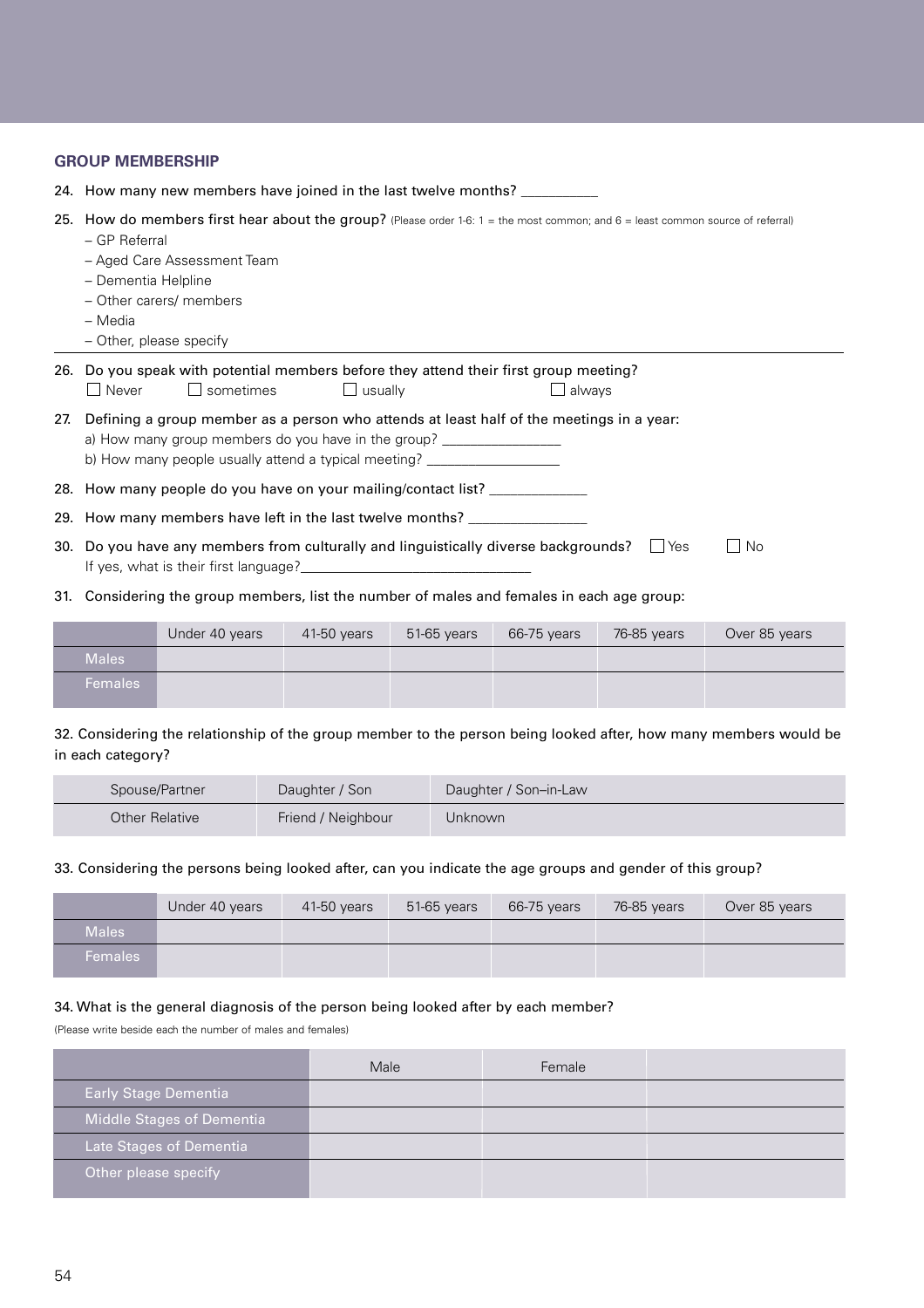## GROUP MEMBERSHIP

24. How many new members have joined in the last twelve months? __________

25. How do members first hear about the group? (Please order 1-6: 1 = the most common; and 6 = least common source of referral)
    - GP Referral
    - Aged Care Assessment Team
    - Dementia Helpline
    - Other carers/ members
    - Media
    - Other, please specify

26. Do you speak with potential members before they attend their first group meeting?
    ☐ Never ☐ sometimes ☐ usually ☐ always

27. Defining a group member as a person who attends at least half of the meetings in a year:
    a) How many group members do you have in the group? _______________
    b) How many people usually attend a typical meeting? _________________

28. How many people do you have on your mailing/contact list? _____________

29. How many members have left in the last twelve months? _______________

30. Do you have any members from culturally and linguistically diverse backgrounds? ☐ Yes ☐ No
    If yes, what is their first language?______________________________

31. Considering the group members, list the number of males and females in each age group:

| | Under 40 years | 41-50 years | 51-65 years | 66-75 years | 76-85 years | Over 85 years |
|---|---|---|---|---|---|---|
| Males | | | | | | |
| Females | | | | | | |

32. Considering the relationship of the group member to the person being looked after, how many members would be in each category?

| Spouse/Partner | Daughter / Son | Daughter / Son–in-Law |
|---|---|---|
| Other Relative | Friend / Neighbour | Unknown |

33. Considering the persons being looked after, can you indicate the age groups and gender of this group?

| | Under 40 years | 41-50 years | 51-65 years | 66-75 years | 76-85 years | Over 85 years |
|---|---|---|---|---|---|---|
| Males | | | | | | |
| Females | | | | | | |

34. What is the general diagnosis of the person being looked after by each member?

(Please write beside each the number of males and females)

| | Male | Female | |
|---|---|---|---|
| Early Stage Dementia | | | |
| Middle Stages of Dementia | | | |
| Late Stages of Dementia | | | |
| Other please specify | | | |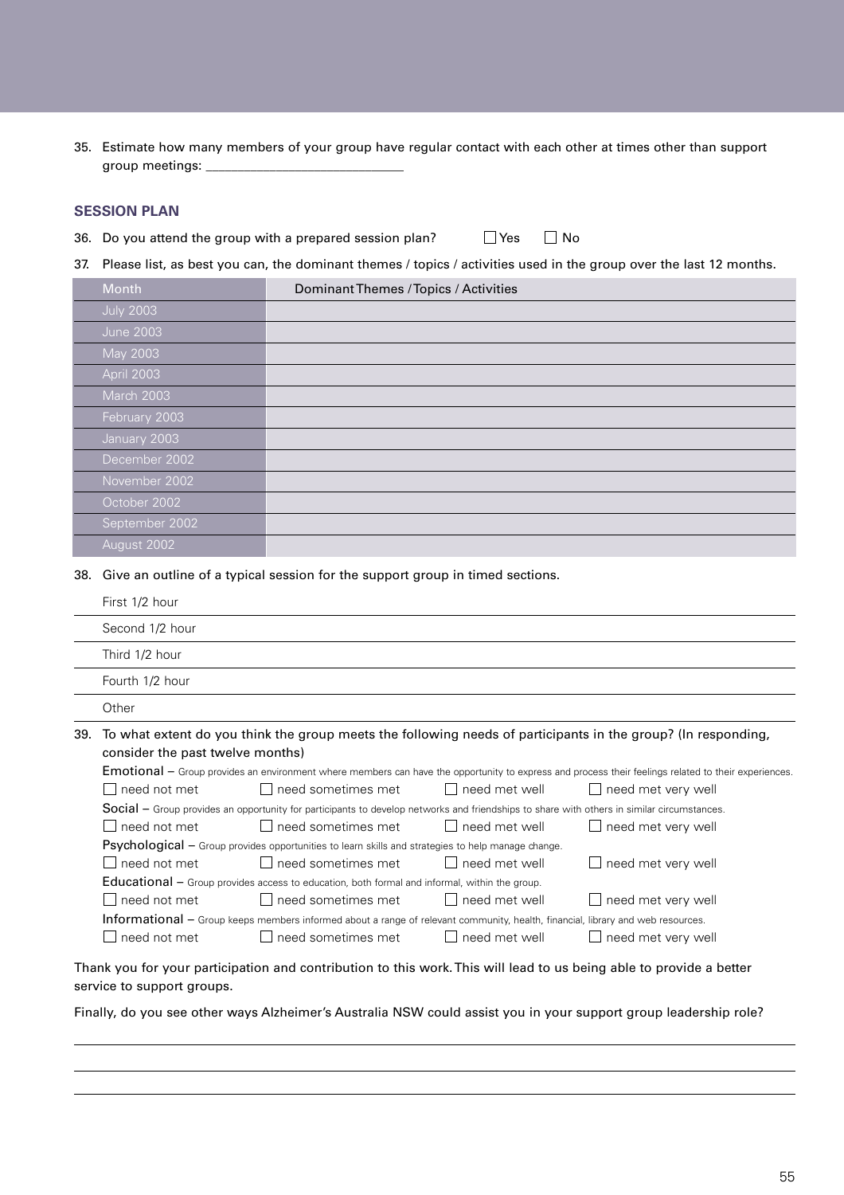35. Estimate how many members of your group have regular contact with each other at times other than support group meetings: ____________________________

### SESSION PLAN

36. Do you attend the group with a prepared session plan? ☐ Yes ☐ No

37. Please list, as best you can, the dominant themes / topics / activities used in the group over the last 12 months.

| Month | Dominant Themes / Topics / Activities |
|---|---|
| July 2003 | |
| June 2003 | |
| May 2003 | |
| April 2003 | |
| March 2003 | |
| February 2003 | |
| January 2003 | |
| December 2002 | |
| November 2002 | |
| October 2002 | |
| September 2002 | |
| August 2002 | |

38. Give an outline of a typical session for the support group in timed sections.

First 1/2 hour
_______________________________________________

Second 1/2 hour
_______________________________________________

Third 1/2 hour
_______________________________________________

Fourth 1/2 hour
_______________________________________________

Other
_______________________________________________

39. To what extent do you think the group meets the following needs of participants in the group? (In responding, consider the past twelve months)

**Emotional** – Group provides an environment where members can have the opportunity to express and process their feelings related to their experiences.
☐ need not met ☐ need sometimes met ☐ need met well ☐ need met very well

**Social** – Group provides an opportunity for participants to develop networks and friendships to share with others in similar circumstances.
☐ need not met ☐ need sometimes met ☐ need met well ☐ need met very well

**Psychological** – Group provides opportunities to learn skills and strategies to help manage change.
☐ need not met ☐ need sometimes met ☐ need met well ☐ need met very well

**Educational** – Group provides access to education, both formal and informal, within the group.
☐ need not met ☐ need sometimes met ☐ need met well ☐ need met very well

**Informational** – Group keeps members informed about a range of relevant community, health, financial, library and web resources.
☐ need not met ☐ need sometimes met ☐ need met well ☐ need met very well

Thank you for your participation and contribution to this work. This will lead to us being able to provide a better service to support groups.

Finally, do you see other ways Alzheimer's Australia NSW could assist you in your support group leadership role?

_______________________________________________

_______________________________________________

_______________________________________________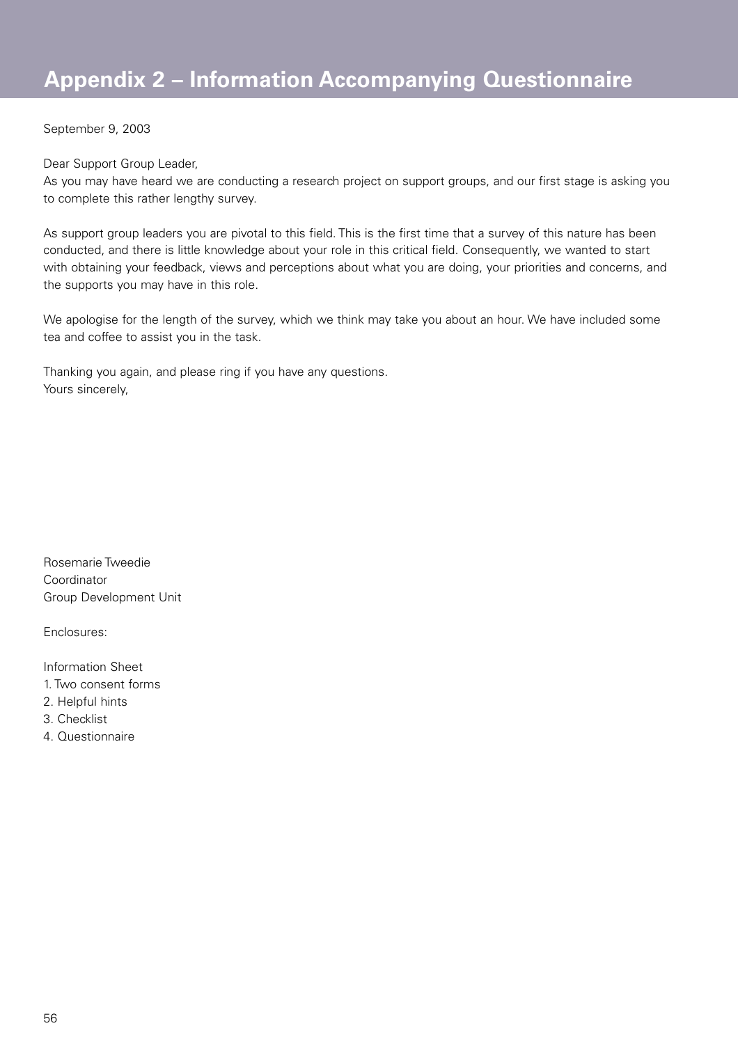# Appendix 2 – Information Accompanying Questionnaire

September 9, 2003

Dear Support Group Leader,
As you may have heard we are conducting a research project on support groups, and our first stage is asking you to complete this rather lengthy survey.

As support group leaders you are pivotal to this field. This is the first time that a survey of this nature has been conducted, and there is little knowledge about your role in this critical field. Consequently, we wanted to start with obtaining your feedback, views and perceptions about what you are doing, your priorities and concerns, and the supports you may have in this role.

We apologise for the length of the survey, which we think may take you about an hour. We have included some tea and coffee to assist you in the task.

Thanking you again, and please ring if you have any questions.
Yours sincerely,

Rosemarie Tweedie
Coordinator
Group Development Unit

Enclosures:

Information Sheet
1. Two consent forms
2. Helpful hints
3. Checklist
4. Questionnaire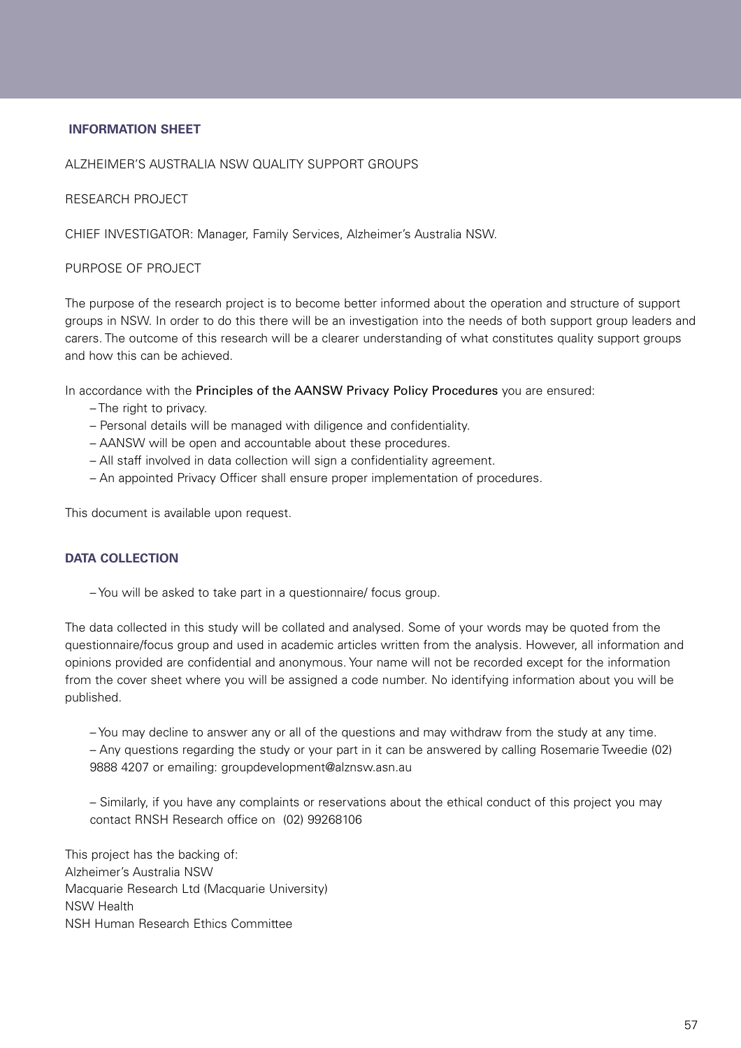## INFORMATION SHEET

ALZHEIMER'S AUSTRALIA NSW QUALITY SUPPORT GROUPS

RESEARCH PROJECT

CHIEF INVESTIGATOR: Manager, Family Services, Alzheimer's Australia NSW.

PURPOSE OF PROJECT

The purpose of the research project is to become better informed about the operation and structure of support groups in NSW. In order to do this there will be an investigation into the needs of both support group leaders and carers. The outcome of this research will be a clearer understanding of what constitutes quality support groups and how this can be achieved.

In accordance with the Principles of the AANSW Privacy Policy Procedures you are ensured:

- The right to privacy.
- Personal details will be managed with diligence and confidentiality.
- AANSW will be open and accountable about these procedures.
- All staff involved in data collection will sign a confidentiality agreement.
- An appointed Privacy Officer shall ensure proper implementation of procedures.

This document is available upon request.

## DATA COLLECTION

- You will be asked to take part in a questionnaire/ focus group.

The data collected in this study will be collated and analysed. Some of your words may be quoted from the questionnaire/focus group and used in academic articles written from the analysis. However, all information and opinions provided are confidential and anonymous. Your name will not be recorded except for the information from the cover sheet where you will be assigned a code number. No identifying information about you will be published.

- You may decline to answer any or all of the questions and may withdraw from the study at any time.
- Any questions regarding the study or your part in it can be answered by calling Rosemarie Tweedie (02) 9888 4207 or emailing: groupdevelopment@alznsw.asn.au

- Similarly, if you have any complaints or reservations about the ethical conduct of this project you may contact RNSH Research office on (02) 99268106

This project has the backing of:  
Alzheimer's Australia NSW  
Macquarie Research Ltd (Macquarie University)  
NSW Health  
NSH Human Research Ethics Committee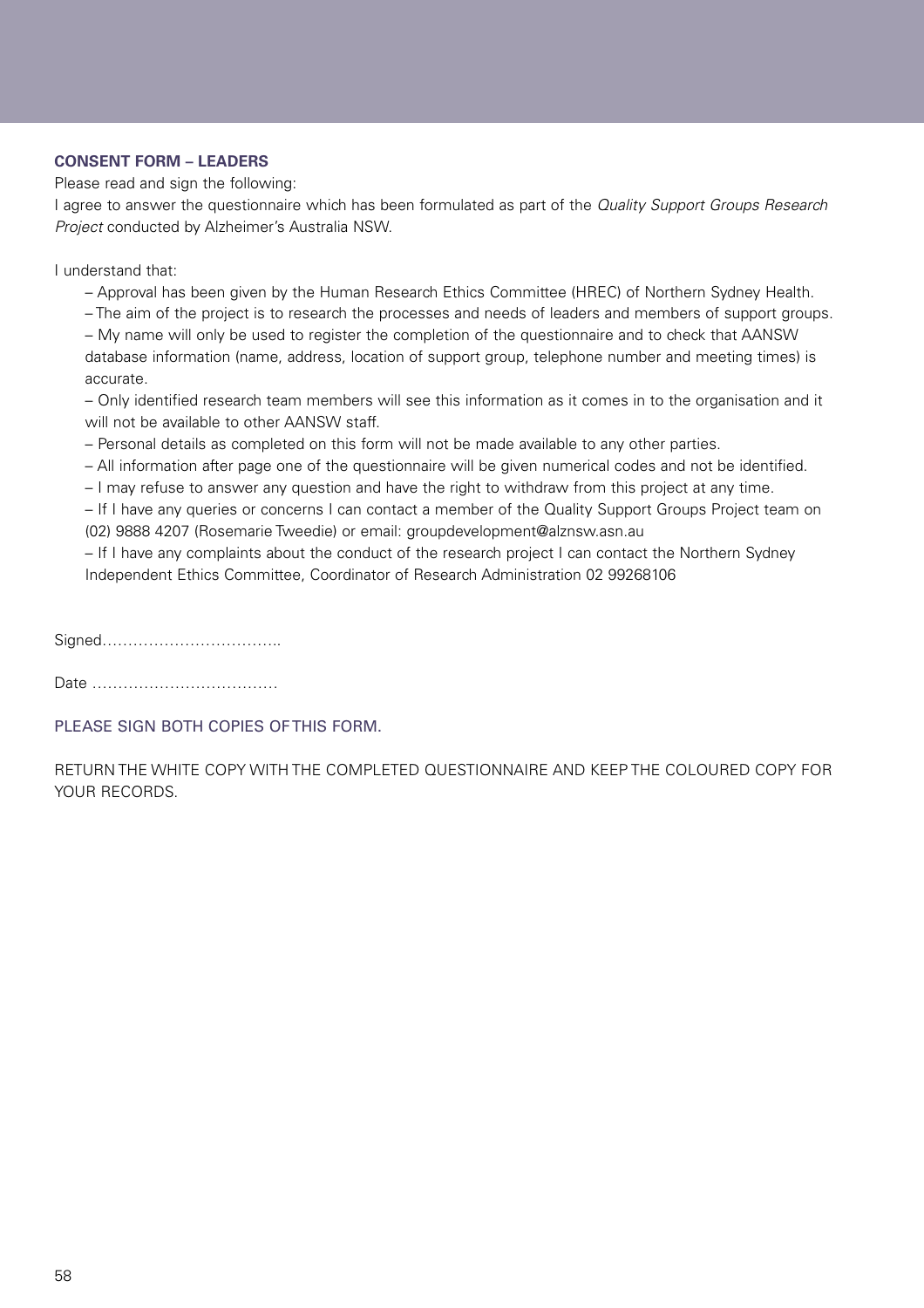**CONSENT FORM – LEADERS**

Please read and sign the following:

I agree to answer the questionnaire which has been formulated as part of the *Quality Support Groups Research Project* conducted by Alzheimer's Australia NSW.

I understand that:

- Approval has been given by the Human Research Ethics Committee (HREC) of Northern Sydney Health.
- The aim of the project is to research the processes and needs of leaders and members of support groups.
- My name will only be used to register the completion of the questionnaire and to check that AANSW database information (name, address, location of support group, telephone number and meeting times) is accurate.
- Only identified research team members will see this information as it comes in to the organisation and it will not be available to other AANSW staff.
- Personal details as completed on this form will not be made available to any other parties.
- All information after page one of the questionnaire will be given numerical codes and not be identified.
- I may refuse to answer any question and have the right to withdraw from this project at any time.
- If I have any queries or concerns I can contact a member of the Quality Support Groups Project team on (02) 9888 4207 (Rosemarie Tweedie) or email: groupdevelopment@alznsw.asn.au
- If I have any complaints about the conduct of the research project I can contact the Northern Sydney Independent Ethics Committee, Coordinator of Research Administration 02 99268106

Signed……………………………..

Date ………………………………

PLEASE SIGN BOTH COPIES OF THIS FORM.

RETURN THE WHITE COPY WITH THE COMPLETED QUESTIONNAIRE AND KEEP THE COLOURED COPY FOR YOUR RECORDS.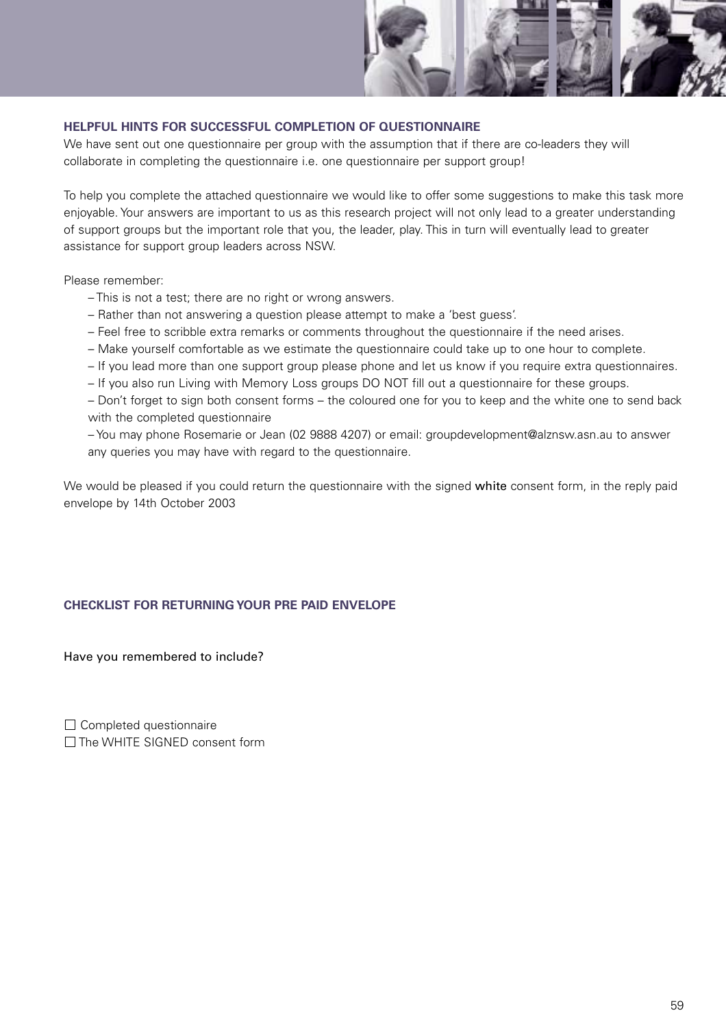## HELPFUL HINTS FOR SUCCESSFUL COMPLETION OF QUESTIONNAIRE

We have sent out one questionnaire per group with the assumption that if there are co-leaders they will collaborate in completing the questionnaire i.e. one questionnaire per support group!

To help you complete the attached questionnaire we would like to offer some suggestions to make this task more enjoyable. Your answers are important to us as this research project will not only lead to a greater understanding of support groups but the important role that you, the leader, play. This in turn will eventually lead to greater assistance for support group leaders across NSW.

Please remember:

- This is not a test; there are no right or wrong answers.
- Rather than not answering a question please attempt to make a 'best guess'.
- Feel free to scribble extra remarks or comments throughout the questionnaire if the need arises.
- Make yourself comfortable as we estimate the questionnaire could take up to one hour to complete.
- If you lead more than one support group please phone and let us know if you require extra questionnaires.
- If you also run Living with Memory Loss groups DO NOT fill out a questionnaire for these groups.
- Don't forget to sign both consent forms – the coloured one for you to keep and the white one to send back with the completed questionnaire
- You may phone Rosemarie or Jean (02 9888 4207) or email: groupdevelopment@alznsw.asn.au to answer any queries you may have with regard to the questionnaire.

We would be pleased if you could return the questionnaire with the signed **white** consent form, in the reply paid envelope by 14th October 2003

## CHECKLIST FOR RETURNING YOUR PRE PAID ENVELOPE

Have you remembered to include?

☐ Completed questionnaire
☐ The WHITE SIGNED consent form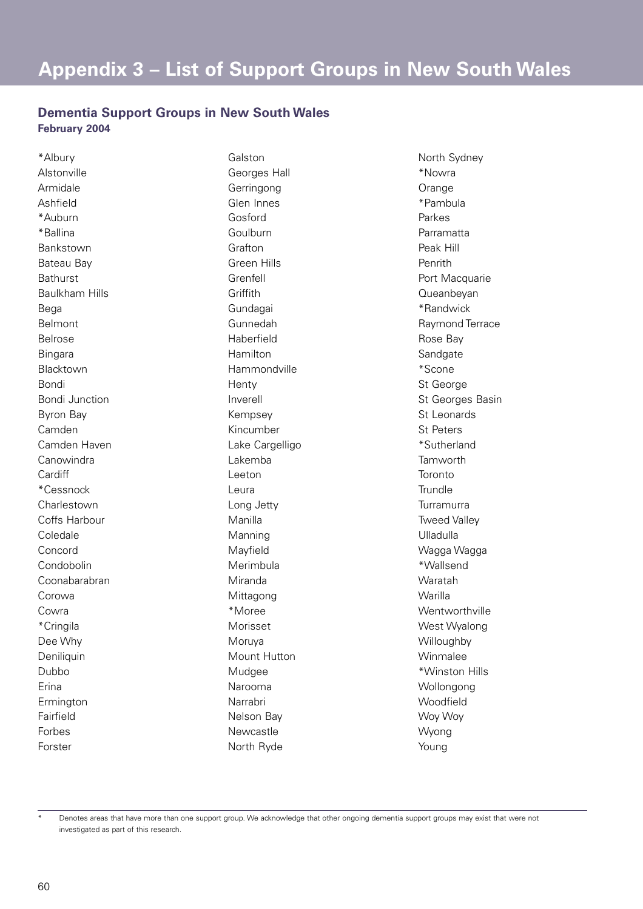# Appendix 3 – List of Support Groups in New South Wales

## Dementia Support Groups in New South Wales

**February 2004**

*Albury
Alstonville
Armidale
Ashfield
*Auburn
*Ballina
Bankstown
Bateau Bay
Bathurst
Baulkham Hills
Bega
Belmont
Belrose
Bingara
Blacktown
Bondi
Bondi Junction
Byron Bay
Camden
Camden Haven
Canowindra
Cardiff
*Cessnock
Charlestown
Coffs Harbour
Coledale
Concord
Condobolin
Coonabarabran
Corowa
Cowra
*Cringila
Dee Why
Deniliquin
Dubbo
Erina
Ermington
Fairfield
Forbes
Forster
Galston
Georges Hall
Gerringong
Glen Innes
Gosford
Goulburn
Grafton
Green Hills
Grenfell
Griffith
Gundagai
Gunnedah
Haberfield
Hamilton
Hammondville
Henty
Inverell
Kempsey
Kincumber
Lake Cargelligo
Lakemba
Leeton
Leura
Long Jetty
Manilla
Manning
Mayfield
Merimbula
Miranda
Mittagong
*Moree
Morisset
Moruya
Mount Hutton
Mudgee
Narooma
Narrabri
Nelson Bay
Newcastle
North Ryde
North Sydney
*Nowra
Orange
*Pambula
Parkes
Parramatta
Peak Hill
Penrith
Port Macquarie
Queanbeyan
*Randwick
Raymond Terrace
Rose Bay
Sandgate
*Scone
St George
St Georges Basin
St Leonards
St Peters
*Sutherland
Tamworth
Toronto
Trundle
Turramurra
Tweed Valley
Ulladulla
Wagga Wagga
*Wallsend
Waratah
Warilla
Wentworthville
West Wyalong
Willoughby
Winmalee
*Winston Hills
Wollongong
Woodfield
Woy Woy
Wyong
Young

\* Denotes areas that have more than one support group. We acknowledge that other ongoing dementia support groups may exist that were not investigated as part of this research.